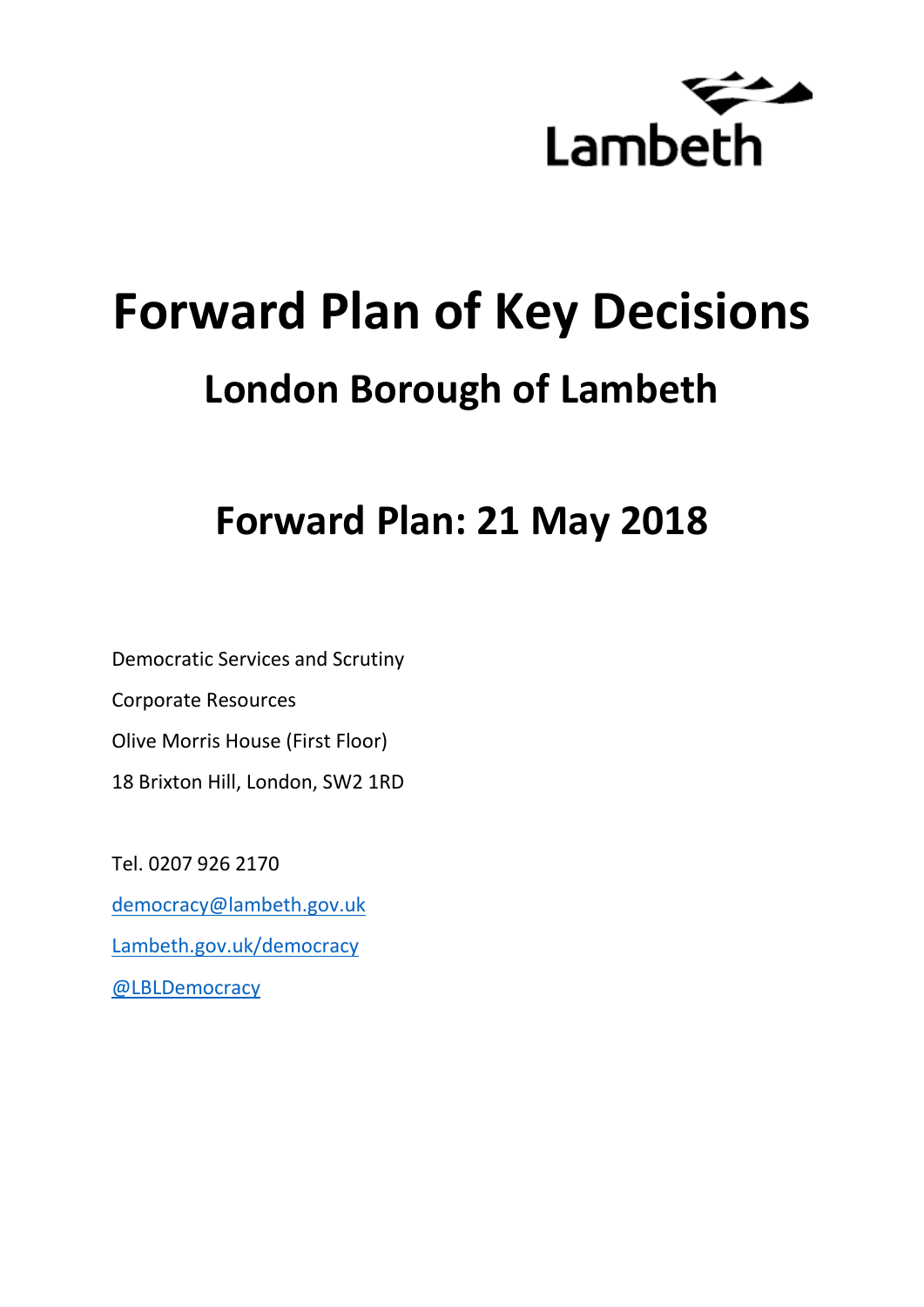Lambeth

# Forward Plan of Key Decisions

## London Borough of Lambeth

## Forward Plan: 21 May 2018

Democratic Services and Scrutiny

Corporate Resources

Olive Morris House (First Floor)

18 Brixton Hill, London, SW2 1RD

Tel. 0207 926 2170

[democracy@lambeth.gov.uk](mailto:democracy@lambeth.gov.uk)

[Lambeth.gov.uk/democracy](Lambeth.gov.uk/democracy)

[@LBLDemocracy](@LBLDemocracy)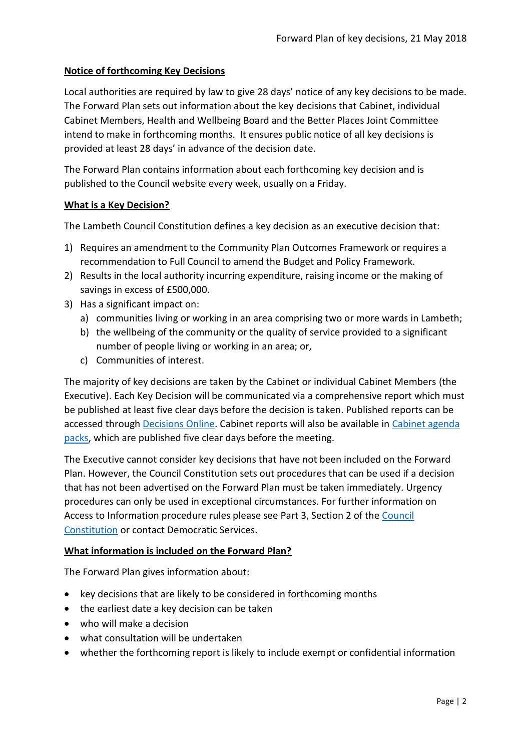## Notice of forthcoming Key Decisions

Local authorities are required by law to give 28 days' notice of any key decisions to be made. The Forward Plan sets out information about the key decisions that Cabinet, individual Cabinet Members, Health and Wellbeing Board and the Better Places Joint Committee intend to make in forthcoming months. It ensures public notice of all key decisions is provided at least 28 days' in advance of the decision date.

The Forward Plan contains information about each forthcoming key decision and is published to the Council website every week, usually on a Friday.

## What is a Key Decision?

The Lambeth Council Constitution defines a key decision as an executive decision that:

1) Requires an amendment to the Community Plan Outcomes Framework or requires a recommendation to Full Council to amend the Budget and Policy Framework.
2) Results in the local authority incurring expenditure, raising income or the making of savings in excess of £500,000.
3) Has a significant impact on:
   a) communities living or working in an area comprising two or more wards in Lambeth;
   b) the wellbeing of the community or the quality of service provided to a significant number of people living or working in an area; or,
   c) Communities of interest.

The majority of key decisions are taken by the Cabinet or individual Cabinet Members (the Executive). Each Key Decision will be communicated via a comprehensive report which must be published at least five clear days before the decision is taken. Published reports can be accessed through Decisions Online. Cabinet reports will also be available in Cabinet agenda packs, which are published five clear days before the meeting.

The Executive cannot consider key decisions that have not been included on the Forward Plan. However, the Council Constitution sets out procedures that can be used if a decision that has not been advertised on the Forward Plan must be taken immediately. Urgency procedures can only be used in exceptional circumstances. For further information on Access to Information procedure rules please see Part 3, Section 2 of the Council Constitution or contact Democratic Services.

## What information is included on the Forward Plan?

The Forward Plan gives information about:

- key decisions that are likely to be considered in forthcoming months
- the earliest date a key decision can be taken
- who will make a decision
- what consultation will be undertaken
- whether the forthcoming report is likely to include exempt or confidential information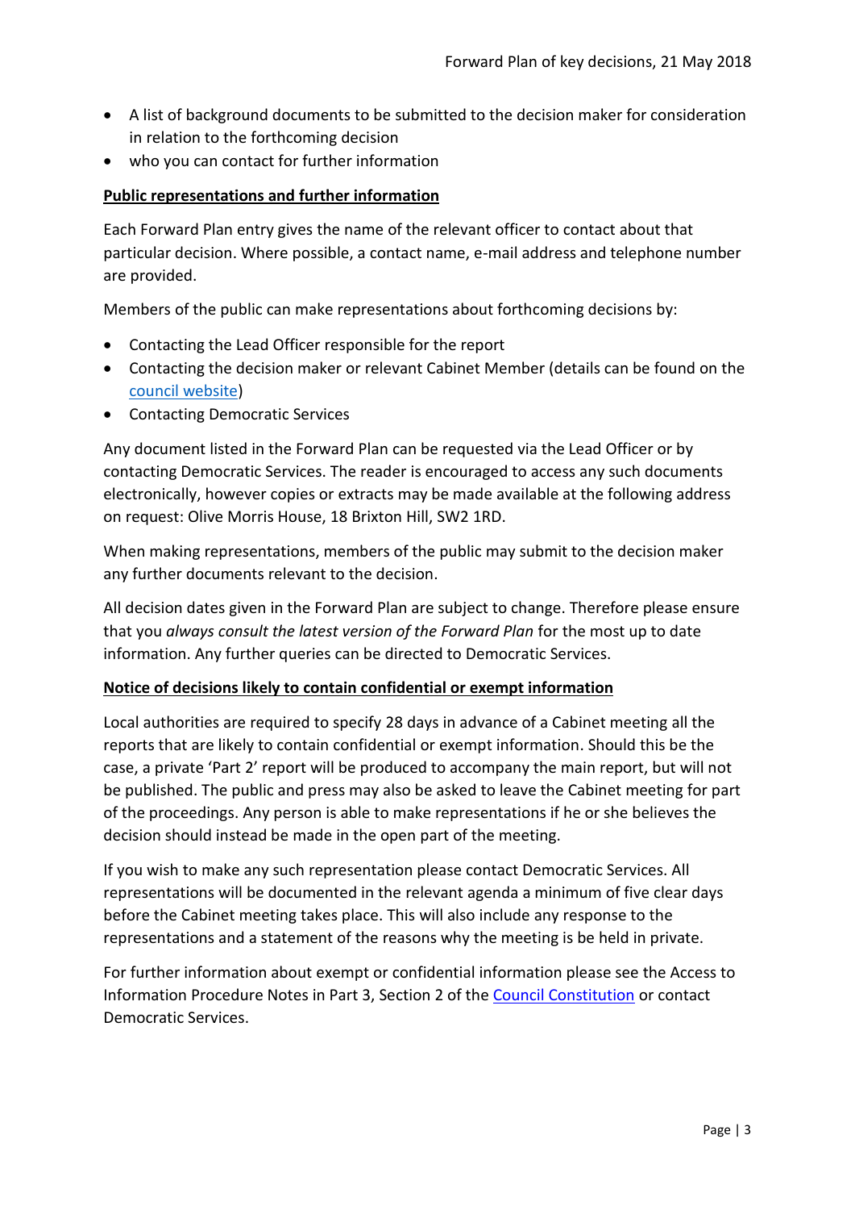- A list of background documents to be submitted to the decision maker for consideration in relation to the forthcoming decision
- who you can contact for further information

**Public representations and further information**

Each Forward Plan entry gives the name of the relevant officer to contact about that particular decision. Where possible, a contact name, e-mail address and telephone number are provided.

Members of the public can make representations about forthcoming decisions by:

- Contacting the Lead Officer responsible for the report
- Contacting the decision maker or relevant Cabinet Member (details can be found on the council website)
- Contacting Democratic Services

Any document listed in the Forward Plan can be requested via the Lead Officer or by contacting Democratic Services. The reader is encouraged to access any such documents electronically, however copies or extracts may be made available at the following address on request: Olive Morris House, 18 Brixton Hill, SW2 1RD.

When making representations, members of the public may submit to the decision maker any further documents relevant to the decision.

All decision dates given in the Forward Plan are subject to change. Therefore please ensure that you *always consult the latest version of the Forward Plan* for the most up to date information. Any further queries can be directed to Democratic Services.

**Notice of decisions likely to contain confidential or exempt information**

Local authorities are required to specify 28 days in advance of a Cabinet meeting all the reports that are likely to contain confidential or exempt information. Should this be the case, a private 'Part 2' report will be produced to accompany the main report, but will not be published. The public and press may also be asked to leave the Cabinet meeting for part of the proceedings. Any person is able to make representations if he or she believes the decision should instead be made in the open part of the meeting.

If you wish to make any such representation please contact Democratic Services. All representations will be documented in the relevant agenda a minimum of five clear days before the Cabinet meeting takes place. This will also include any response to the representations and a statement of the reasons why the meeting is be held in private.

For further information about exempt or confidential information please see the Access to Information Procedure Notes in Part 3, Section 2 of the Council Constitution or contact Democratic Services.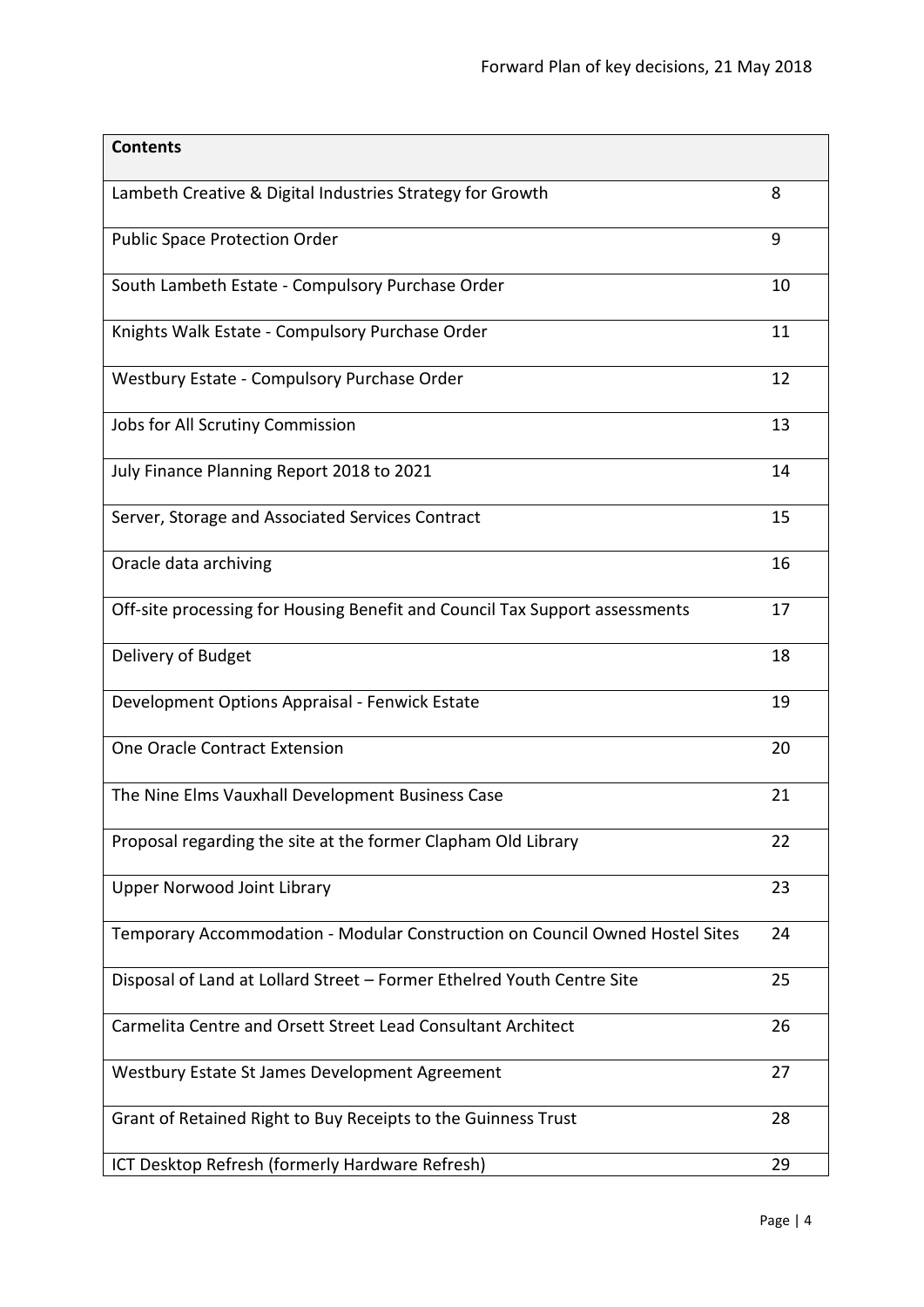| Contents | |
|---|---|
| Lambeth Creative & Digital Industries Strategy for Growth | 8 |
| Public Space Protection Order | 9 |
| South Lambeth Estate - Compulsory Purchase Order | 10 |
| Knights Walk Estate - Compulsory Purchase Order | 11 |
| Westbury Estate - Compulsory Purchase Order | 12 |
| Jobs for All Scrutiny Commission | 13 |
| July Finance Planning Report 2018 to 2021 | 14 |
| Server, Storage and Associated Services Contract | 15 |
| Oracle data archiving | 16 |
| Off-site processing for Housing Benefit and Council Tax Support assessments | 17 |
| Delivery of Budget | 18 |
| Development Options Appraisal - Fenwick Estate | 19 |
| One Oracle Contract Extension | 20 |
| The Nine Elms Vauxhall Development Business Case | 21 |
| Proposal regarding the site at the former Clapham Old Library | 22 |
| Upper Norwood Joint Library | 23 |
| Temporary Accommodation - Modular Construction on Council Owned Hostel Sites | 24 |
| Disposal of Land at Lollard Street – Former Ethelred Youth Centre Site | 25 |
| Carmelita Centre and Orsett Street Lead Consultant Architect | 26 |
| Westbury Estate St James Development Agreement | 27 |
| Grant of Retained Right to Buy Receipts to the Guinness Trust | 28 |
| ICT Desktop Refresh (formerly Hardware Refresh) | 29 |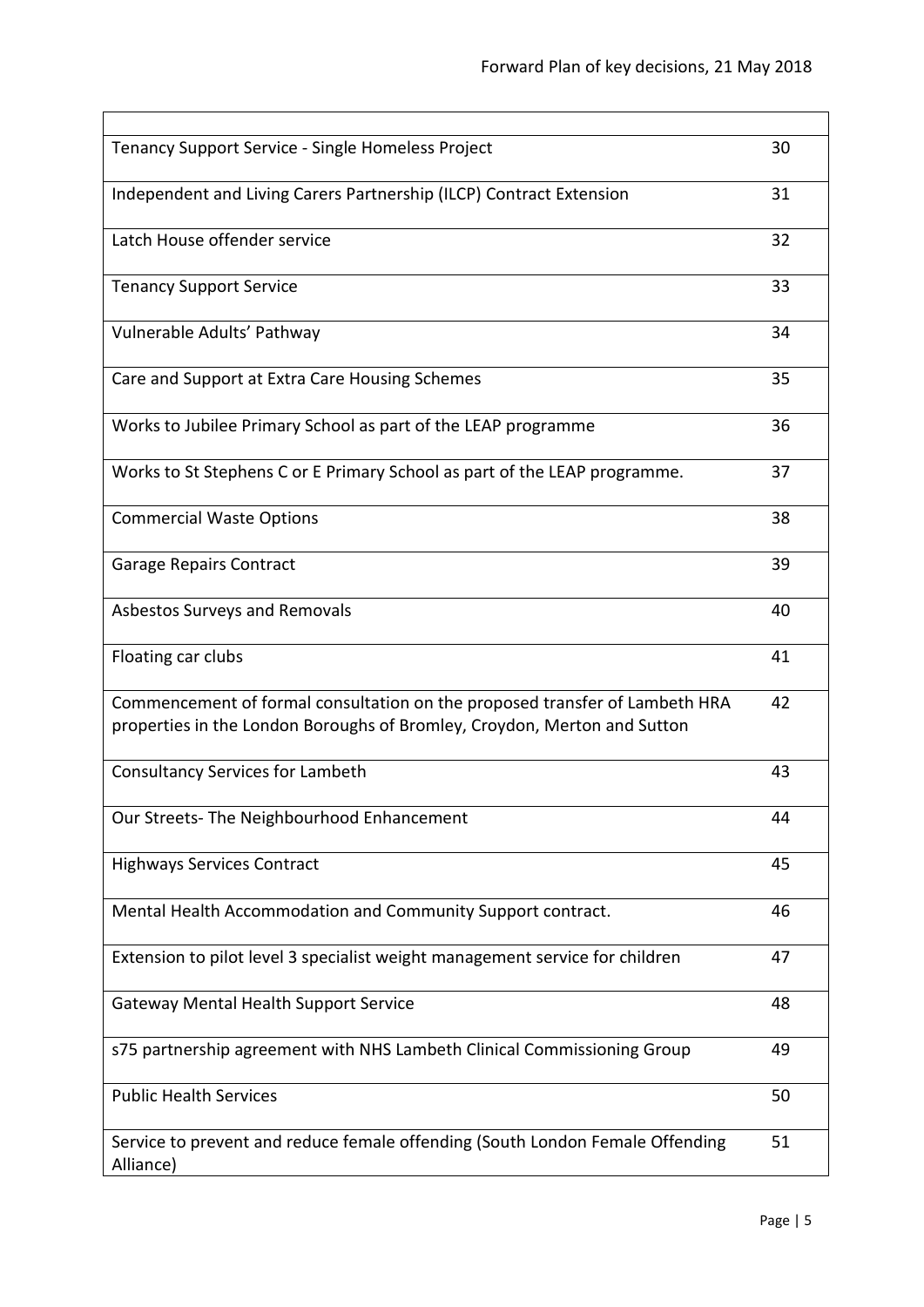| | |
|---|---|
| Tenancy Support Service - Single Homeless Project | 30 |
| Independent and Living Carers Partnership (ILCP) Contract Extension | 31 |
| Latch House offender service | 32 |
| Tenancy Support Service | 33 |
| Vulnerable Adults' Pathway | 34 |
| Care and Support at Extra Care Housing Schemes | 35 |
| Works to Jubilee Primary School as part of the LEAP programme | 36 |
| Works to St Stephens C or E Primary School as part of the LEAP programme. | 37 |
| Commercial Waste Options | 38 |
| Garage Repairs Contract | 39 |
| Asbestos Surveys and Removals | 40 |
| Floating car clubs | 41 |
| Commencement of formal consultation on the proposed transfer of Lambeth HRA properties in the London Boroughs of Bromley, Croydon, Merton and Sutton | 42 |
| Consultancy Services for Lambeth | 43 |
| Our Streets- The Neighbourhood Enhancement | 44 |
| Highways Services Contract | 45 |
| Mental Health Accommodation and Community Support contract. | 46 |
| Extension to pilot level 3 specialist weight management service for children | 47 |
| Gateway Mental Health Support Service | 48 |
| s75 partnership agreement with NHS Lambeth Clinical Commissioning Group | 49 |
| Public Health Services | 50 |
| Service to prevent and reduce female offending (South London Female Offending Alliance) | 51 |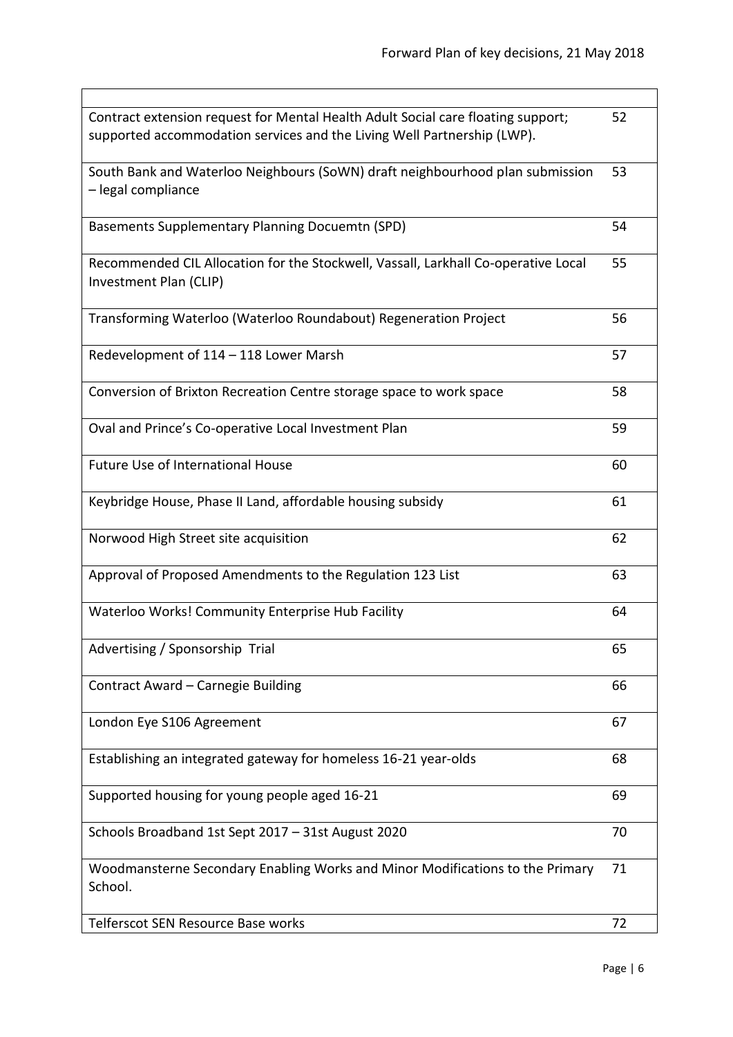| | |
|---|---|
| Contract extension request for Mental Health Adult Social care floating support; supported accommodation services and the Living Well Partnership (LWP). | 52 |
| South Bank and Waterloo Neighbours (SoWN) draft neighbourhood plan submission – legal compliance | 53 |
| Basements Supplementary Planning Docuemtn (SPD) | 54 |
| Recommended CIL Allocation for the Stockwell, Vassall, Larkhall Co-operative Local Investment Plan (CLIP) | 55 |
| Transforming Waterloo (Waterloo Roundabout) Regeneration Project | 56 |
| Redevelopment of 114 – 118 Lower Marsh | 57 |
| Conversion of Brixton Recreation Centre storage space to work space | 58 |
| Oval and Prince's Co-operative Local Investment Plan | 59 |
| Future Use of International House | 60 |
| Keybridge House, Phase II Land, affordable housing subsidy | 61 |
| Norwood High Street site acquisition | 62 |
| Approval of Proposed Amendments to the Regulation 123 List | 63 |
| Waterloo Works! Community Enterprise Hub Facility | 64 |
| Advertising / Sponsorship Trial | 65 |
| Contract Award – Carnegie Building | 66 |
| London Eye S106 Agreement | 67 |
| Establishing an integrated gateway for homeless 16-21 year-olds | 68 |
| Supported housing for young people aged 16-21 | 69 |
| Schools Broadband 1st Sept 2017 – 31st August 2020 | 70 |
| Woodmansterne Secondary Enabling Works and Minor Modifications to the Primary School. | 71 |
| Telferscot SEN Resource Base works | 72 |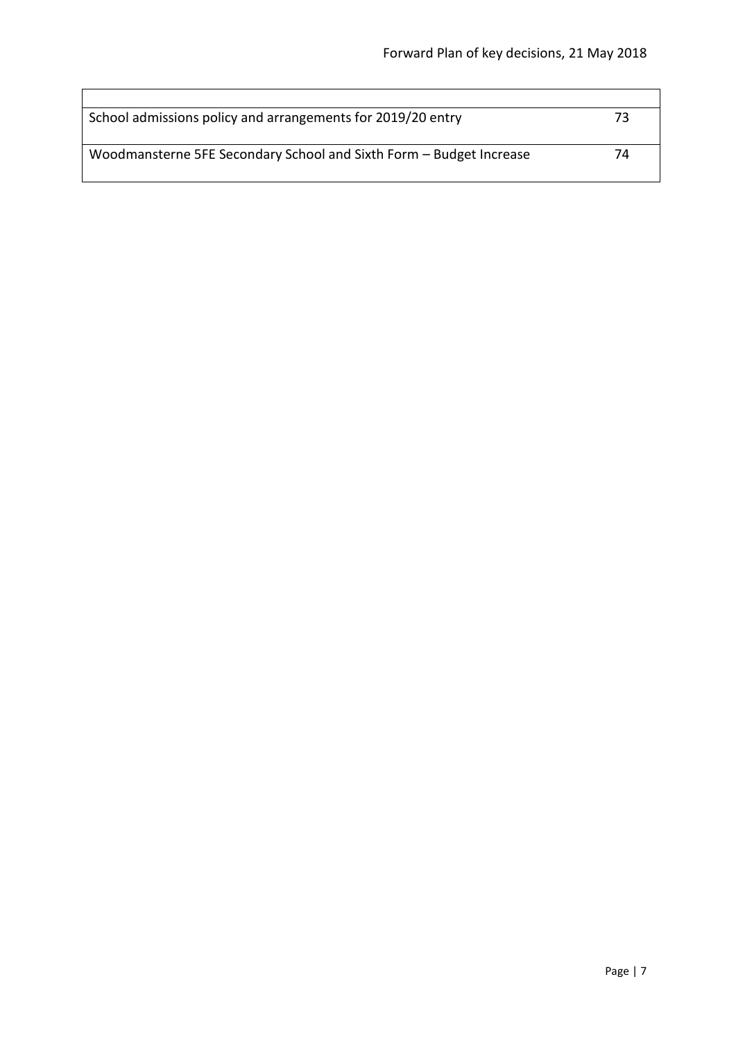| | |
|---|---|
| School admissions policy and arrangements for 2019/20 entry | 73 |
| Woodmansterne 5FE Secondary School and Sixth Form – Budget Increase | 74 |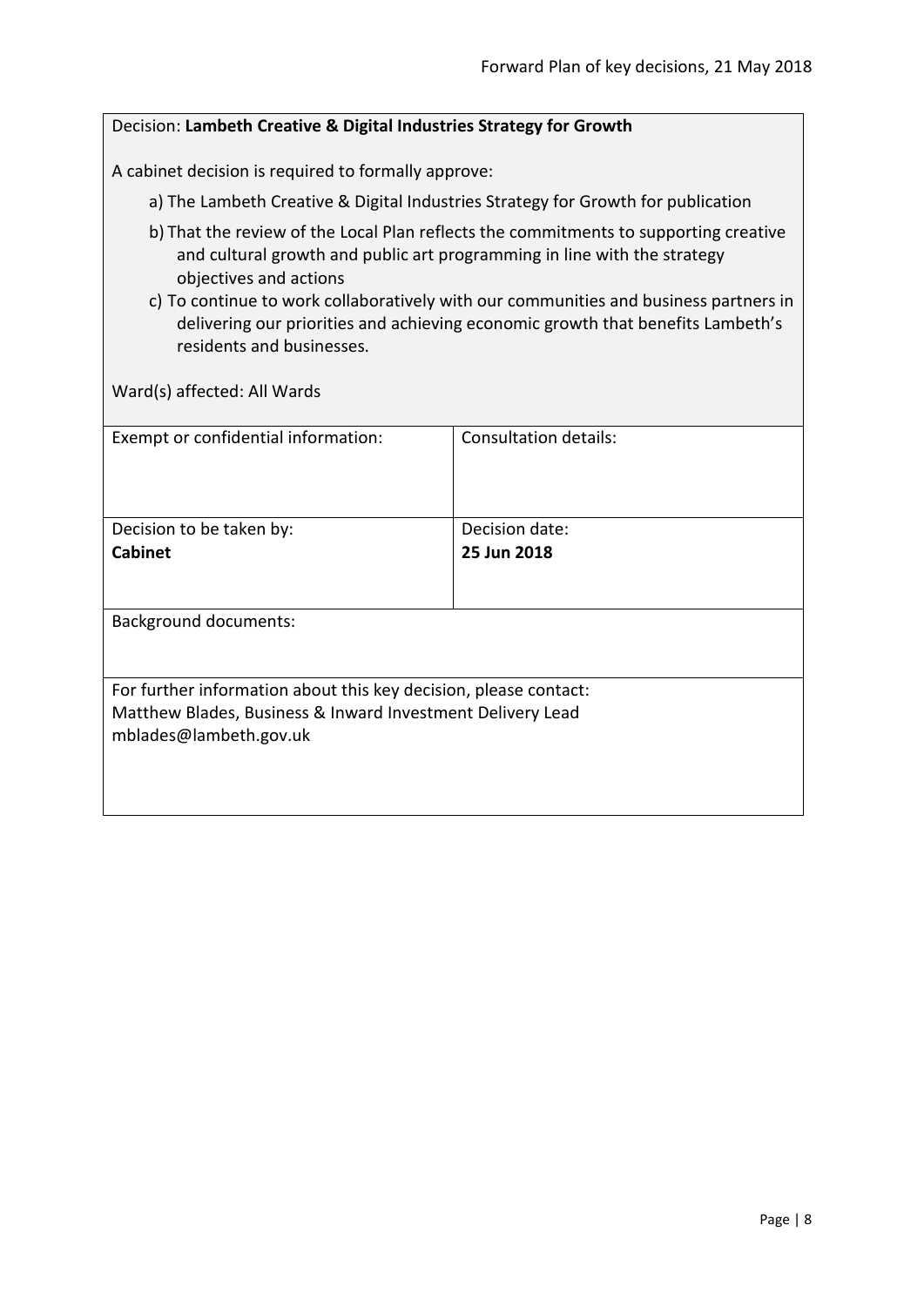Decision: **Lambeth Creative & Digital Industries Strategy for Growth**

A cabinet decision is required to formally approve:

a) The Lambeth Creative & Digital Industries Strategy for Growth for publication

b) That the review of the Local Plan reflects the commitments to supporting creative and cultural growth and public art programming in line with the strategy objectives and actions

c) To continue to work collaboratively with our communities and business partners in delivering our priorities and achieving economic growth that benefits Lambeth's residents and businesses.

Ward(s) affected: All Wards

| Exempt or confidential information: | Consultation details: |
| --- | --- |
| Decision to be taken by: **Cabinet** | Decision date: **25 Jun 2018** |

Background documents:

For further information about this key decision, please contact:
Matthew Blades, Business & Inward Investment Delivery Lead
mblades@lambeth.gov.uk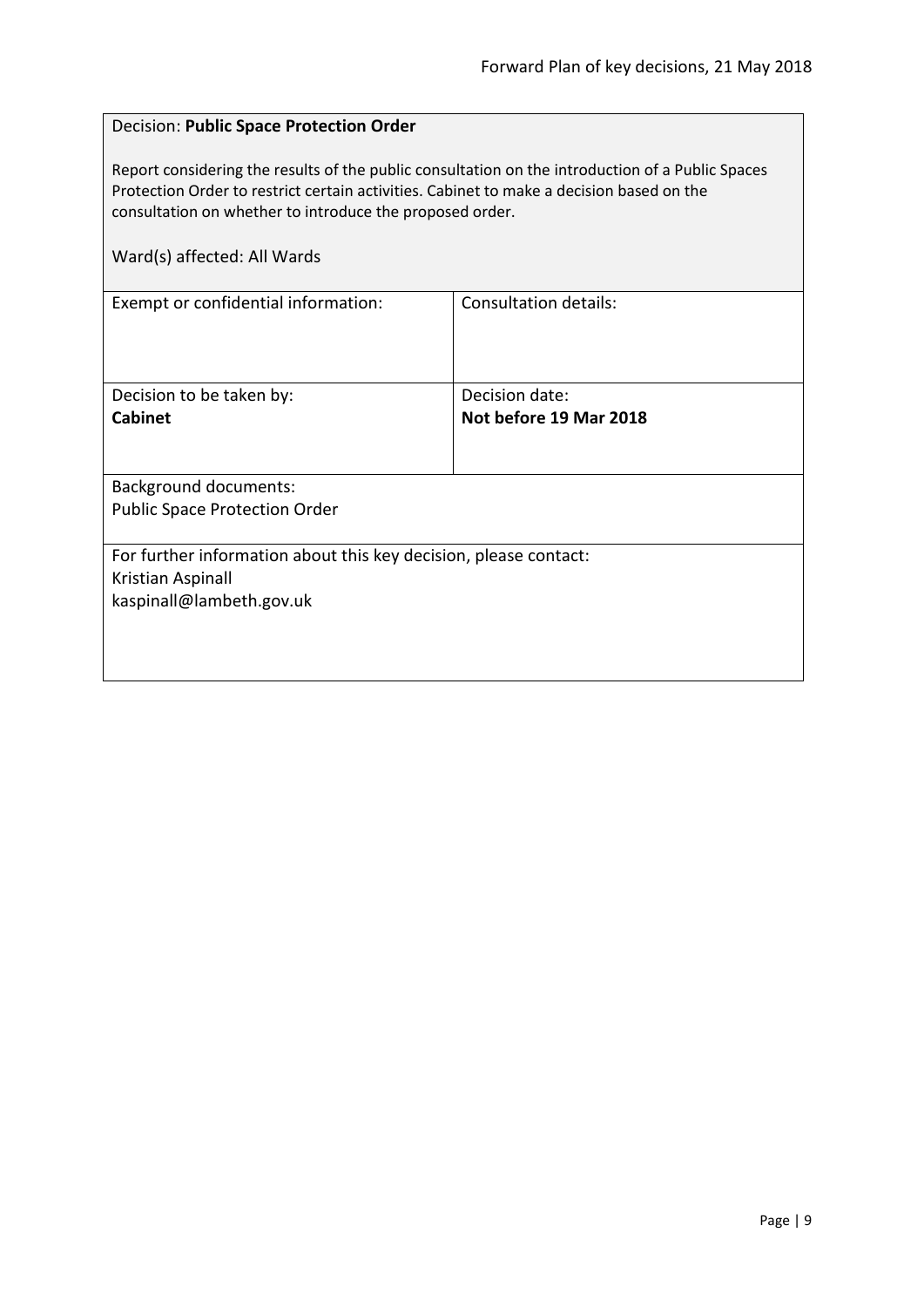Decision: **Public Space Protection Order**

Report considering the results of the public consultation on the introduction of a Public Spaces Protection Order to restrict certain activities. Cabinet to make a decision based on the consultation on whether to introduce the proposed order.

Ward(s) affected: All Wards

| Exempt or confidential information: | Consultation details: |
|---|---|
| Decision to be taken by:<br>**Cabinet** | Decision date:<br>**Not before 19 Mar 2018** |

Background documents:
Public Space Protection Order

For further information about this key decision, please contact:
Kristian Aspinall
kaspinall@lambeth.gov.uk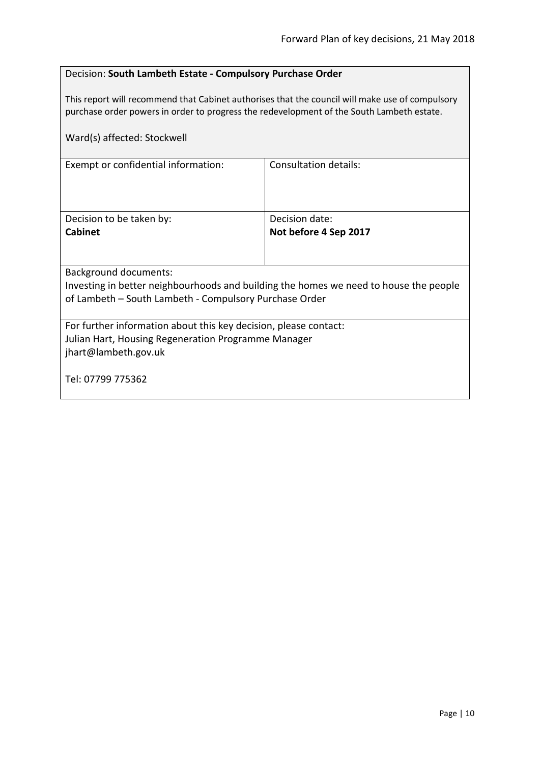Decision: **South Lambeth Estate - Compulsory Purchase Order**

This report will recommend that Cabinet authorises that the council will make use of compulsory purchase order powers in order to progress the redevelopment of the South Lambeth estate.

Ward(s) affected: Stockwell

| Exempt or confidential information: | Consultation details: |
|---|---|
| Decision to be taken by:<br>**Cabinet** | Decision date:<br>**Not before 4 Sep 2017** |

Background documents:
Investing in better neighbourhoods and building the homes we need to house the people of Lambeth – South Lambeth - Compulsory Purchase Order

For further information about this key decision, please contact:
Julian Hart, Housing Regeneration Programme Manager
jhart@lambeth.gov.uk

Tel: 07799 775362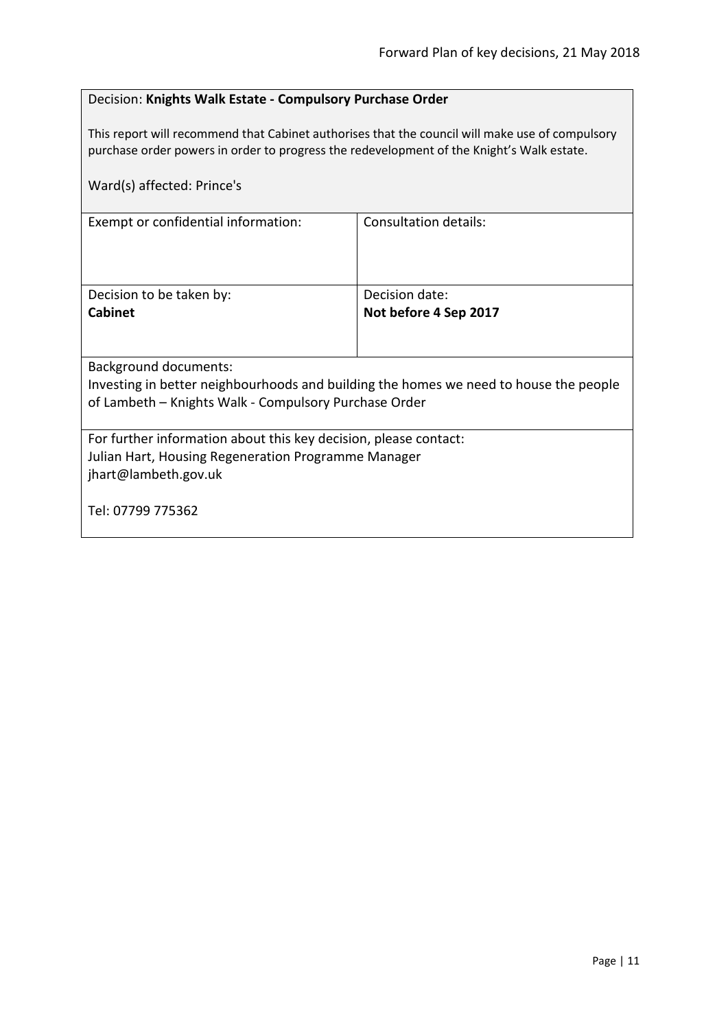Decision: **Knights Walk Estate - Compulsory Purchase Order**

This report will recommend that Cabinet authorises that the council will make use of compulsory purchase order powers in order to progress the redevelopment of the Knight's Walk estate.

Ward(s) affected: Prince's

| Exempt or confidential information: | Consultation details: |
| --- | --- |
| Decision to be taken by:<br>**Cabinet** | Decision date:<br>**Not before 4 Sep 2017** |

Background documents:
Investing in better neighbourhoods and building the homes we need to house the people of Lambeth – Knights Walk - Compulsory Purchase Order

For further information about this key decision, please contact:
Julian Hart, Housing Regeneration Programme Manager
jhart@lambeth.gov.uk

Tel: 07799 775362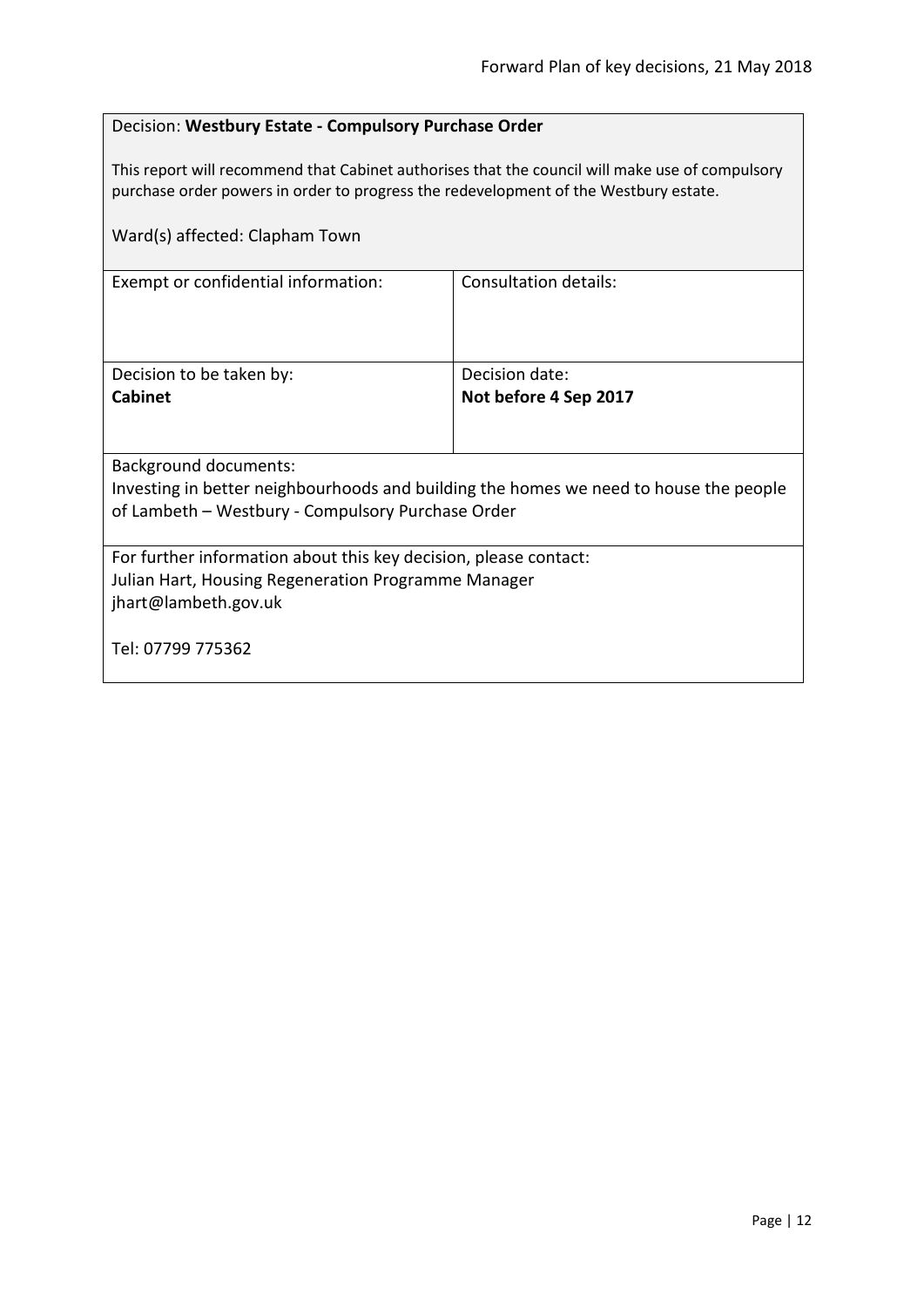Decision: **Westbury Estate - Compulsory Purchase Order**

This report will recommend that Cabinet authorises that the council will make use of compulsory purchase order powers in order to progress the redevelopment of the Westbury estate.

Ward(s) affected: Clapham Town

| Exempt or confidential information: | Consultation details: |
| --- | --- |
| Decision to be taken by:<br>**Cabinet** | Decision date:<br>**Not before 4 Sep 2017** |

Background documents:
Investing in better neighbourhoods and building the homes we need to house the people of Lambeth – Westbury - Compulsory Purchase Order

For further information about this key decision, please contact:
Julian Hart, Housing Regeneration Programme Manager
jhart@lambeth.gov.uk

Tel: 07799 775362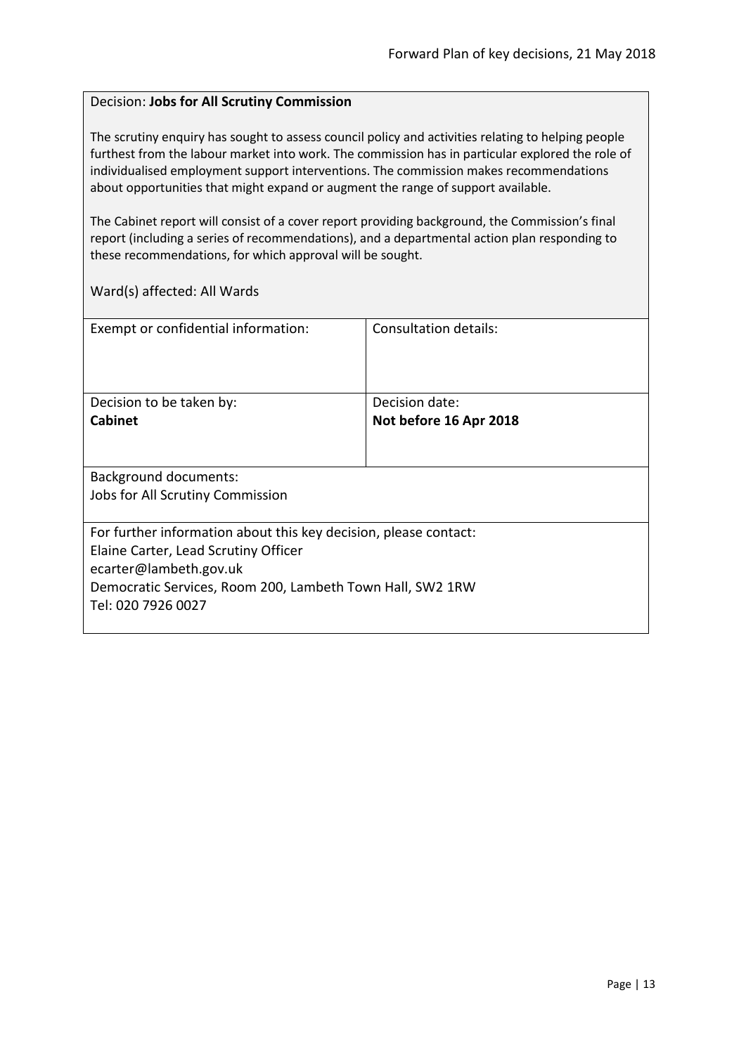Decision: **Jobs for All Scrutiny Commission**

The scrutiny enquiry has sought to assess council policy and activities relating to helping people furthest from the labour market into work. The commission has in particular explored the role of individualised employment support interventions. The commission makes recommendations about opportunities that might expand or augment the range of support available.

The Cabinet report will consist of a cover report providing background, the Commission's final report (including a series of recommendations), and a departmental action plan responding to these recommendations, for which approval will be sought.

Ward(s) affected: All Wards

| Exempt or confidential information: | Consultation details: |
| --- | --- |
| Decision to be taken by:<br>**Cabinet** | Decision date:<br>**Not before 16 Apr 2018** |

Background documents:
Jobs for All Scrutiny Commission

For further information about this key decision, please contact:
Elaine Carter, Lead Scrutiny Officer
ecarter@lambeth.gov.uk
Democratic Services, Room 200, Lambeth Town Hall, SW2 1RW
Tel: 020 7926 0027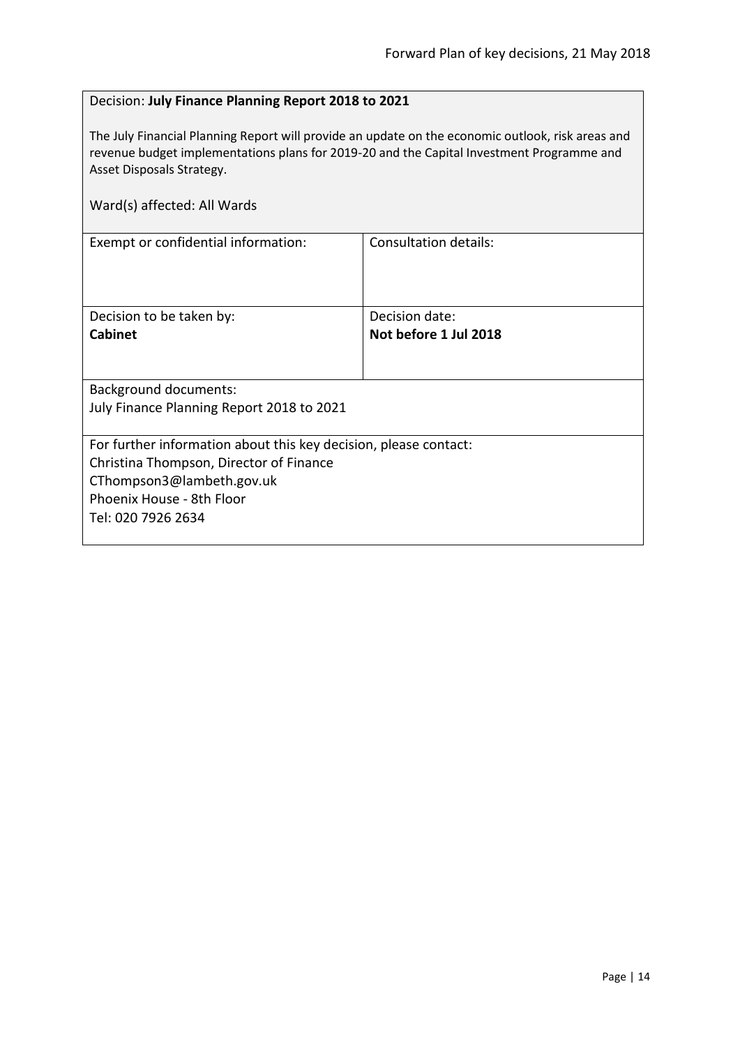Decision: **July Finance Planning Report 2018 to 2021**

The July Financial Planning Report will provide an update on the economic outlook, risk areas and revenue budget implementations plans for 2019-20 and the Capital Investment Programme and Asset Disposals Strategy.

Ward(s) affected: All Wards

| Exempt or confidential information: | Consultation details: |
| --- | --- |
| Decision to be taken by:<br>**Cabinet** | Decision date:<br>**Not before 1 Jul 2018** |

Background documents:
July Finance Planning Report 2018 to 2021

For further information about this key decision, please contact:
Christina Thompson, Director of Finance
CThompson3@lambeth.gov.uk
Phoenix House - 8th Floor
Tel: 020 7926 2634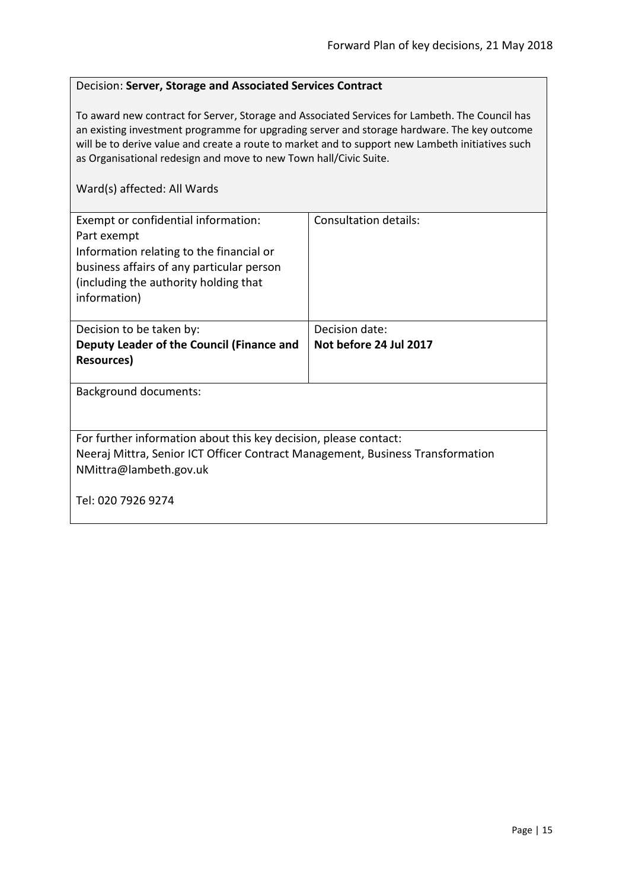Decision: **Server, Storage and Associated Services Contract**

To award new contract for Server, Storage and Associated Services for Lambeth. The Council has an existing investment programme for upgrading server and storage hardware. The key outcome will be to derive value and create a route to market and to support new Lambeth initiatives such as Organisational redesign and move to new Town hall/Civic Suite.

Ward(s) affected: All Wards

| Exempt or confidential information: Part exempt Information relating to the financial or business affairs of any particular person (including the authority holding that information) | Consultation details: |
|---|---|
| Decision to be taken by: **Deputy Leader of the Council (Finance and Resources)** | Decision date: **Not before 24 Jul 2017** |

Background documents:

For further information about this key decision, please contact:
Neeraj Mittra, Senior ICT Officer Contract Management, Business Transformation
NMittra@lambeth.gov.uk

Tel: 020 7926 9274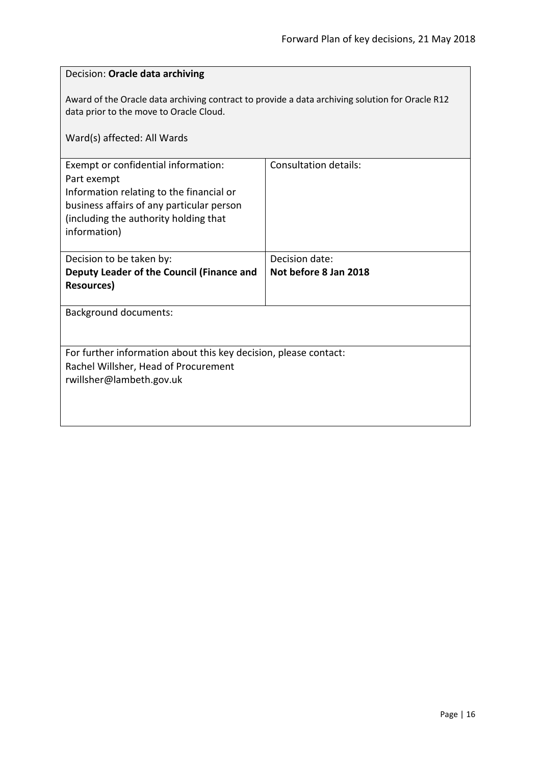Decision: **Oracle data archiving**

Award of the Oracle data archiving contract to provide a data archiving solution for Oracle R12 data prior to the move to Oracle Cloud.

Ward(s) affected: All Wards

| Exempt or confidential information: Part exempt Information relating to the financial or business affairs of any particular person (including the authority holding that information) | Consultation details: |
|---|---|
| Decision to be taken by: **Deputy Leader of the Council (Finance and Resources)** | Decision date: **Not before 8 Jan 2018** |

Background documents:

For further information about this key decision, please contact:
Rachel Willsher, Head of Procurement
rwillsher@lambeth.gov.uk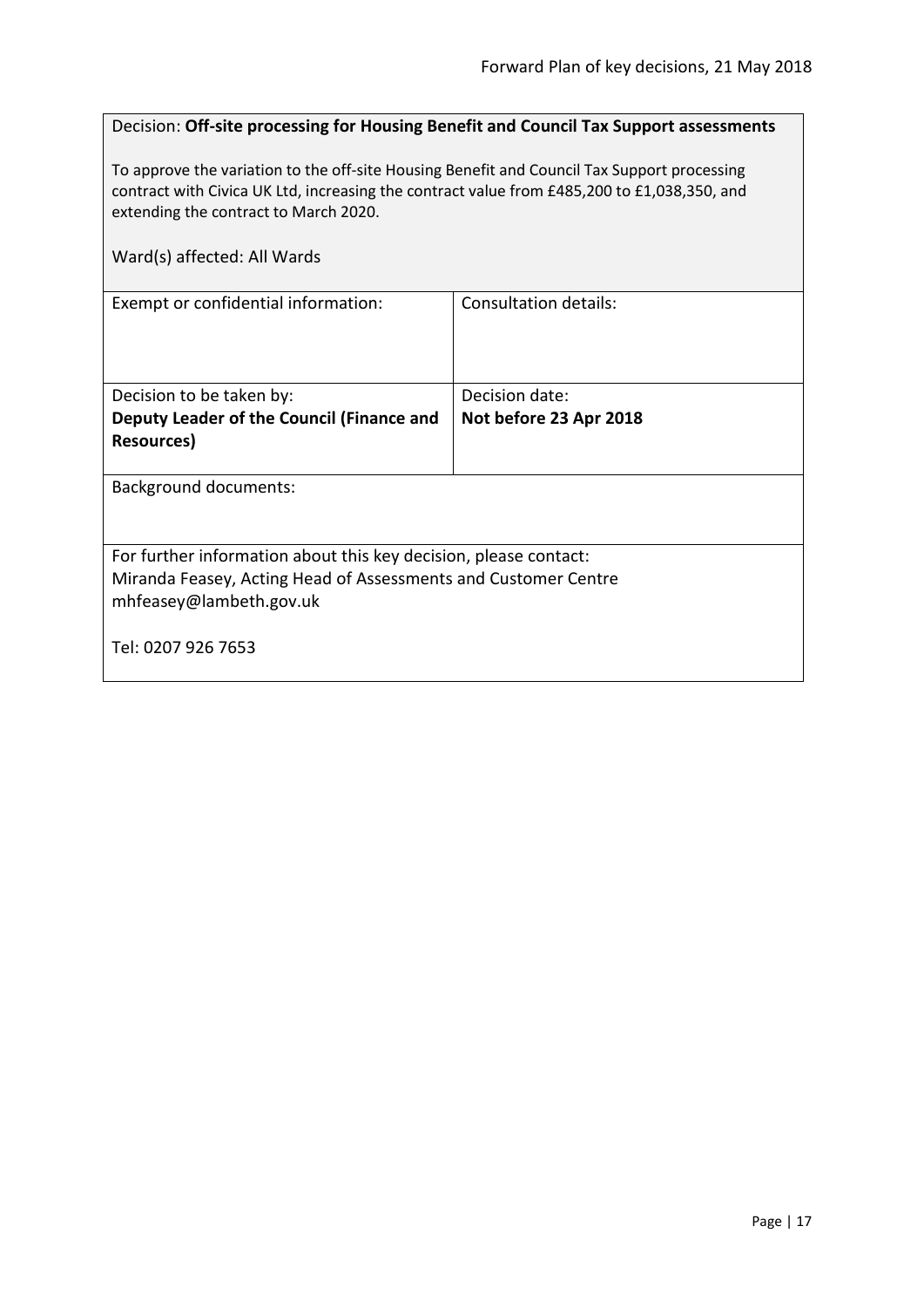Decision: **Off-site processing for Housing Benefit and Council Tax Support assessments**

To approve the variation to the off-site Housing Benefit and Council Tax Support processing contract with Civica UK Ltd, increasing the contract value from £485,200 to £1,038,350, and extending the contract to March 2020.

Ward(s) affected: All Wards

| Exempt or confidential information: | Consultation details: |
| --- | --- |
| Decision to be taken by:<br>**Deputy Leader of the Council (Finance and Resources)** | Decision date:<br>**Not before 23 Apr 2018** |

Background documents:

For further information about this key decision, please contact:
Miranda Feasey, Acting Head of Assessments and Customer Centre
mhfeasey@lambeth.gov.uk

Tel: 0207 926 7653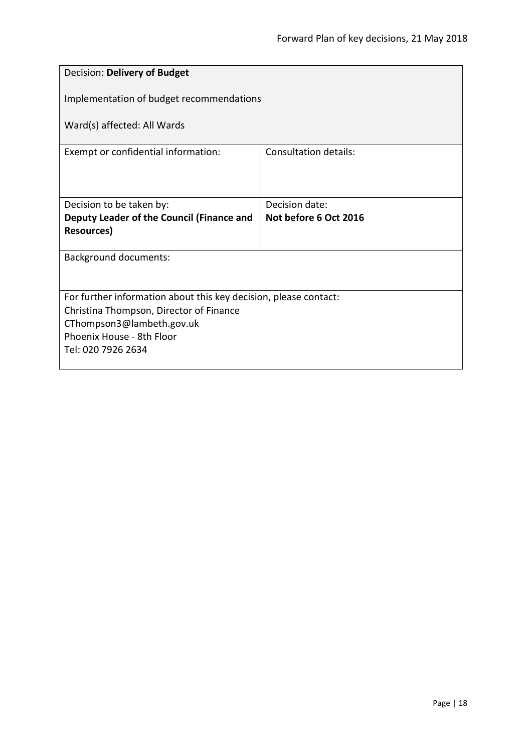Decision: **Delivery of Budget**

Implementation of budget recommendations

Ward(s) affected: All Wards

| Exempt or confidential information: | Consultation details: |
| --- | --- |
| Decision to be taken by:<br>**Deputy Leader of the Council (Finance and Resources)** | Decision date:<br>**Not before 6 Oct 2016** |

Background documents:

For further information about this key decision, please contact:
Christina Thompson, Director of Finance
CThompson3@lambeth.gov.uk
Phoenix House - 8th Floor
Tel: 020 7926 2634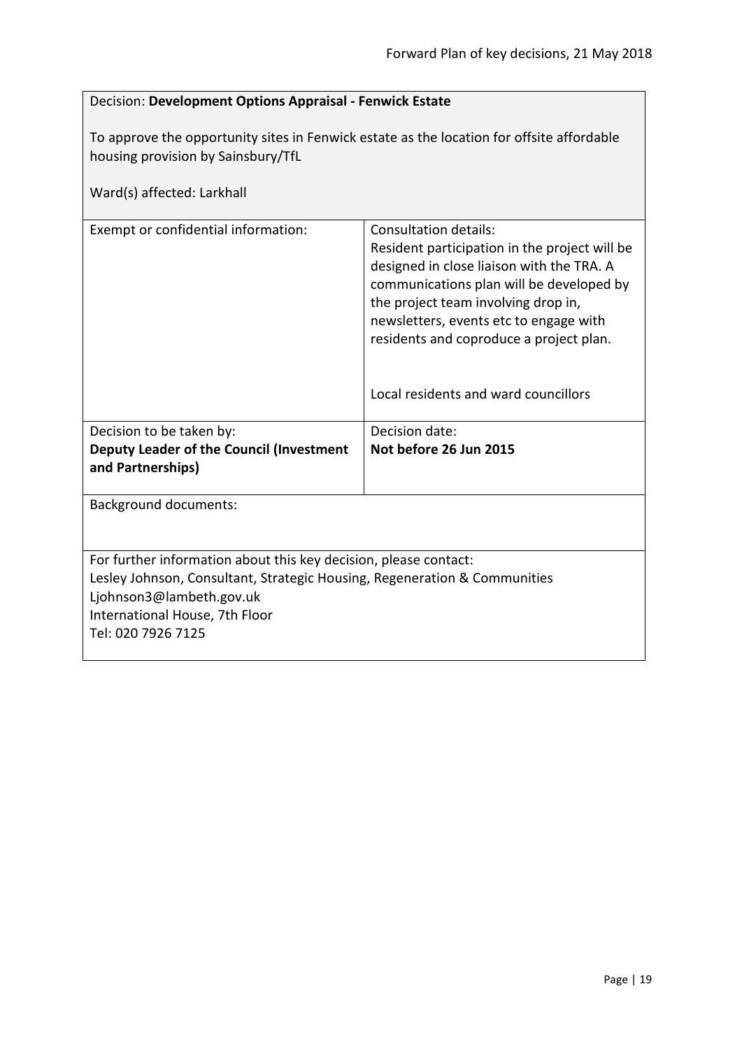Decision: **Development Options Appraisal - Fenwick Estate**

To approve the opportunity sites in Fenwick estate as the location for offsite affordable housing provision by Sainsbury/TfL

Ward(s) affected: Larkhall

| Exempt or confidential information: | Consultation details:<br>Resident participation in the project will be designed in close liaison with the TRA. A communications plan will be developed by the project team involving drop in, newsletters, events etc to engage with residents and coproduce a project plan.<br><br>Local residents and ward councillors |
|---|---|
| Decision to be taken by:<br>**Deputy Leader of the Council (Investment and Partnerships)** | Decision date:<br>**Not before 26 Jun 2015** |

Background documents:

For further information about this key decision, please contact:
Lesley Johnson, Consultant, Strategic Housing, Regeneration & Communities
Ljohnson3@lambeth.gov.uk
International House, 7th Floor
Tel: 020 7926 7125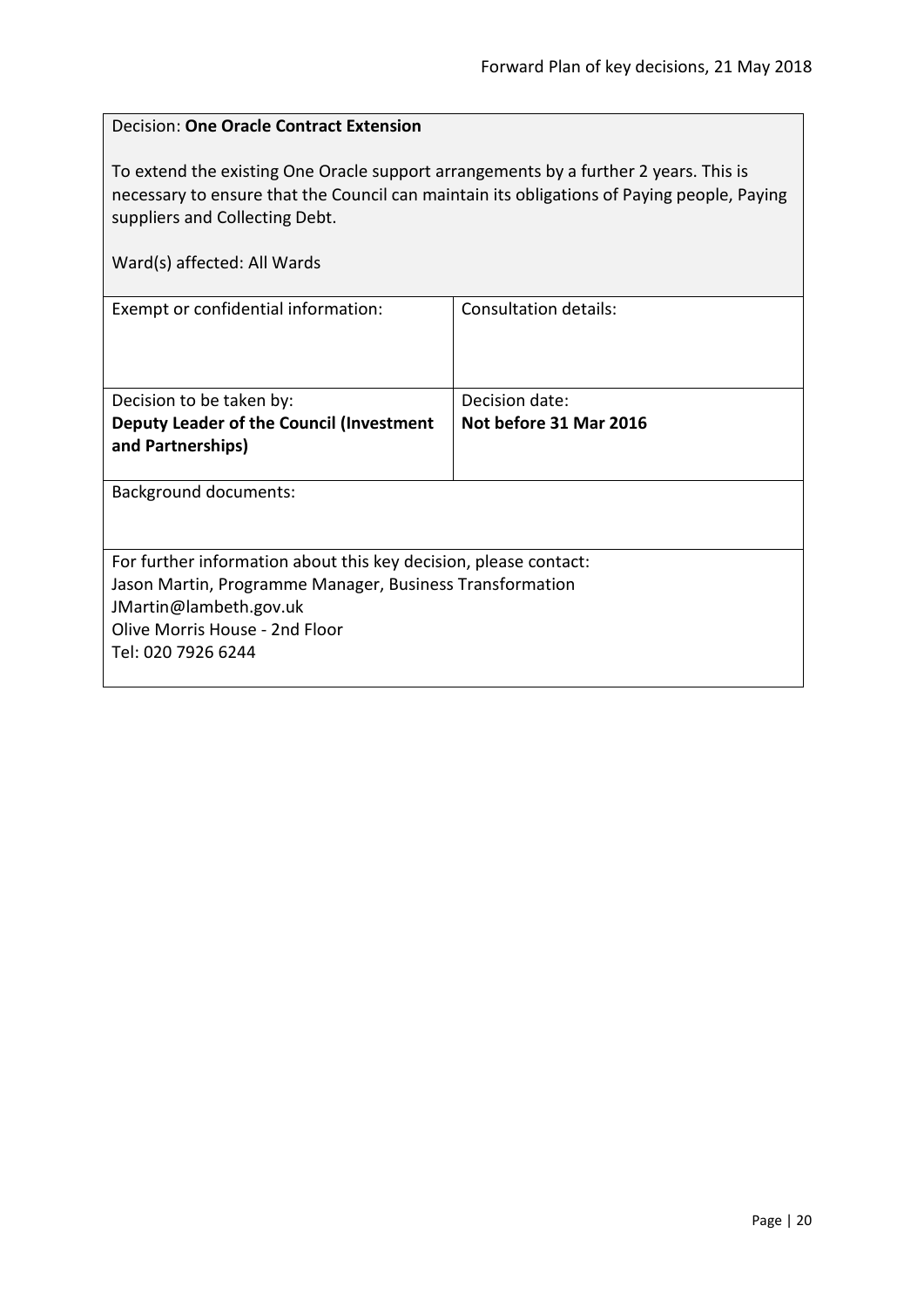Decision: **One Oracle Contract Extension**

To extend the existing One Oracle support arrangements by a further 2 years. This is necessary to ensure that the Council can maintain its obligations of Paying people, Paying suppliers and Collecting Debt.

Ward(s) affected: All Wards

| Exempt or confidential information: | Consultation details: |
|---|---|
| Decision to be taken by:<br>**Deputy Leader of the Council (Investment and Partnerships)** | Decision date:<br>**Not before 31 Mar 2016** |

Background documents:

For further information about this key decision, please contact:
Jason Martin, Programme Manager, Business Transformation
JMartin@lambeth.gov.uk
Olive Morris House - 2nd Floor
Tel: 020 7926 6244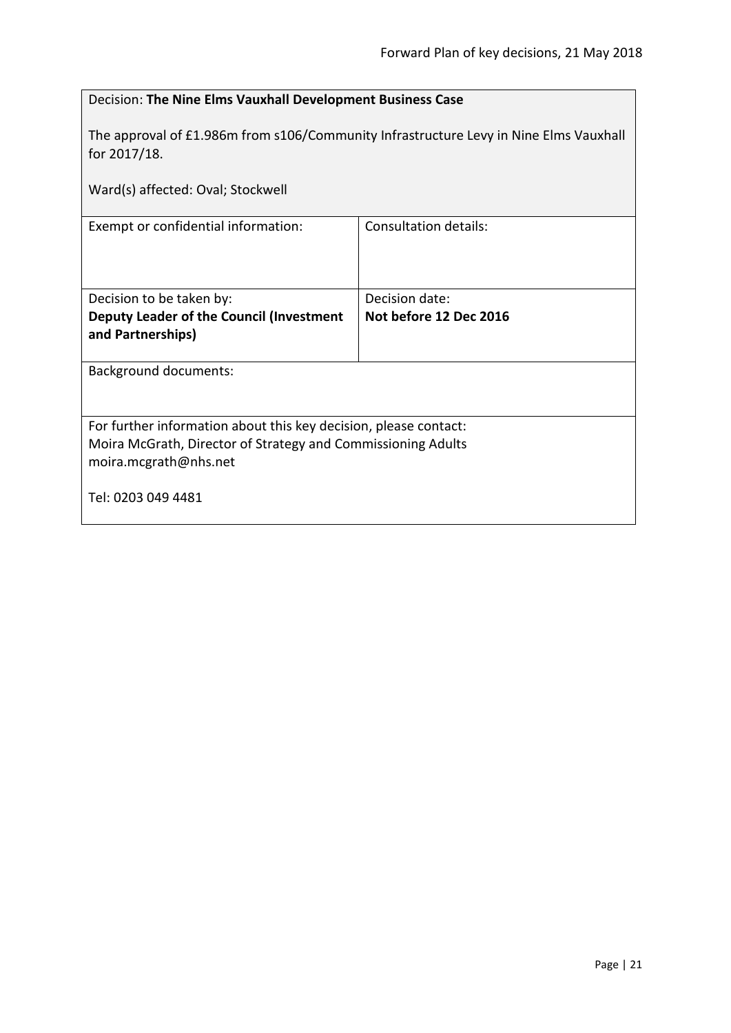Decision: **The Nine Elms Vauxhall Development Business Case**

The approval of £1.986m from s106/Community Infrastructure Levy in Nine Elms Vauxhall for 2017/18.

Ward(s) affected: Oval; Stockwell

| Exempt or confidential information: | Consultation details: |
| --- | --- |
| Decision to be taken by: **Deputy Leader of the Council (Investment and Partnerships)** | Decision date: **Not before 12 Dec 2016** |

Background documents:

For further information about this key decision, please contact:
Moira McGrath, Director of Strategy and Commissioning Adults
moira.mcgrath@nhs.net

Tel: 0203 049 4481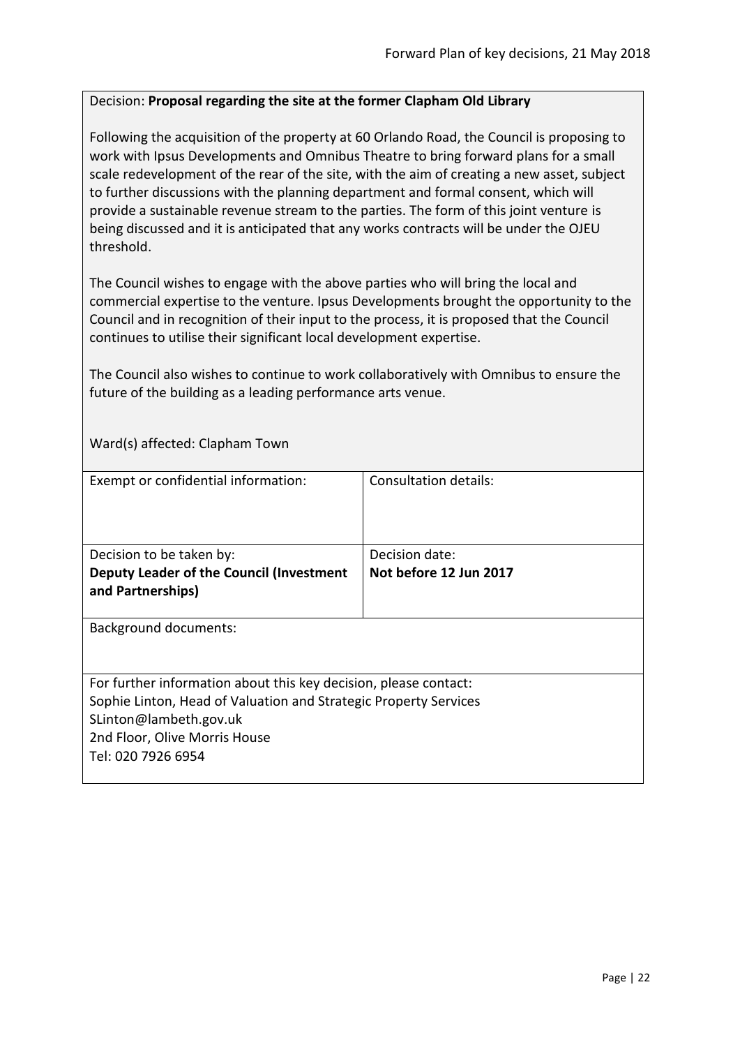Decision: **Proposal regarding the site at the former Clapham Old Library**

Following the acquisition of the property at 60 Orlando Road, the Council is proposing to work with Ipsus Developments and Omnibus Theatre to bring forward plans for a small scale redevelopment of the rear of the site, with the aim of creating a new asset, subject to further discussions with the planning department and formal consent, which will provide a sustainable revenue stream to the parties. The form of this joint venture is being discussed and it is anticipated that any works contracts will be under the OJEU threshold.

The Council wishes to engage with the above parties who will bring the local and commercial expertise to the venture. Ipsus Developments brought the opportunity to the Council and in recognition of their input to the process, it is proposed that the Council continues to utilise their significant local development expertise.

The Council also wishes to continue to work collaboratively with Omnibus to ensure the future of the building as a leading performance arts venue.

Ward(s) affected: Clapham Town

| Exempt or confidential information: | Consultation details: |
|---|---|
| Decision to be taken by:<br>**Deputy Leader of the Council (Investment and Partnerships)** | Decision date:<br>**Not before 12 Jun 2017** |

Background documents:

For further information about this key decision, please contact:
Sophie Linton, Head of Valuation and Strategic Property Services
SLinton@lambeth.gov.uk
2nd Floor, Olive Morris House
Tel: 020 7926 6954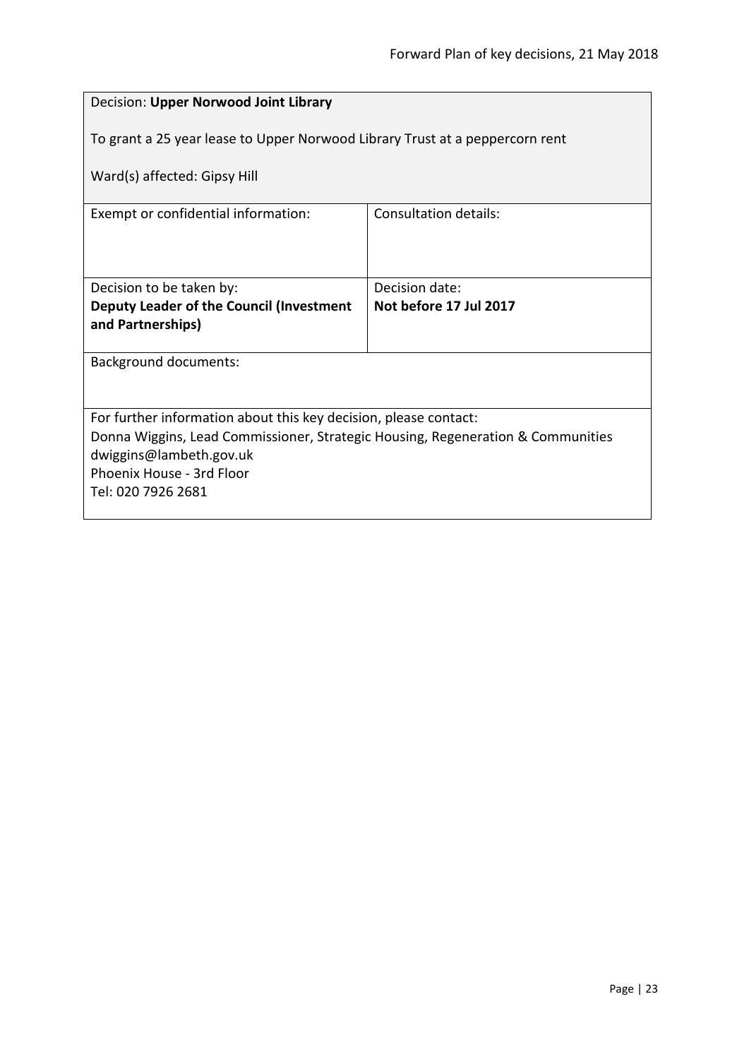Decision: **Upper Norwood Joint Library**

To grant a 25 year lease to Upper Norwood Library Trust at a peppercorn rent

Ward(s) affected: Gipsy Hill

| Exempt or confidential information: | Consultation details: |
| --- | --- |
| Decision to be taken by:<br>**Deputy Leader of the Council (Investment and Partnerships)** | Decision date:<br>**Not before 17 Jul 2017** |

Background documents:

For further information about this key decision, please contact:
Donna Wiggins, Lead Commissioner, Strategic Housing, Regeneration & Communities
dwiggins@lambeth.gov.uk
Phoenix House - 3rd Floor
Tel: 020 7926 2681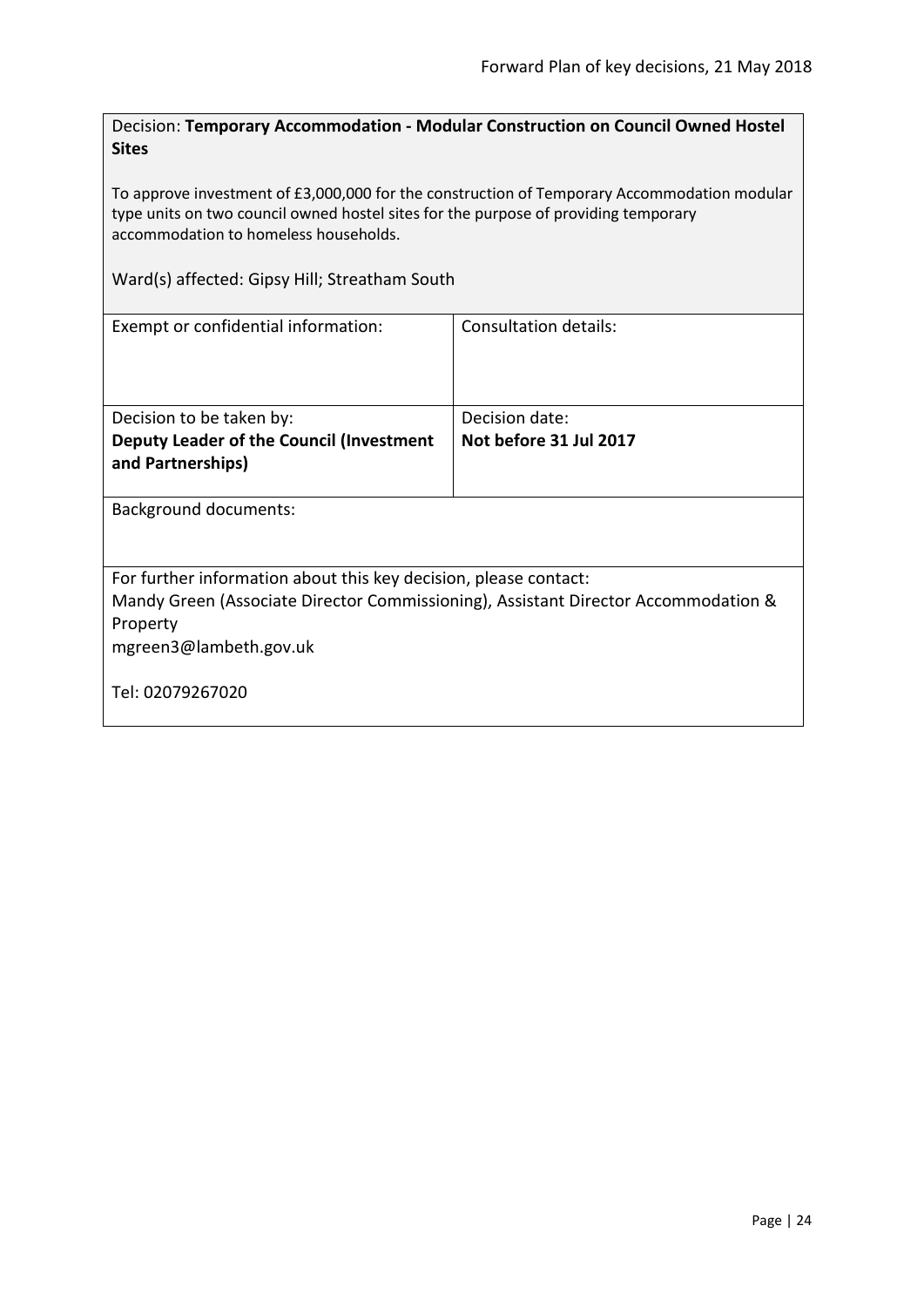Decision: **Temporary Accommodation - Modular Construction on Council Owned Hostel Sites**

To approve investment of £3,000,000 for the construction of Temporary Accommodation modular type units on two council owned hostel sites for the purpose of providing temporary accommodation to homeless households.

Ward(s) affected: Gipsy Hill; Streatham South

| Exempt or confidential information: | Consultation details: |
|---|---|
| Decision to be taken by:<br>**Deputy Leader of the Council (Investment and Partnerships)** | Decision date:<br>**Not before 31 Jul 2017** |

Background documents:

For further information about this key decision, please contact:
Mandy Green (Associate Director Commissioning), Assistant Director Accommodation & Property
mgreen3@lambeth.gov.uk

Tel: 02079267020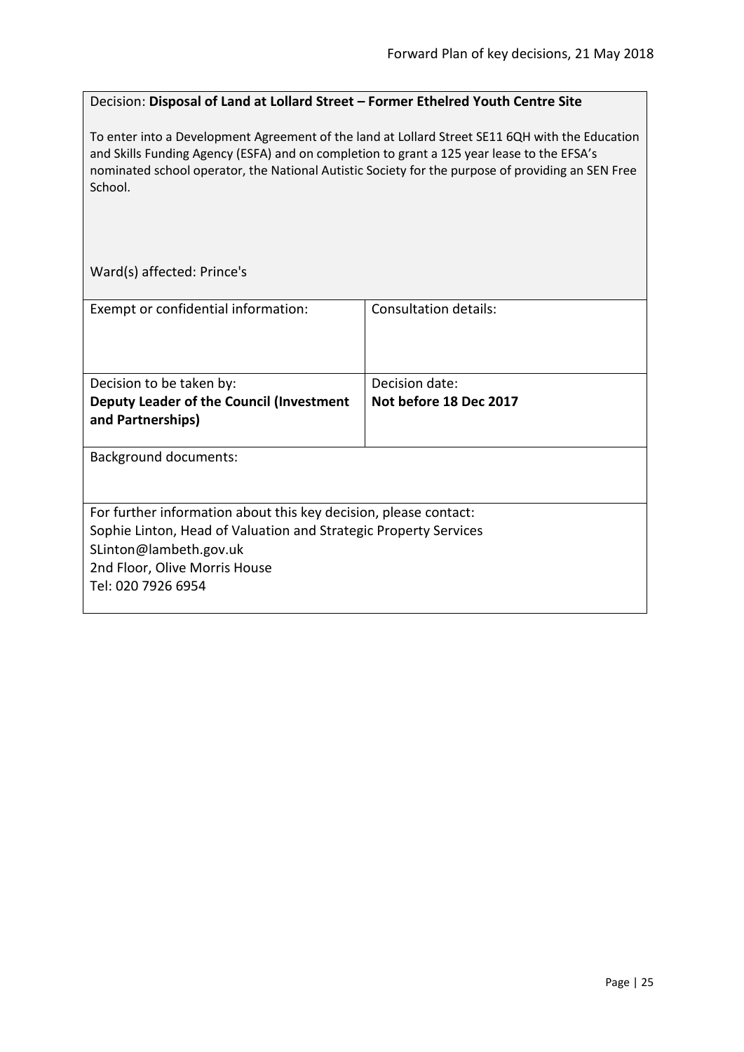Decision: **Disposal of Land at Lollard Street – Former Ethelred Youth Centre Site**

To enter into a Development Agreement of the land at Lollard Street SE11 6QH with the Education and Skills Funding Agency (ESFA) and on completion to grant a 125 year lease to the EFSA's nominated school operator, the National Autistic Society for the purpose of providing an SEN Free School.

Ward(s) affected: Prince's

| Exempt or confidential information: | Consultation details: |
| --- | --- |
| Decision to be taken by:<br>**Deputy Leader of the Council (Investment and Partnerships)** | Decision date:<br>**Not before 18 Dec 2017** |

Background documents:

For further information about this key decision, please contact:
Sophie Linton, Head of Valuation and Strategic Property Services
SLinton@lambeth.gov.uk
2nd Floor, Olive Morris House
Tel: 020 7926 6954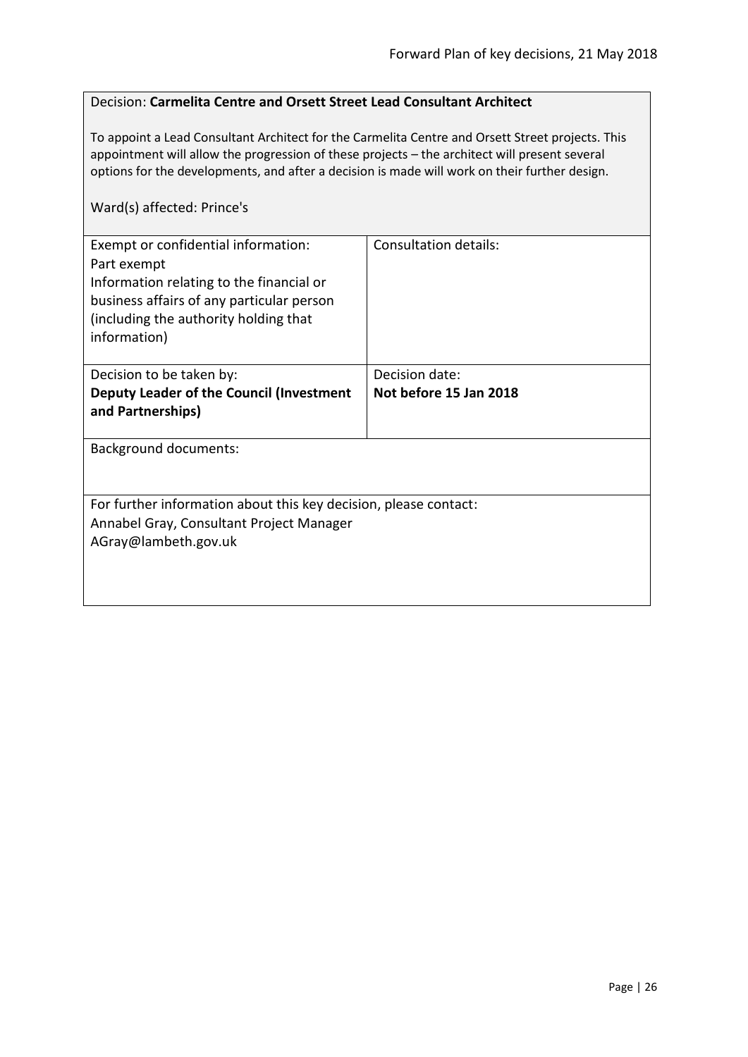Decision: **Carmelita Centre and Orsett Street Lead Consultant Architect**

To appoint a Lead Consultant Architect for the Carmelita Centre and Orsett Street projects. This appointment will allow the progression of these projects – the architect will present several options for the developments, and after a decision is made will work on their further design.

Ward(s) affected: Prince's

| Exempt or confidential information: Part exempt Information relating to the financial or business affairs of any particular person (including the authority holding that information) | Consultation details: |
| --- | --- |
| Decision to be taken by: **Deputy Leader of the Council (Investment and Partnerships)** | Decision date: **Not before 15 Jan 2018** |

Background documents:

For further information about this key decision, please contact:
Annabel Gray, Consultant Project Manager
AGray@lambeth.gov.uk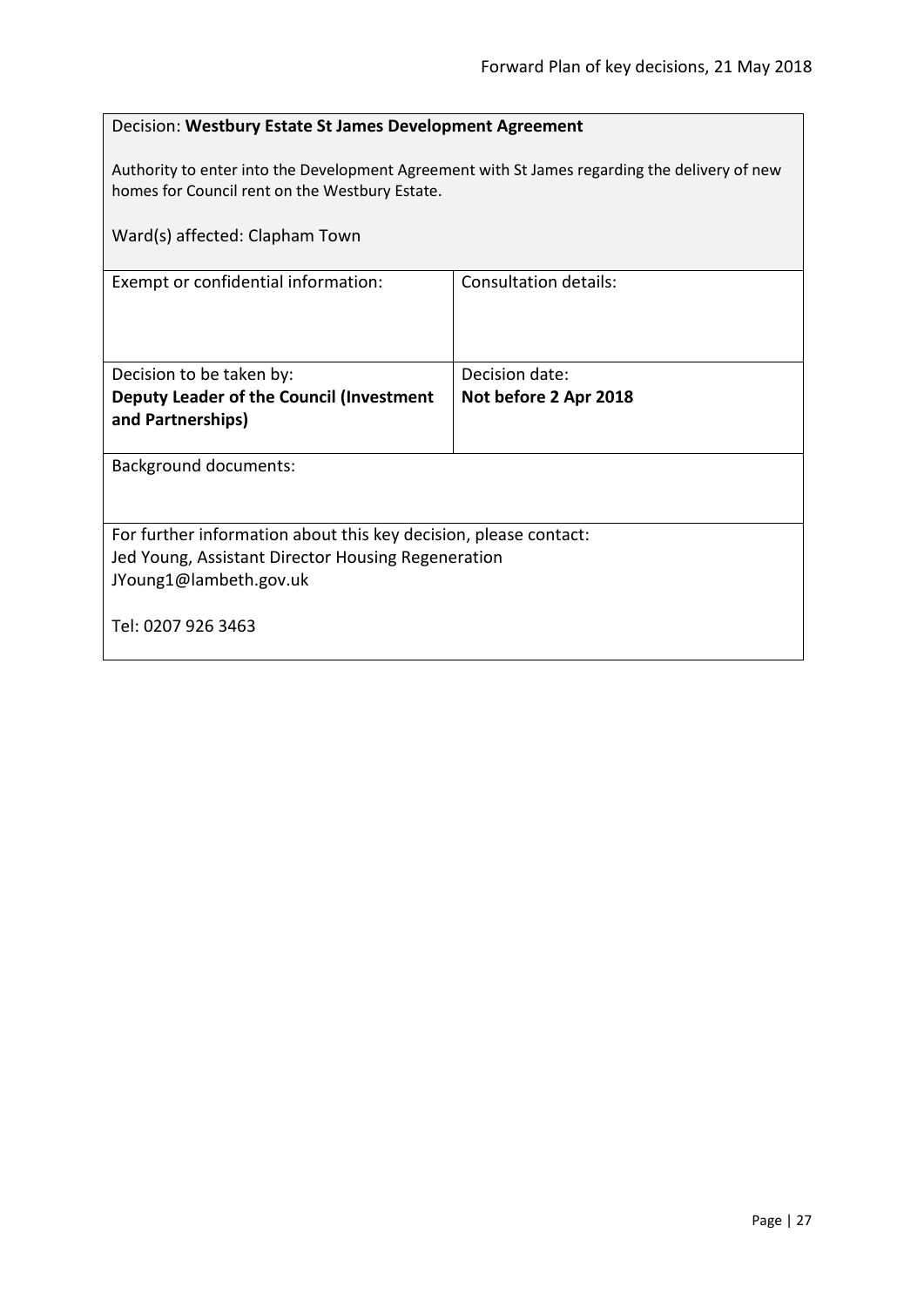Decision: **Westbury Estate St James Development Agreement**

Authority to enter into the Development Agreement with St James regarding the delivery of new homes for Council rent on the Westbury Estate.

Ward(s) affected: Clapham Town

| Exempt or confidential information: | Consultation details: |
|---|---|
| Decision to be taken by:<br>**Deputy Leader of the Council (Investment and Partnerships)** | Decision date:<br>**Not before 2 Apr 2018** |

Background documents:

For further information about this key decision, please contact:
Jed Young, Assistant Director Housing Regeneration
JYoung1@lambeth.gov.uk

Tel: 0207 926 3463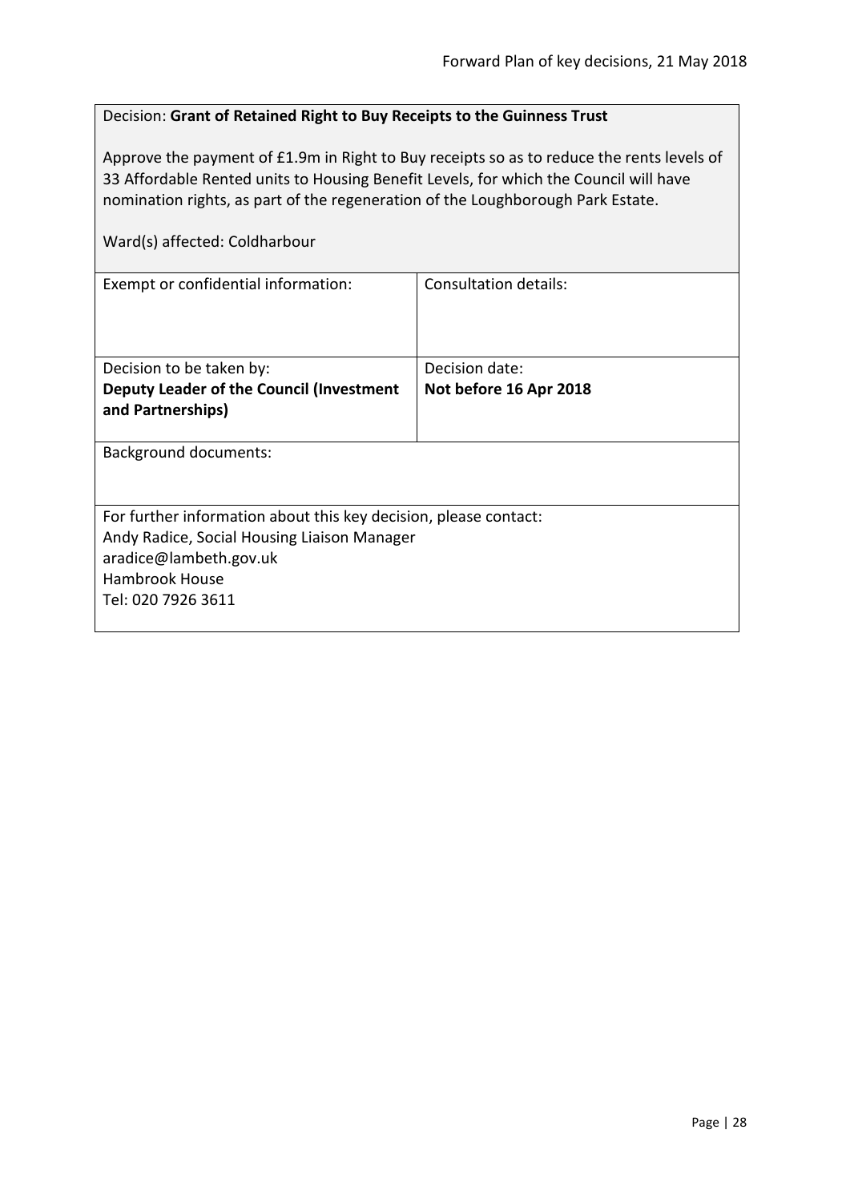Decision: **Grant of Retained Right to Buy Receipts to the Guinness Trust**

Approve the payment of £1.9m in Right to Buy receipts so as to reduce the rents levels of 33 Affordable Rented units to Housing Benefit Levels, for which the Council will have nomination rights, as part of the regeneration of the Loughborough Park Estate.

Ward(s) affected: Coldharbour

| Exempt or confidential information: | Consultation details: |
|---|---|
| Decision to be taken by:<br>**Deputy Leader of the Council (Investment and Partnerships)** | Decision date:<br>**Not before 16 Apr 2018** |

Background documents:

For further information about this key decision, please contact:
Andy Radice, Social Housing Liaison Manager
aradice@lambeth.gov.uk
Hambrook House
Tel: 020 7926 3611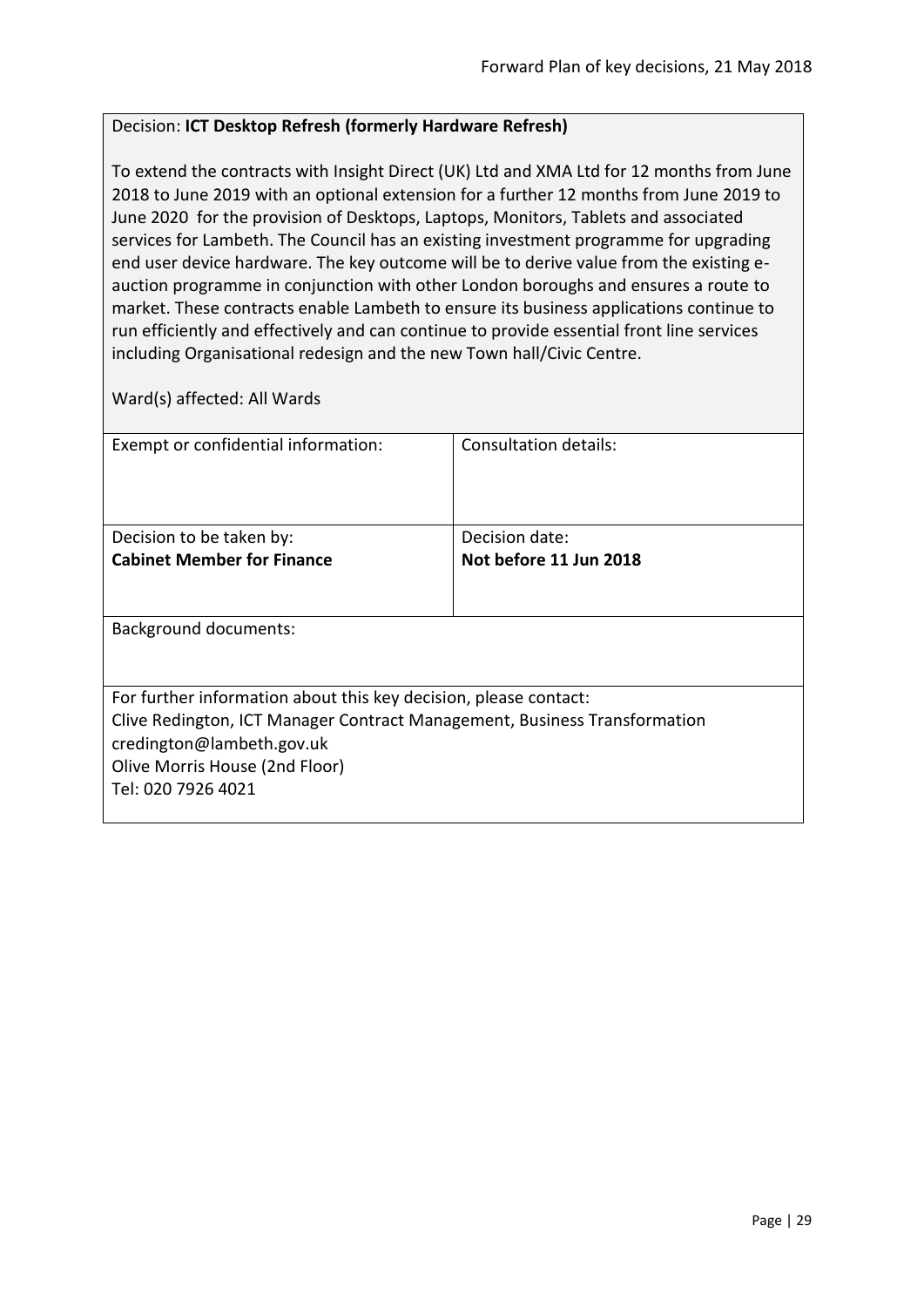Decision: **ICT Desktop Refresh (formerly Hardware Refresh)**

To extend the contracts with Insight Direct (UK) Ltd and XMA Ltd for 12 months from June 2018 to June 2019 with an optional extension for a further 12 months from June 2019 to June 2020 for the provision of Desktops, Laptops, Monitors, Tablets and associated services for Lambeth. The Council has an existing investment programme for upgrading end user device hardware. The key outcome will be to derive value from the existing e-auction programme in conjunction with other London boroughs and ensures a route to market. These contracts enable Lambeth to ensure its business applications continue to run efficiently and effectively and can continue to provide essential front line services including Organisational redesign and the new Town hall/Civic Centre.

Ward(s) affected: All Wards

| Exempt or confidential information: | Consultation details: |
|---|---|
| Decision to be taken by:<br>**Cabinet Member for Finance** | Decision date:<br>**Not before 11 Jun 2018** |

Background documents:

For further information about this key decision, please contact:
Clive Redington, ICT Manager Contract Management, Business Transformation
credington@lambeth.gov.uk
Olive Morris House (2nd Floor)
Tel: 020 7926 4021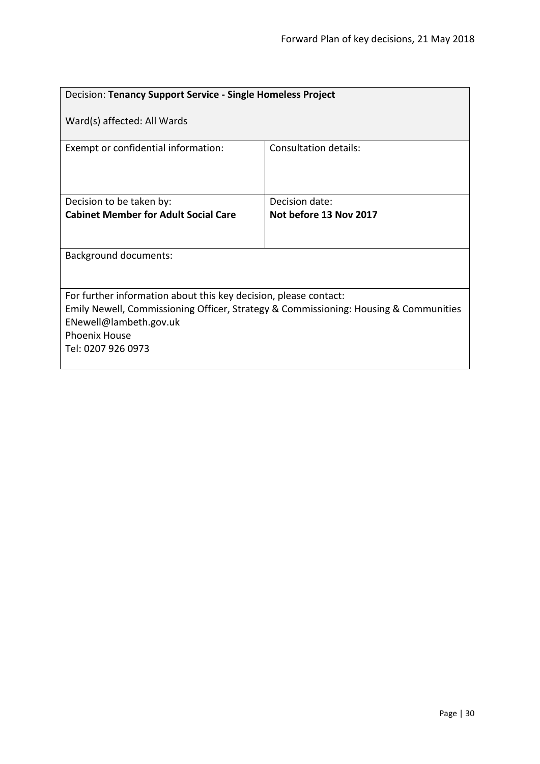| Decision: **Tenancy Support Service - Single Homeless Project**<br><br>Ward(s) affected: All Wards | |
|---|---|
| Exempt or confidential information: | Consultation details: |
| Decision to be taken by:<br>**Cabinet Member for Adult Social Care** | Decision date:<br>**Not before 13 Nov 2017** |
| Background documents: | |
| For further information about this key decision, please contact:<br>Emily Newell, Commissioning Officer, Strategy & Commissioning: Housing & Communities<br>ENewell@lambeth.gov.uk<br>Phoenix House<br>Tel: 0207 926 0973 | |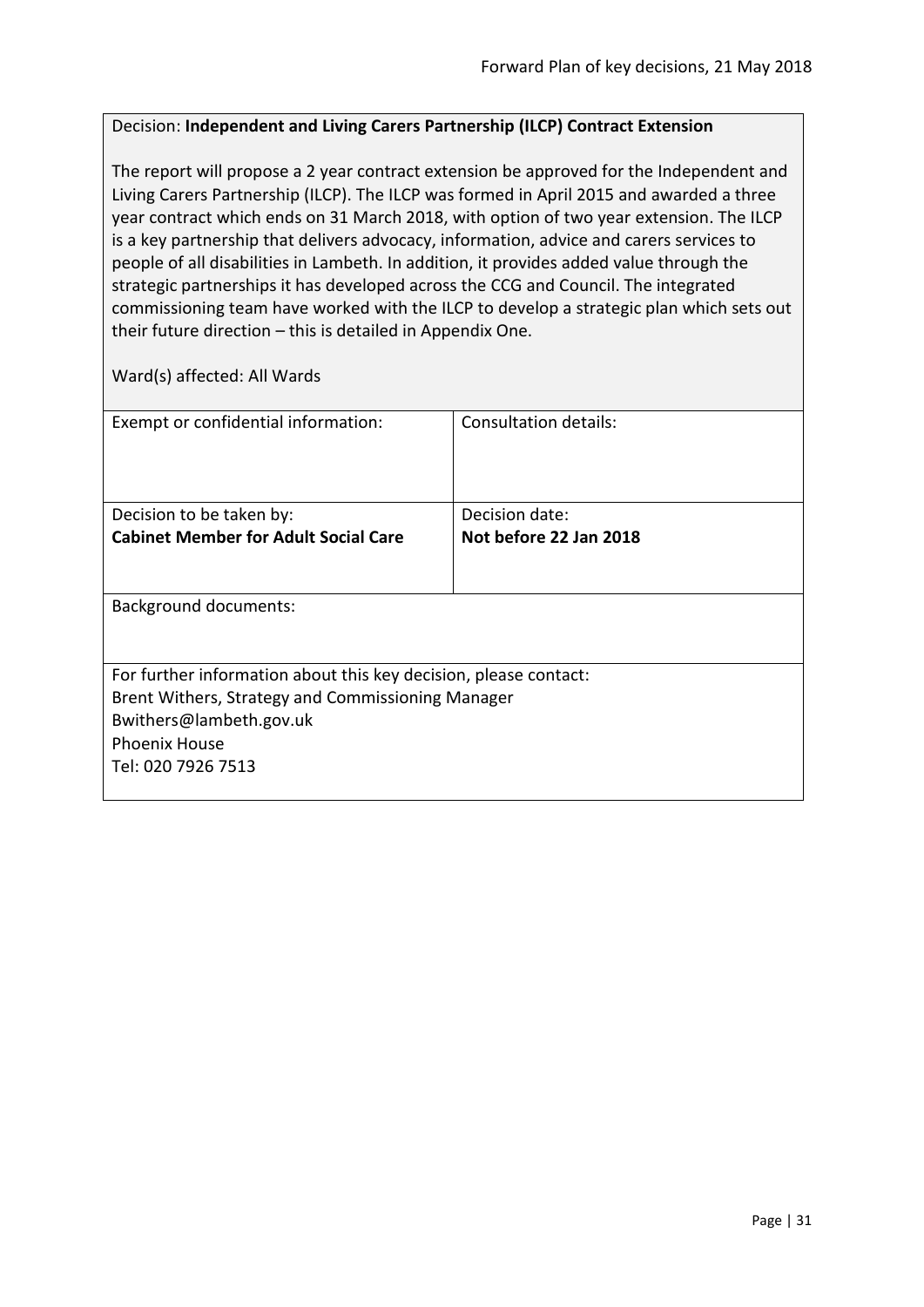Decision: **Independent and Living Carers Partnership (ILCP) Contract Extension**

The report will propose a 2 year contract extension be approved for the Independent and Living Carers Partnership (ILCP). The ILCP was formed in April 2015 and awarded a three year contract which ends on 31 March 2018, with option of two year extension. The ILCP is a key partnership that delivers advocacy, information, advice and carers services to people of all disabilities in Lambeth. In addition, it provides added value through the strategic partnerships it has developed across the CCG and Council. The integrated commissioning team have worked with the ILCP to develop a strategic plan which sets out their future direction – this is detailed in Appendix One.

Ward(s) affected: All Wards

| Exempt or confidential information: | Consultation details: |
|---|---|
| Decision to be taken by:<br>**Cabinet Member for Adult Social Care** | Decision date:<br>**Not before 22 Jan 2018** |

Background documents:

For further information about this key decision, please contact:
Brent Withers, Strategy and Commissioning Manager
Bwithers@lambeth.gov.uk
Phoenix House
Tel: 020 7926 7513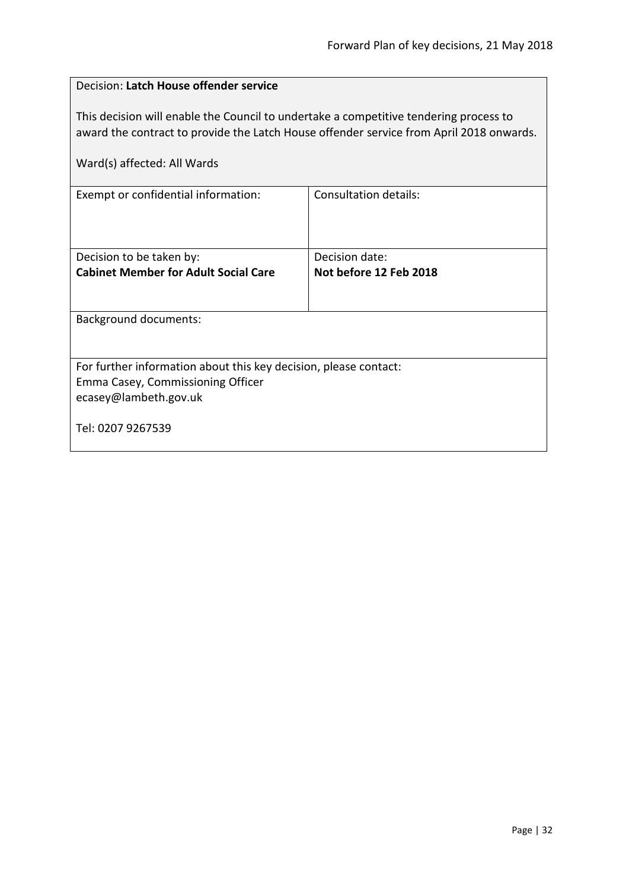Decision: **Latch House offender service**

This decision will enable the Council to undertake a competitive tendering process to award the contract to provide the Latch House offender service from April 2018 onwards.

Ward(s) affected: All Wards

| Exempt or confidential information: | Consultation details: |
|---|---|
| Decision to be taken by:<br>**Cabinet Member for Adult Social Care** | Decision date:<br>**Not before 12 Feb 2018** |

Background documents:

For further information about this key decision, please contact:
Emma Casey, Commissioning Officer
ecasey@lambeth.gov.uk

Tel: 0207 9267539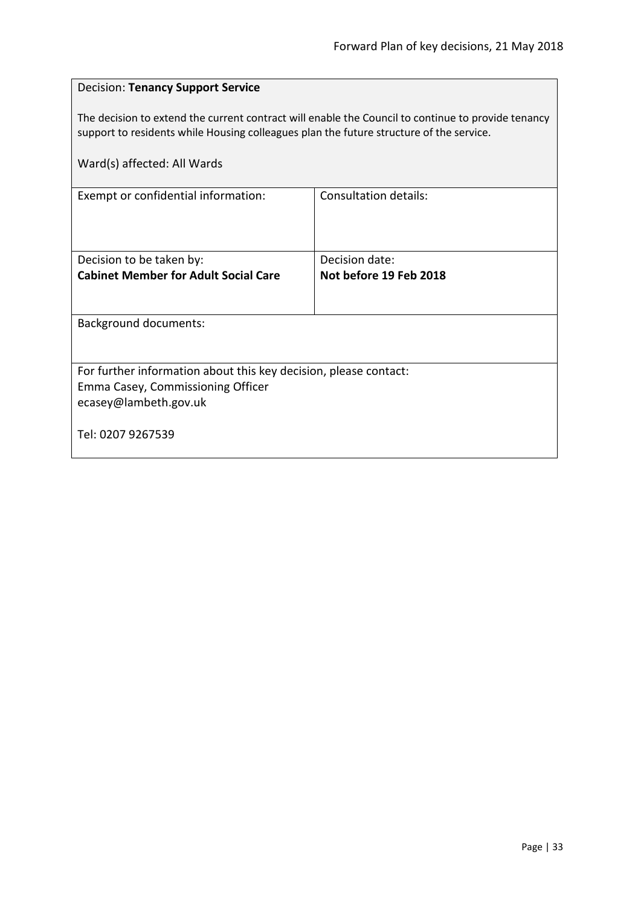| Decision: **Tenancy Support Service**<br><br>The decision to extend the current contract will enable the Council to continue to provide tenancy support to residents while Housing colleagues plan the future structure of the service.<br><br>Ward(s) affected: All Wards | |
|---|---|
| Exempt or confidential information: | Consultation details: |
| Decision to be taken by:<br>**Cabinet Member for Adult Social Care** | Decision date:<br>**Not before 19 Feb 2018** |
| Background documents: | |
| For further information about this key decision, please contact:<br>Emma Casey, Commissioning Officer<br>ecasey@lambeth.gov.uk<br><br>Tel: 0207 9267539 | |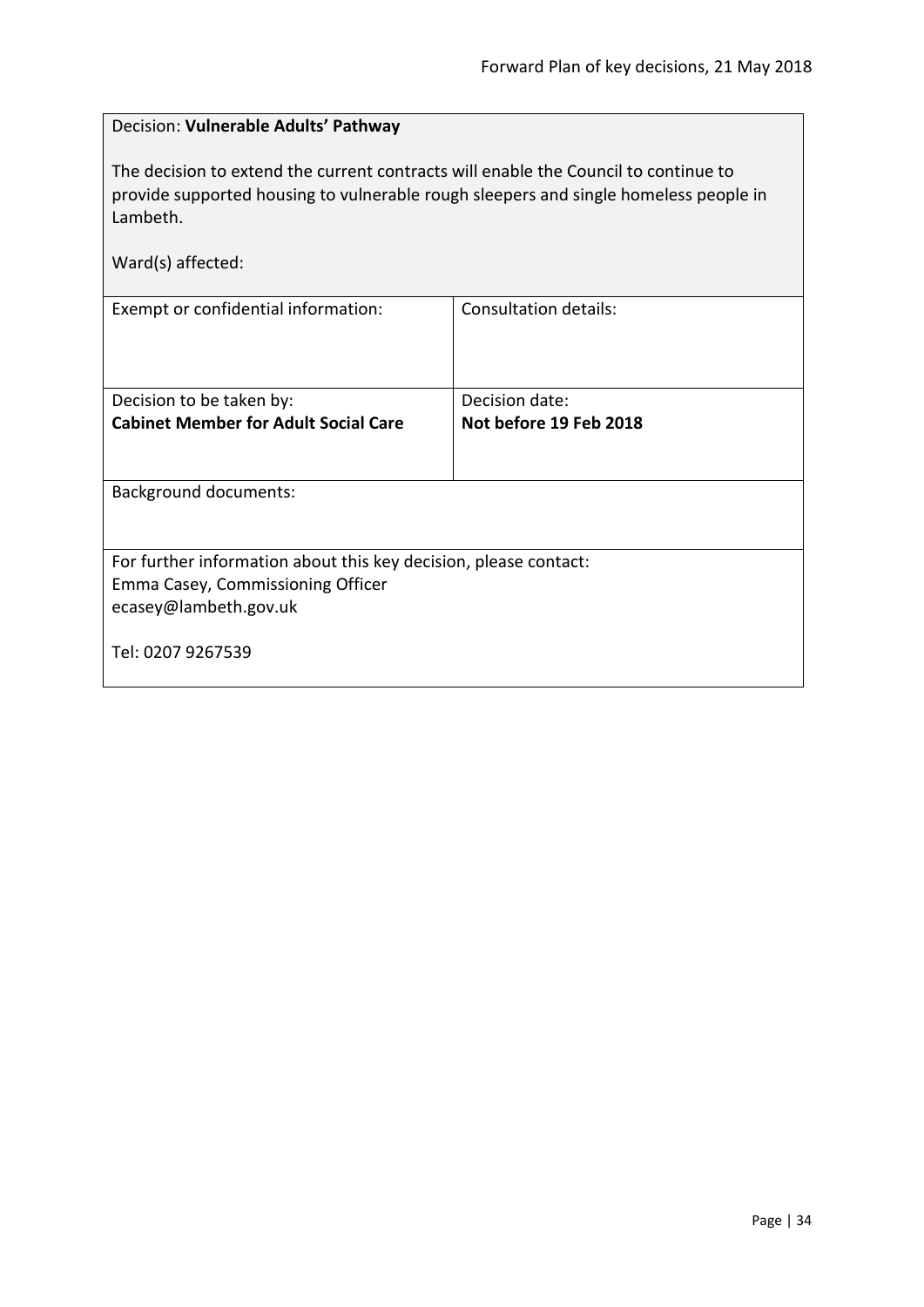Decision: **Vulnerable Adults' Pathway**

The decision to extend the current contracts will enable the Council to continue to provide supported housing to vulnerable rough sleepers and single homeless people in Lambeth.

Ward(s) affected:

| Exempt or confidential information: | Consultation details: |
|---|---|
| Decision to be taken by:<br>**Cabinet Member for Adult Social Care** | Decision date:<br>**Not before 19 Feb 2018** |

Background documents:

For further information about this key decision, please contact:
Emma Casey, Commissioning Officer
ecasey@lambeth.gov.uk

Tel: 0207 9267539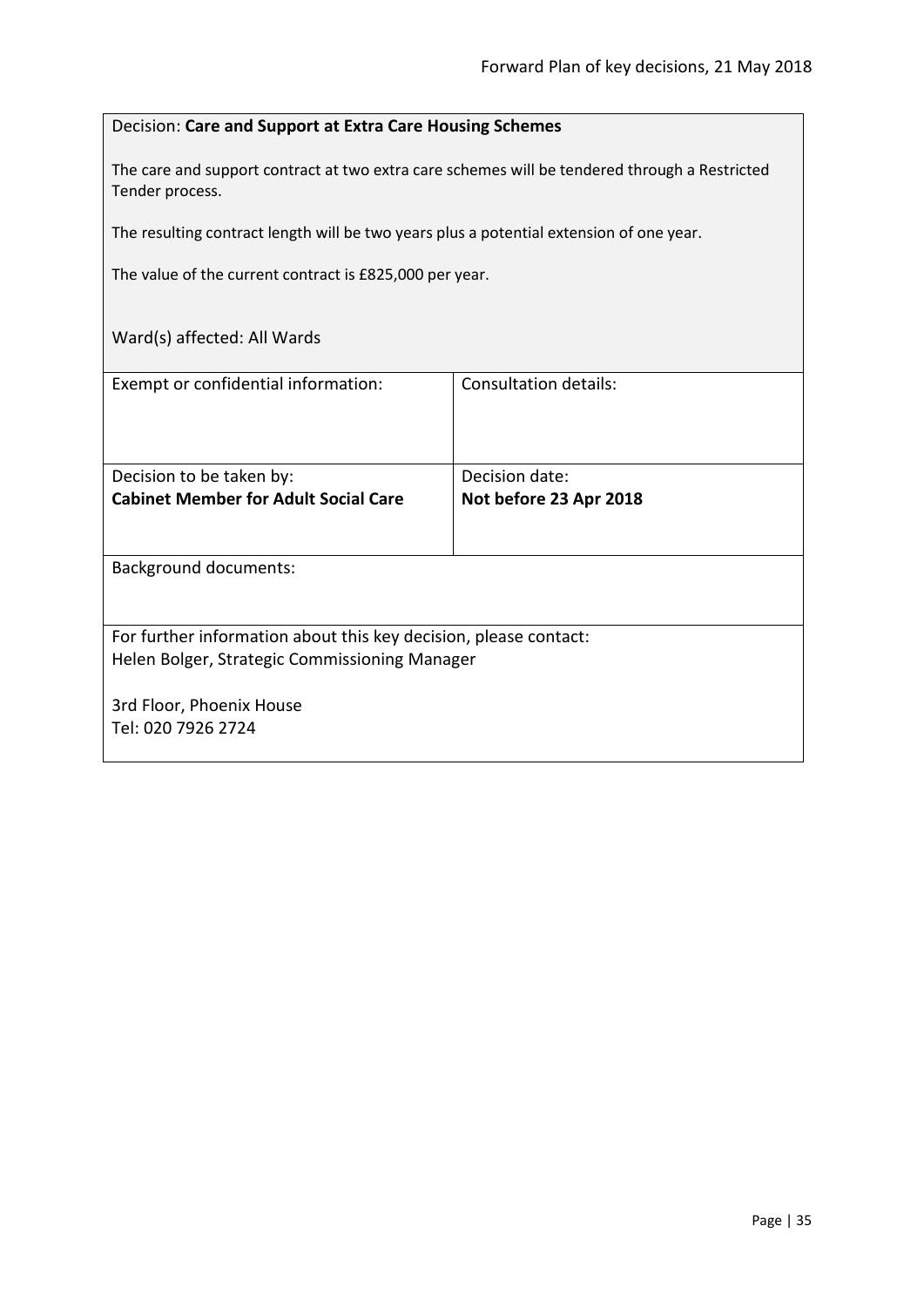Decision: **Care and Support at Extra Care Housing Schemes**

The care and support contract at two extra care schemes will be tendered through a Restricted Tender process.

The resulting contract length will be two years plus a potential extension of one year.

The value of the current contract is £825,000 per year.

Ward(s) affected: All Wards

| Exempt or confidential information: | Consultation details: |
| --- | --- |
| Decision to be taken by: **Cabinet Member for Adult Social Care** | Decision date: **Not before 23 Apr 2018** |

Background documents:

For further information about this key decision, please contact:
Helen Bolger, Strategic Commissioning Manager

3rd Floor, Phoenix House
Tel: 020 7926 2724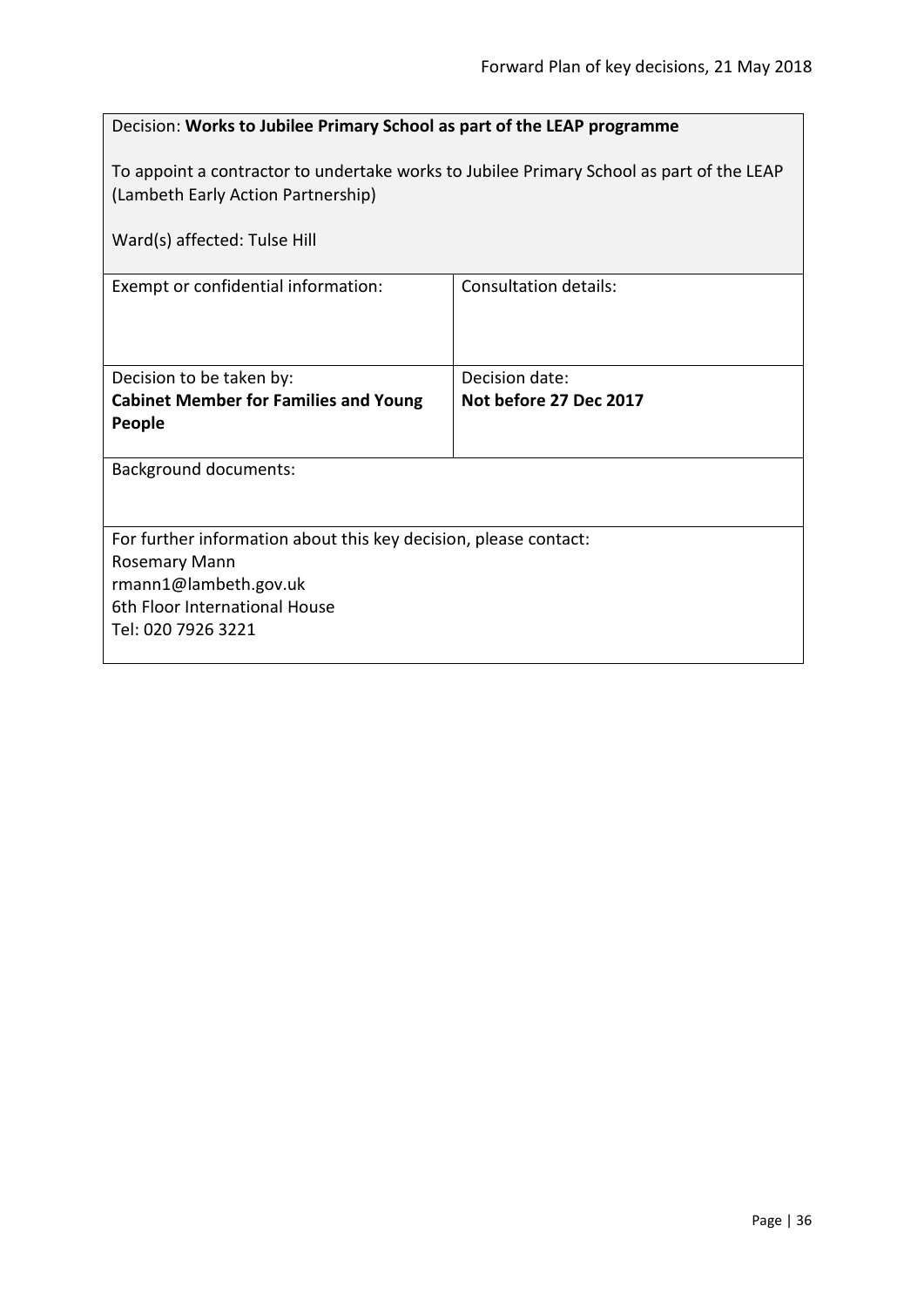Decision: **Works to Jubilee Primary School as part of the LEAP programme**

To appoint a contractor to undertake works to Jubilee Primary School as part of the LEAP (Lambeth Early Action Partnership)

Ward(s) affected: Tulse Hill

| Exempt or confidential information: | Consultation details: |
|---|---|
| Decision to be taken by:<br>**Cabinet Member for Families and Young People** | Decision date:<br>**Not before 27 Dec 2017** |

Background documents:

For further information about this key decision, please contact:
Rosemary Mann
rmann1@lambeth.gov.uk
6th Floor International House
Tel: 020 7926 3221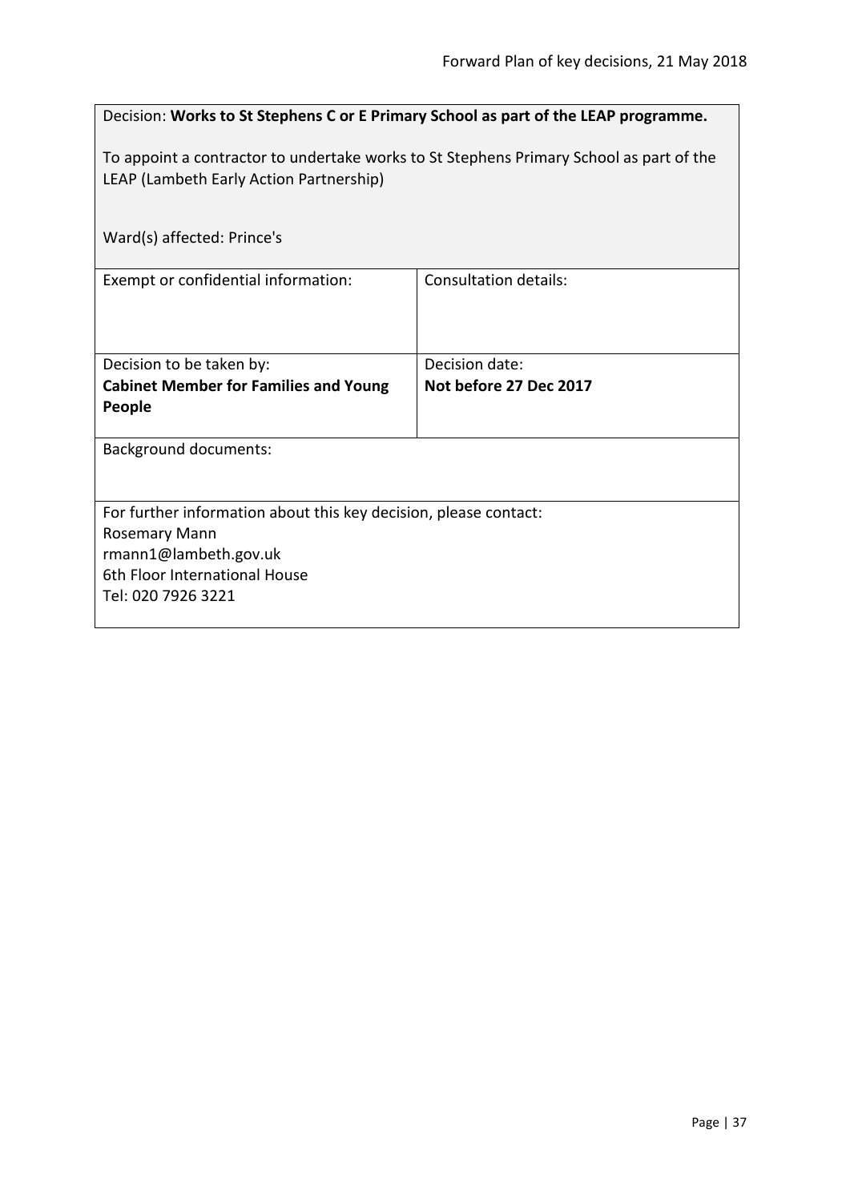Decision: **Works to St Stephens C or E Primary School as part of the LEAP programme.**

To appoint a contractor to undertake works to St Stephens Primary School as part of the LEAP (Lambeth Early Action Partnership)

Ward(s) affected: Prince's

| Exempt or confidential information: | Consultation details: |
|---|---|
| Decision to be taken by:<br>**Cabinet Member for Families and Young People** | Decision date:<br>**Not before 27 Dec 2017** |

Background documents:

For further information about this key decision, please contact:
Rosemary Mann
rmann1@lambeth.gov.uk
6th Floor International House
Tel: 020 7926 3221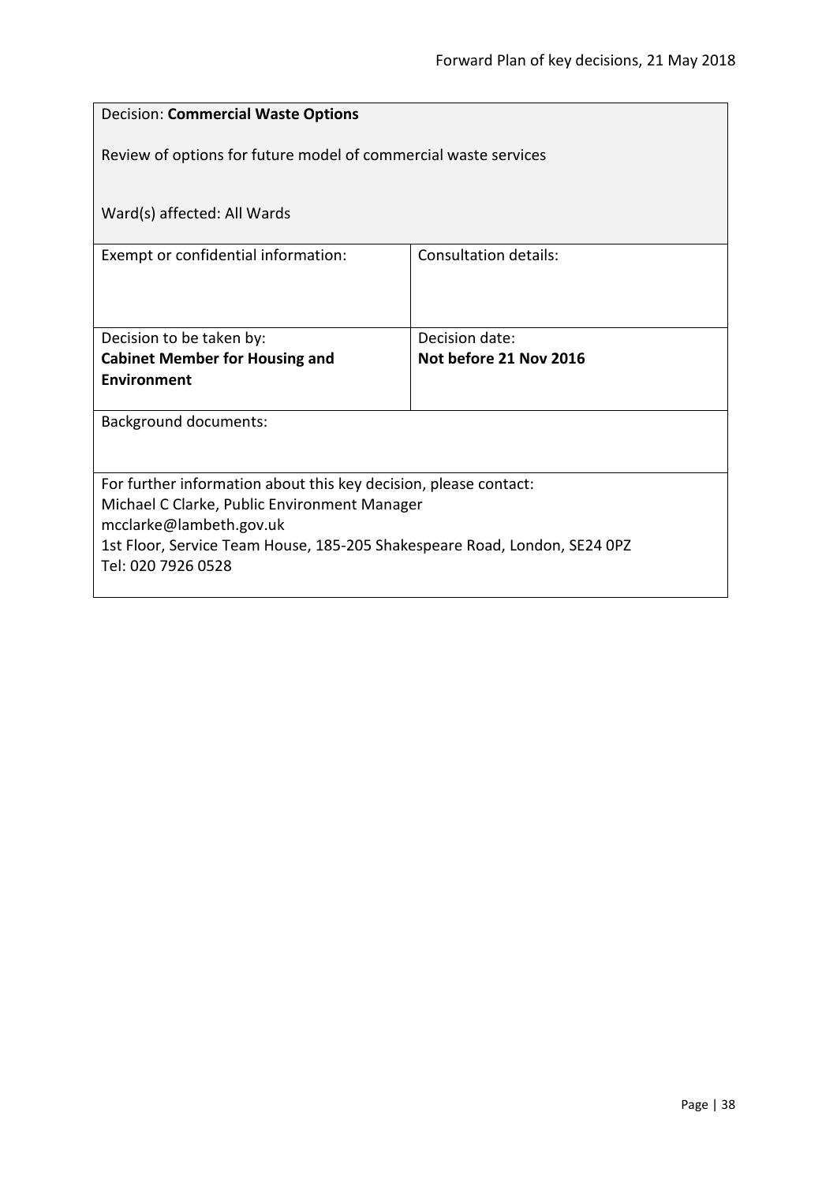Decision: **Commercial Waste Options**

Review of options for future model of commercial waste services

Ward(s) affected: All Wards

| Exempt or confidential information: | Consultation details: |
|---|---|
| Decision to be taken by:<br>**Cabinet Member for Housing and Environment** | Decision date:<br>**Not before 21 Nov 2016** |

Background documents:

For further information about this key decision, please contact:
Michael C Clarke, Public Environment Manager
mcclarke@lambeth.gov.uk
1st Floor, Service Team House, 185-205 Shakespeare Road, London, SE24 0PZ
Tel: 020 7926 0528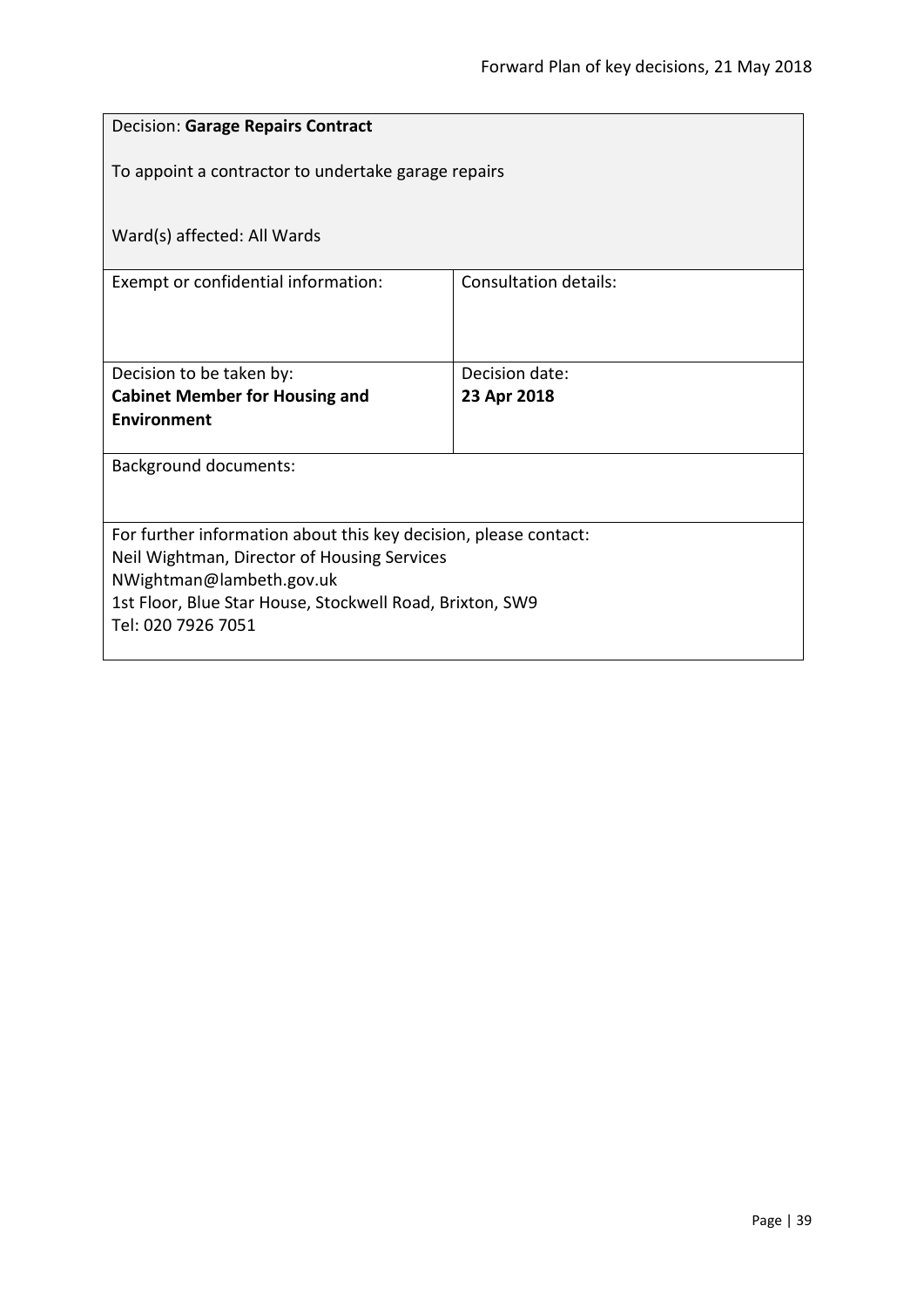Decision: **Garage Repairs Contract**

To appoint a contractor to undertake garage repairs

Ward(s) affected: All Wards

| Exempt or confidential information: | Consultation details: |
|---|---|
| Decision to be taken by:<br>**Cabinet Member for Housing and Environment** | Decision date:<br>**23 Apr 2018** |

Background documents:

For further information about this key decision, please contact:
Neil Wightman, Director of Housing Services
NWightman@lambeth.gov.uk
1st Floor, Blue Star House, Stockwell Road, Brixton, SW9
Tel: 020 7926 7051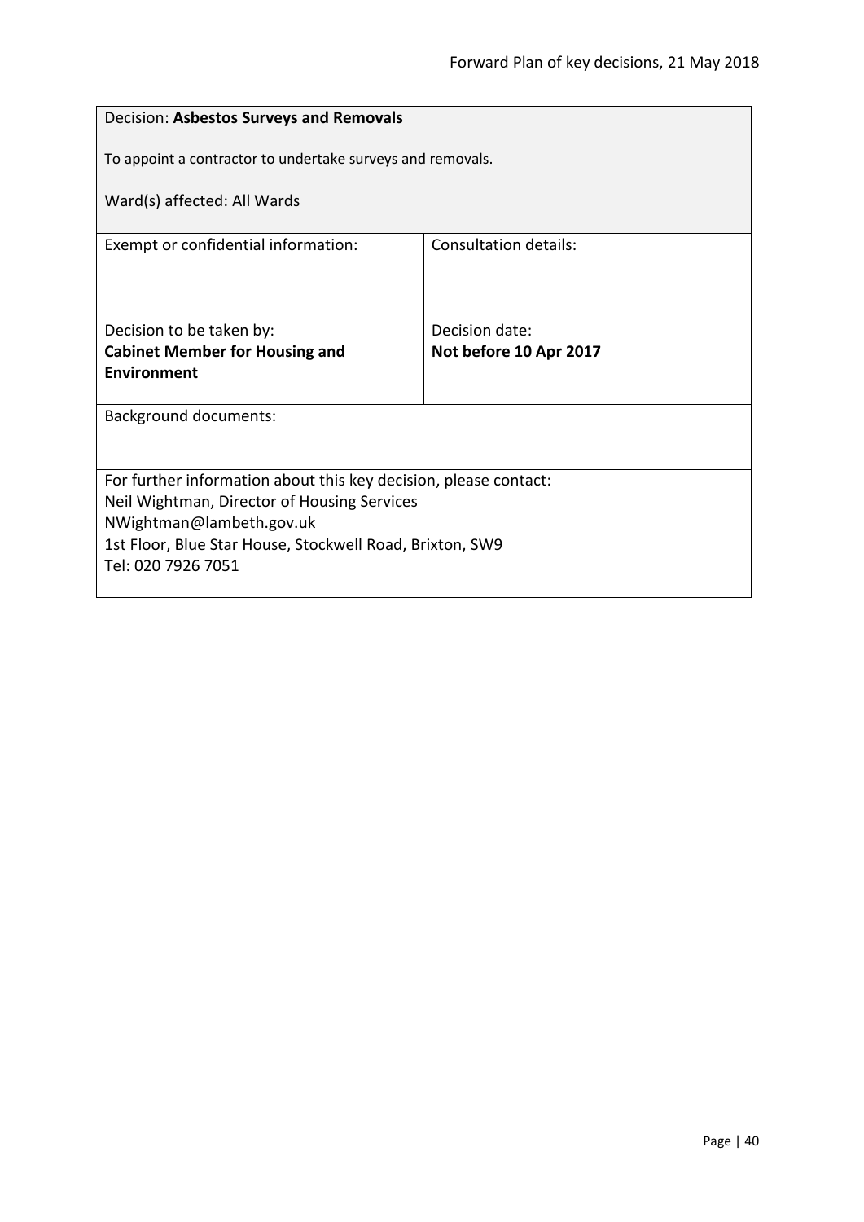Decision: **Asbestos Surveys and Removals**

To appoint a contractor to undertake surveys and removals.

Ward(s) affected: All Wards

| Exempt or confidential information: | Consultation details: |
|---|---|
| Decision to be taken by:<br>**Cabinet Member for Housing and Environment** | Decision date:<br>**Not before 10 Apr 2017** |

Background documents:

For further information about this key decision, please contact:
Neil Wightman, Director of Housing Services
NWightman@lambeth.gov.uk
1st Floor, Blue Star House, Stockwell Road, Brixton, SW9
Tel: 020 7926 7051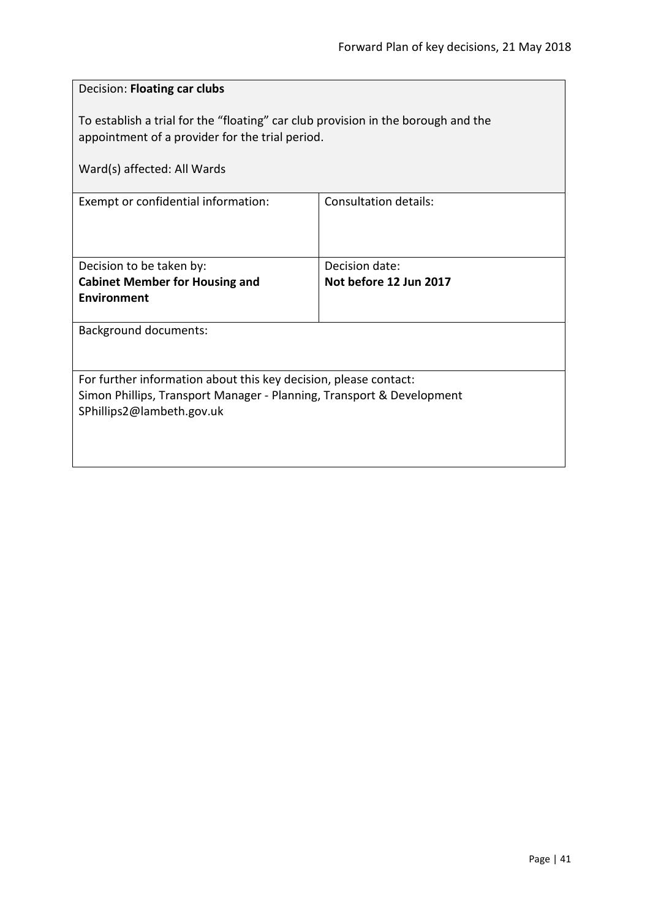Decision: **Floating car clubs**

To establish a trial for the "floating" car club provision in the borough and the appointment of a provider for the trial period.

Ward(s) affected: All Wards

| Exempt or confidential information: | Consultation details: |
|---|---|
| Decision to be taken by:<br>**Cabinet Member for Housing and Environment** | Decision date:<br>**Not before 12 Jun 2017** |

Background documents:

For further information about this key decision, please contact:
Simon Phillips, Transport Manager - Planning, Transport & Development
SPhillips2@lambeth.gov.uk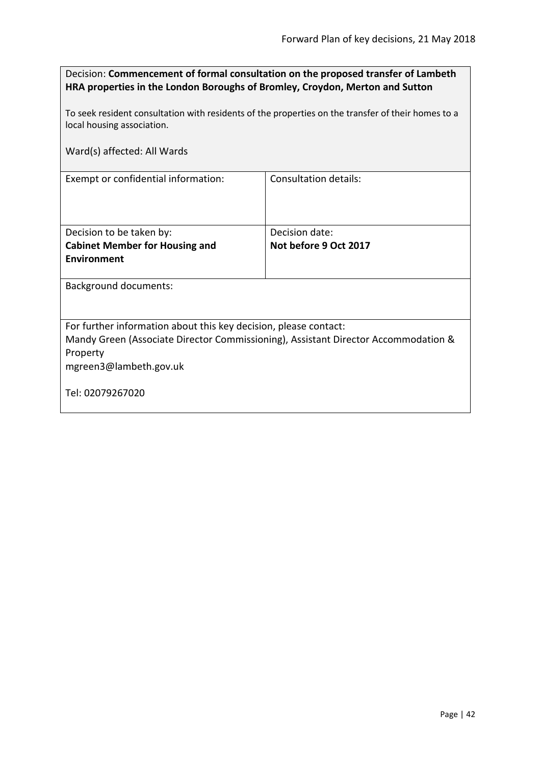Decision: **Commencement of formal consultation on the proposed transfer of Lambeth HRA properties in the London Boroughs of Bromley, Croydon, Merton and Sutton**

To seek resident consultation with residents of the properties on the transfer of their homes to a local housing association.

Ward(s) affected: All Wards

| Exempt or confidential information: | Consultation details: |
|---|---|
| Decision to be taken by:<br>**Cabinet Member for Housing and Environment** | Decision date:<br>**Not before 9 Oct 2017** |

Background documents:

For further information about this key decision, please contact:
Mandy Green (Associate Director Commissioning), Assistant Director Accommodation & Property
mgreen3@lambeth.gov.uk

Tel: 02079267020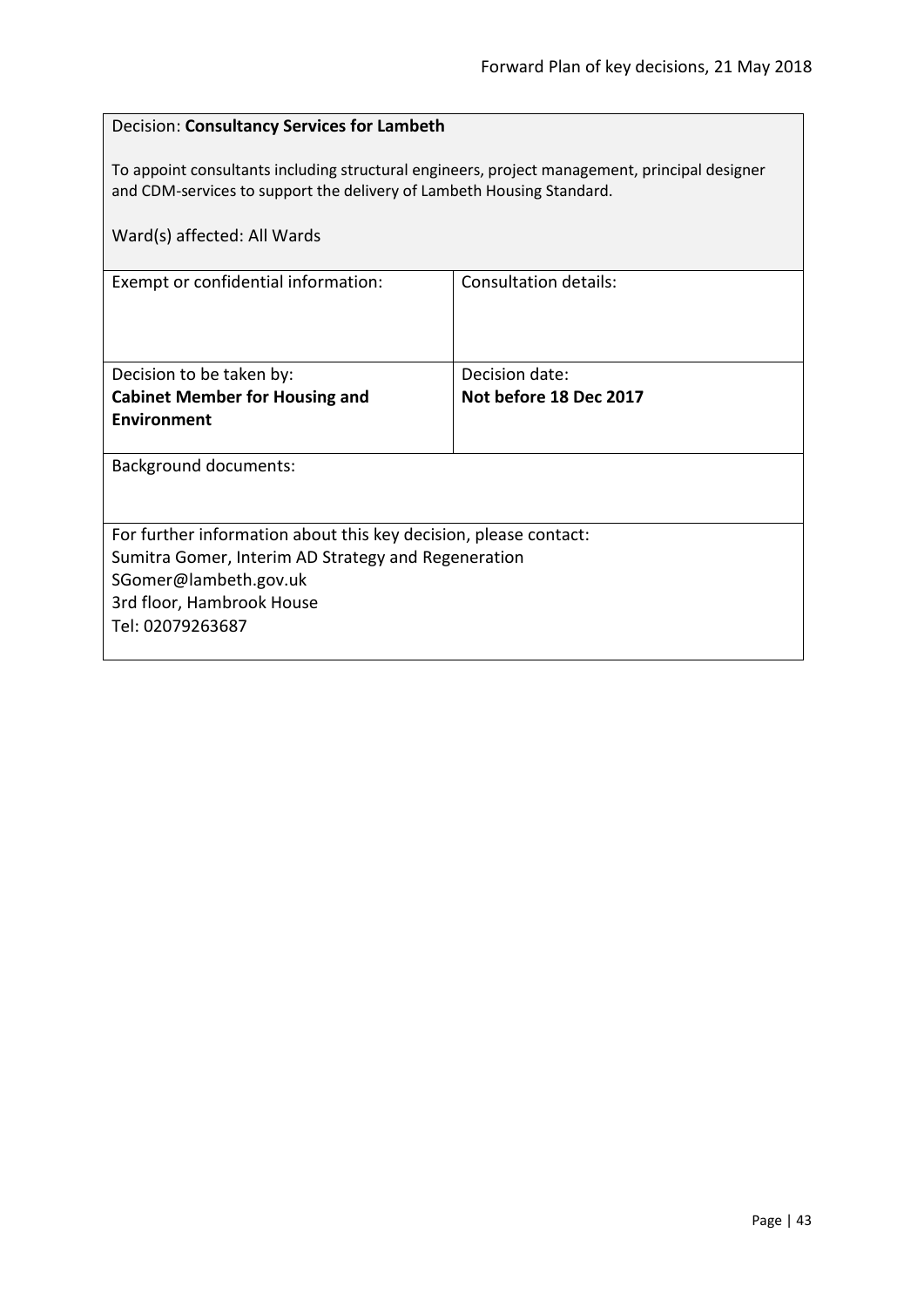Decision: **Consultancy Services for Lambeth**

To appoint consultants including structural engineers, project management, principal designer and CDM-services to support the delivery of Lambeth Housing Standard.

Ward(s) affected: All Wards

| Exempt or confidential information: | Consultation details: |
|---|---|
| Decision to be taken by:<br>**Cabinet Member for Housing and Environment** | Decision date:<br>**Not before 18 Dec 2017** |

Background documents:

For further information about this key decision, please contact:
Sumitra Gomer, Interim AD Strategy and Regeneration
SGomer@lambeth.gov.uk
3rd floor, Hambrook House
Tel: 02079263687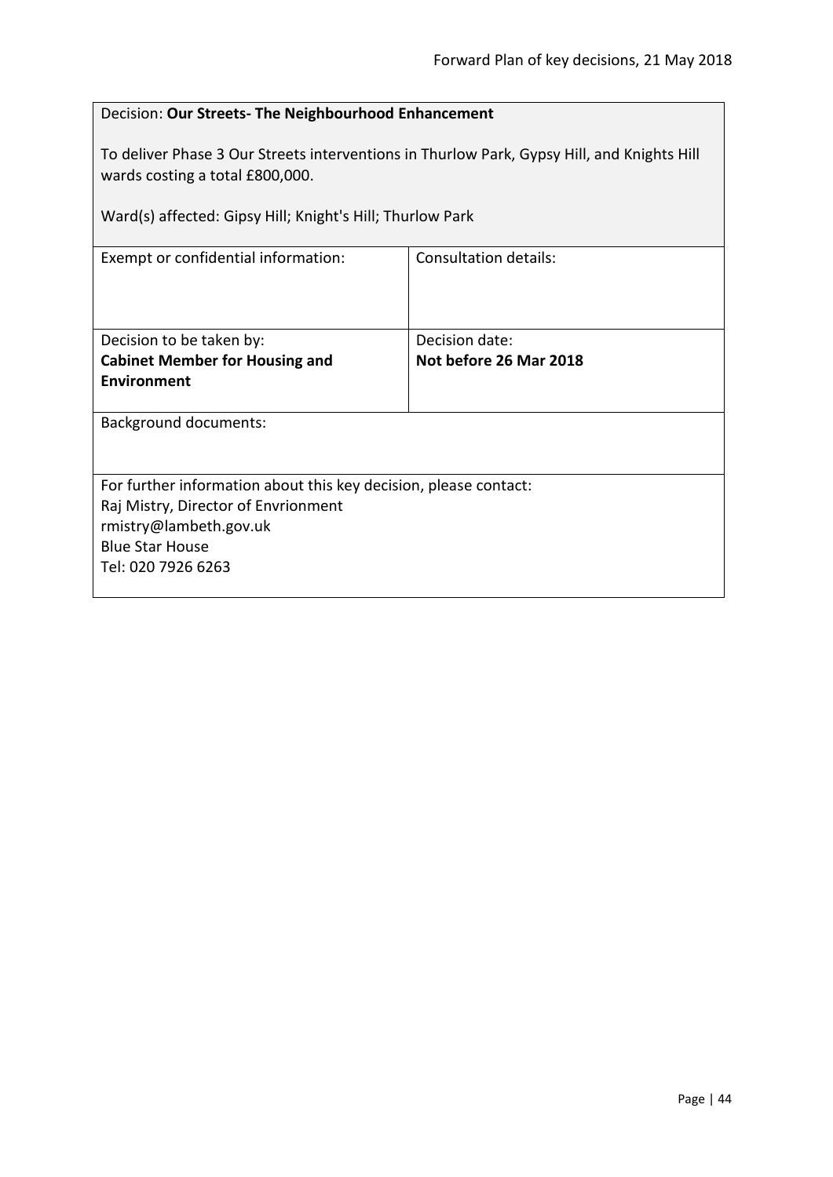Decision: **Our Streets- The Neighbourhood Enhancement**

To deliver Phase 3 Our Streets interventions in Thurlow Park, Gypsy Hill, and Knights Hill wards costing a total £800,000.

Ward(s) affected: Gipsy Hill; Knight's Hill; Thurlow Park

| Exempt or confidential information: | Consultation details: |
|---|---|
| Decision to be taken by:<br>**Cabinet Member for Housing and Environment** | Decision date:<br>**Not before 26 Mar 2018** |

Background documents:

For further information about this key decision, please contact:
Raj Mistry, Director of Envrionment
rmistry@lambeth.gov.uk
Blue Star House
Tel: 020 7926 6263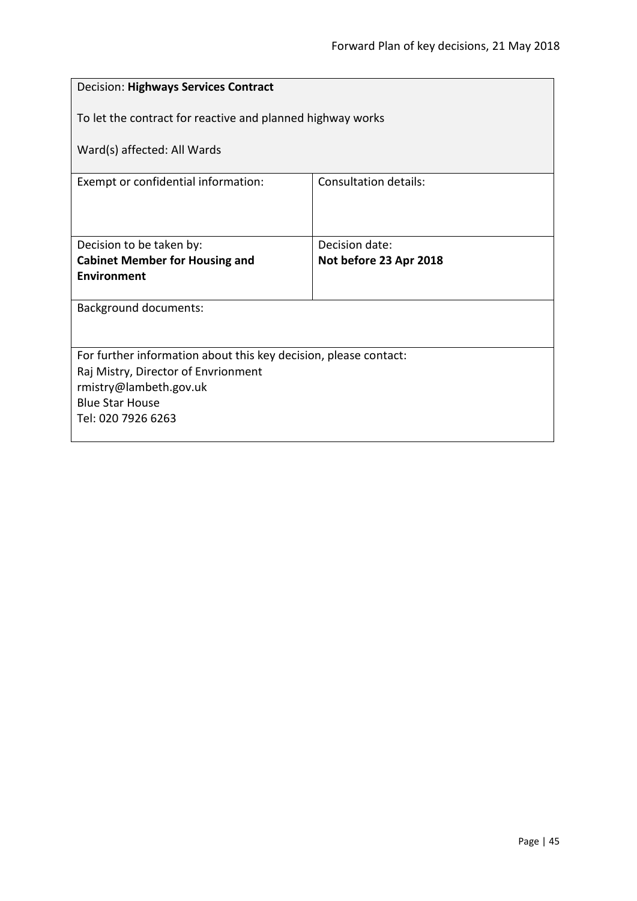Decision: **Highways Services Contract**

To let the contract for reactive and planned highway works

Ward(s) affected: All Wards

| Exempt or confidential information: | Consultation details: |
| --- | --- |
| Decision to be taken by:<br>**Cabinet Member for Housing and Environment** | Decision date:<br>**Not before 23 Apr 2018** |

Background documents:

For further information about this key decision, please contact:
Raj Mistry, Director of Envrionment
rmistry@lambeth.gov.uk
Blue Star House
Tel: 020 7926 6263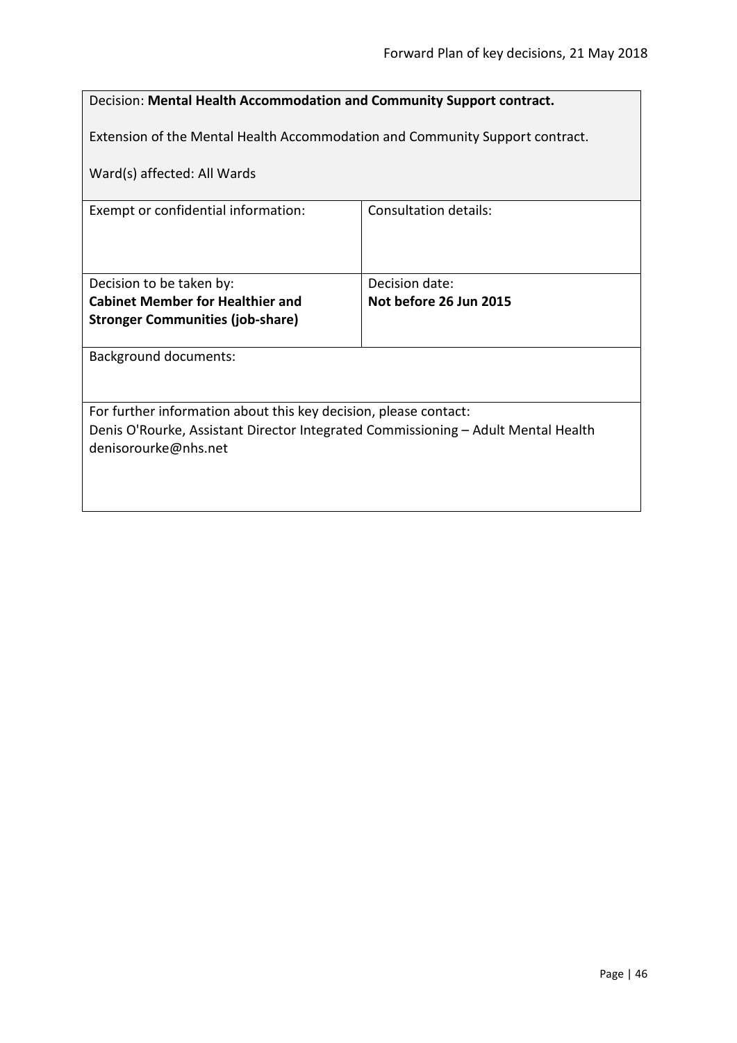Decision: **Mental Health Accommodation and Community Support contract.**

Extension of the Mental Health Accommodation and Community Support contract.

Ward(s) affected: All Wards

| Exempt or confidential information: | Consultation details: |
| --- | --- |
| Decision to be taken by:<br>**Cabinet Member for Healthier and Stronger Communities (job-share)** | Decision date:<br>**Not before 26 Jun 2015** |

Background documents:

For further information about this key decision, please contact:
Denis O'Rourke, Assistant Director Integrated Commissioning – Adult Mental Health
denisorourke@nhs.net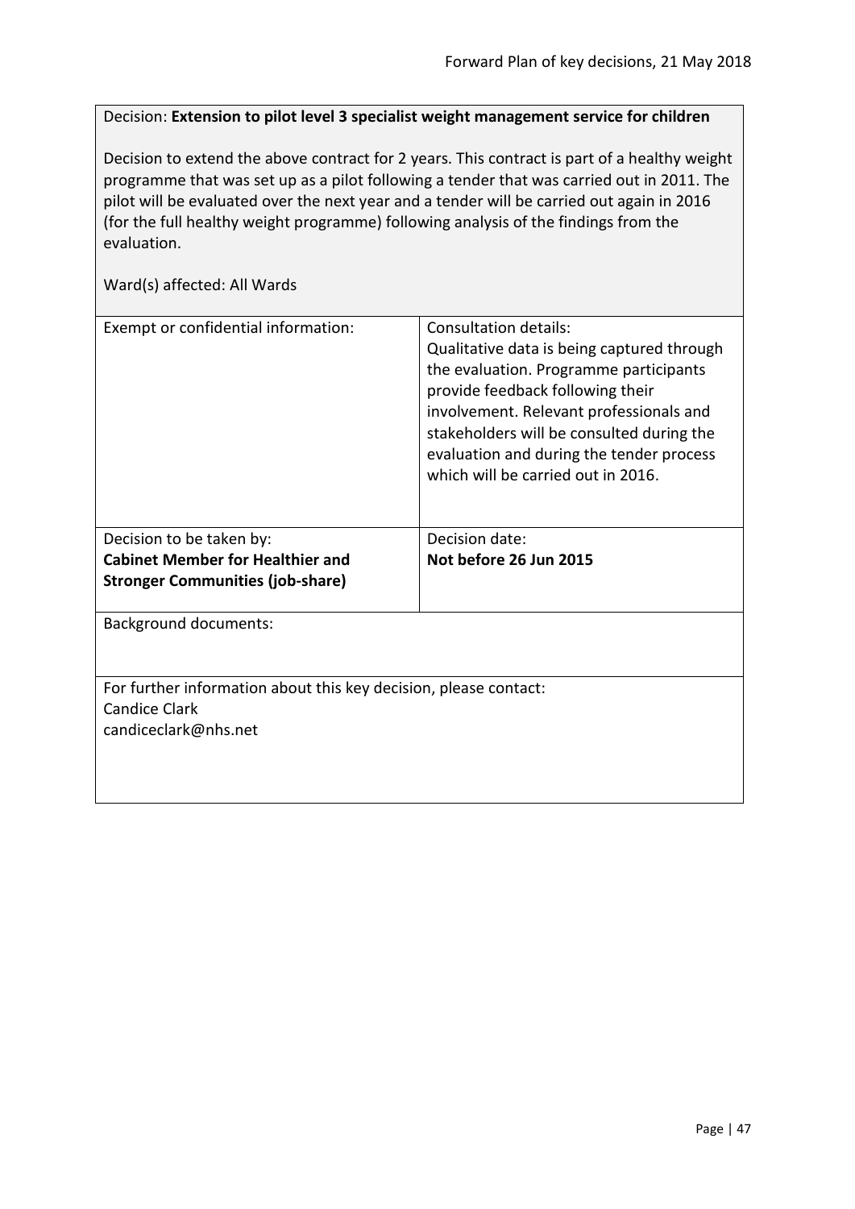Decision: **Extension to pilot level 3 specialist weight management service for children**

Decision to extend the above contract for 2 years. This contract is part of a healthy weight programme that was set up as a pilot following a tender that was carried out in 2011. The pilot will be evaluated over the next year and a tender will be carried out again in 2016 (for the full healthy weight programme) following analysis of the findings from the evaluation.

Ward(s) affected: All Wards

| Exempt or confidential information: | Consultation details:<br>Qualitative data is being captured through the evaluation. Programme participants provide feedback following their involvement. Relevant professionals and stakeholders will be consulted during the evaluation and during the tender process which will be carried out in 2016. |
|---|---|
| Decision to be taken by:<br>**Cabinet Member for Healthier and Stronger Communities (job-share)** | Decision date:<br>**Not before 26 Jun 2015** |

Background documents:

For further information about this key decision, please contact:
Candice Clark
candiceclark@nhs.net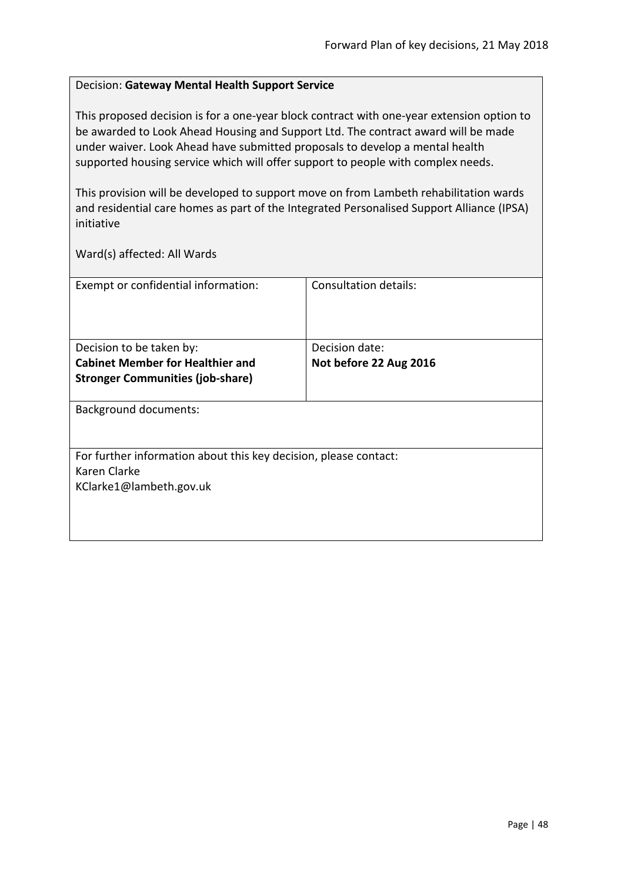Decision: **Gateway Mental Health Support Service**

This proposed decision is for a one-year block contract with one-year extension option to be awarded to Look Ahead Housing and Support Ltd. The contract award will be made under waiver. Look Ahead have submitted proposals to develop a mental health supported housing service which will offer support to people with complex needs.

This provision will be developed to support move on from Lambeth rehabilitation wards and residential care homes as part of the Integrated Personalised Support Alliance (IPSA) initiative

Ward(s) affected: All Wards

| Exempt or confidential information: | Consultation details: |
|---|---|
| Decision to be taken by:<br>**Cabinet Member for Healthier and Stronger Communities (job-share)** | Decision date:<br>**Not before 22 Aug 2016** |

Background documents:

For further information about this key decision, please contact:
Karen Clarke
KClarke1@lambeth.gov.uk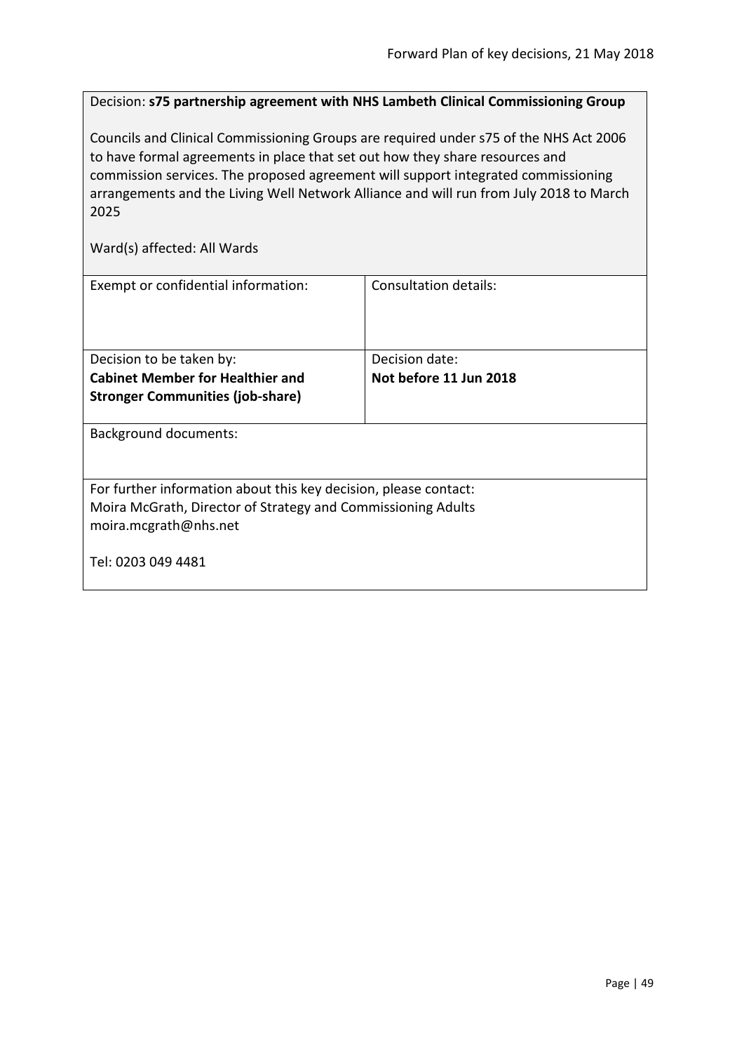Decision: **s75 partnership agreement with NHS Lambeth Clinical Commissioning Group**

Councils and Clinical Commissioning Groups are required under s75 of the NHS Act 2006 to have formal agreements in place that set out how they share resources and commission services. The proposed agreement will support integrated commissioning arrangements and the Living Well Network Alliance and will run from July 2018 to March 2025

Ward(s) affected: All Wards

| Exempt or confidential information: | Consultation details: |
|---|---|
| Decision to be taken by:<br>**Cabinet Member for Healthier and Stronger Communities (job-share)** | Decision date:<br>**Not before 11 Jun 2018** |

Background documents:

For further information about this key decision, please contact:
Moira McGrath, Director of Strategy and Commissioning Adults
moira.mcgrath@nhs.net

Tel: 0203 049 4481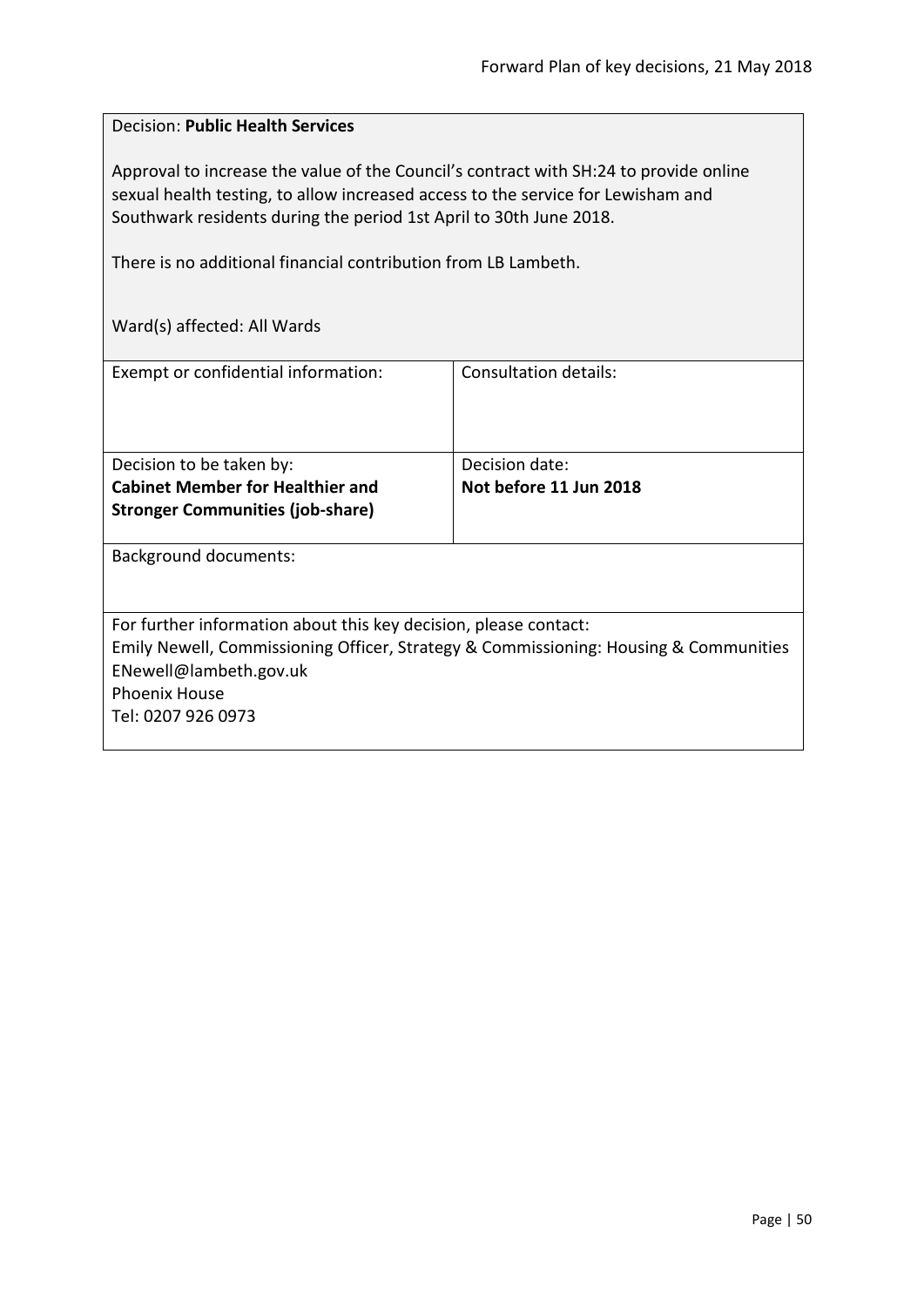Decision: **Public Health Services**

Approval to increase the value of the Council's contract with SH:24 to provide online sexual health testing, to allow increased access to the service for Lewisham and Southwark residents during the period 1st April to 30th June 2018.

There is no additional financial contribution from LB Lambeth.

Ward(s) affected: All Wards

| Exempt or confidential information: | Consultation details: |
|---|---|
| Decision to be taken by: **Cabinet Member for Healthier and Stronger Communities (job-share)** | Decision date: **Not before 11 Jun 2018** |

Background documents:

For further information about this key decision, please contact:
Emily Newell, Commissioning Officer, Strategy & Commissioning: Housing & Communities
ENewell@lambeth.gov.uk
Phoenix House
Tel: 0207 926 0973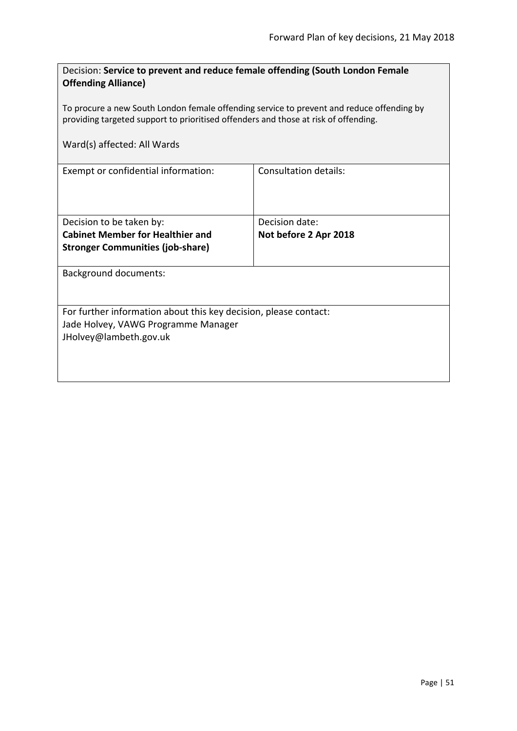Decision: **Service to prevent and reduce female offending (South London Female Offending Alliance)**

To procure a new South London female offending service to prevent and reduce offending by providing targeted support to prioritised offenders and those at risk of offending.

Ward(s) affected: All Wards

| Exempt or confidential information: | Consultation details: |
| --- | --- |
| Decision to be taken by:<br>**Cabinet Member for Healthier and Stronger Communities (job-share)** | Decision date:<br>**Not before 2 Apr 2018** |

Background documents:

For further information about this key decision, please contact:
Jade Holvey, VAWG Programme Manager
JHolvey@lambeth.gov.uk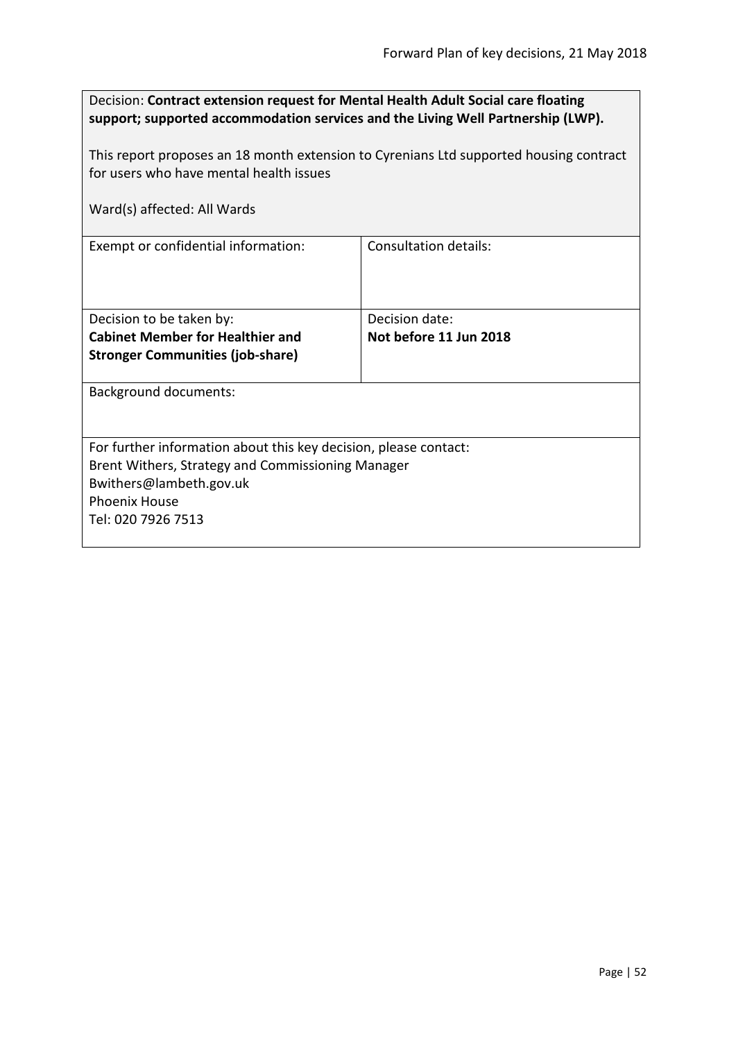Decision: **Contract extension request for Mental Health Adult Social care floating support; supported accommodation services and the Living Well Partnership (LWP).**

This report proposes an 18 month extension to Cyrenians Ltd supported housing contract for users who have mental health issues

Ward(s) affected: All Wards

| Exempt or confidential information: | Consultation details: |
|---|---|
| Decision to be taken by:<br>**Cabinet Member for Healthier and Stronger Communities (job-share)** | Decision date:<br>**Not before 11 Jun 2018** |

Background documents:

For further information about this key decision, please contact:
Brent Withers, Strategy and Commissioning Manager
Bwithers@lambeth.gov.uk
Phoenix House
Tel: 020 7926 7513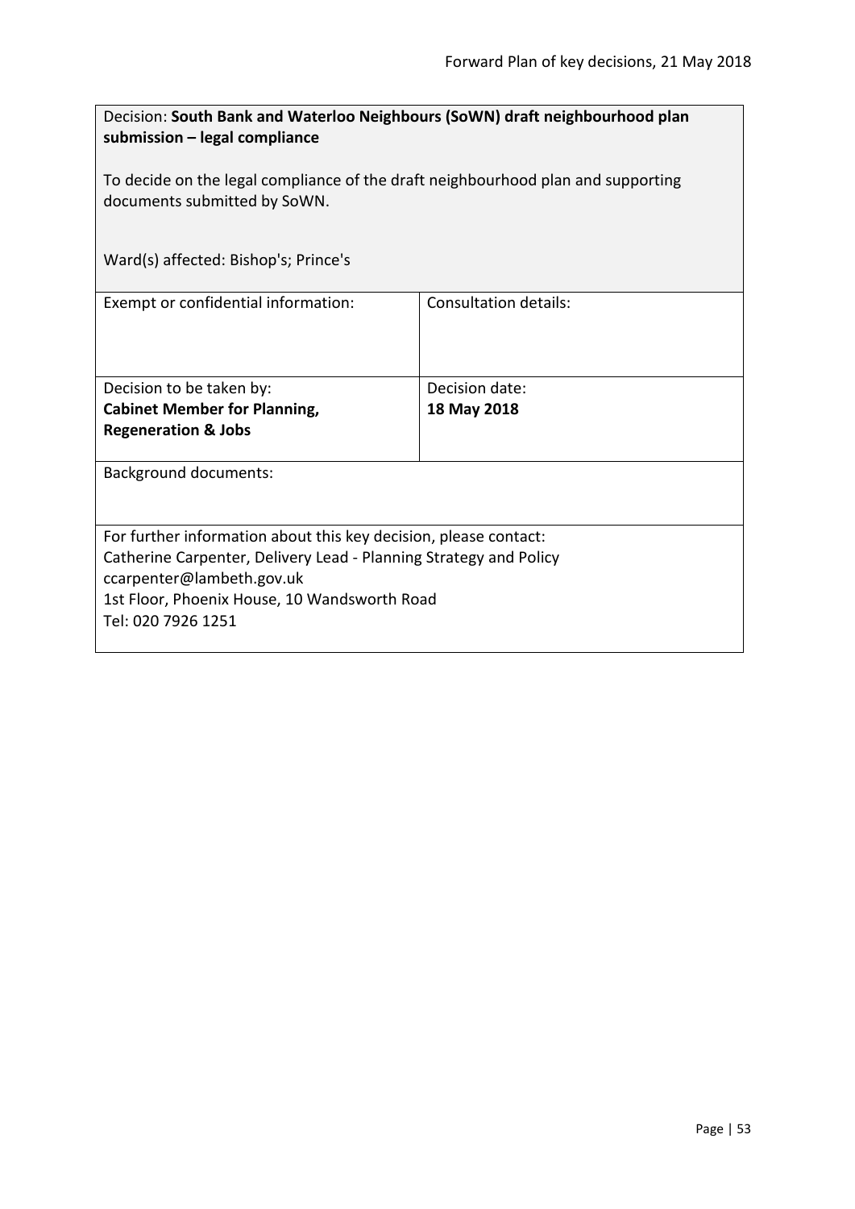Decision: **South Bank and Waterloo Neighbours (SoWN) draft neighbourhood plan submission – legal compliance**

To decide on the legal compliance of the draft neighbourhood plan and supporting documents submitted by SoWN.

Ward(s) affected: Bishop's; Prince's

| Exempt or confidential information: | Consultation details: |
|---|---|
| Decision to be taken by:<br>**Cabinet Member for Planning, Regeneration & Jobs** | Decision date:<br>**18 May 2018** |

Background documents:

For further information about this key decision, please contact:
Catherine Carpenter, Delivery Lead - Planning Strategy and Policy
ccarpenter@lambeth.gov.uk
1st Floor, Phoenix House, 10 Wandsworth Road
Tel: 020 7926 1251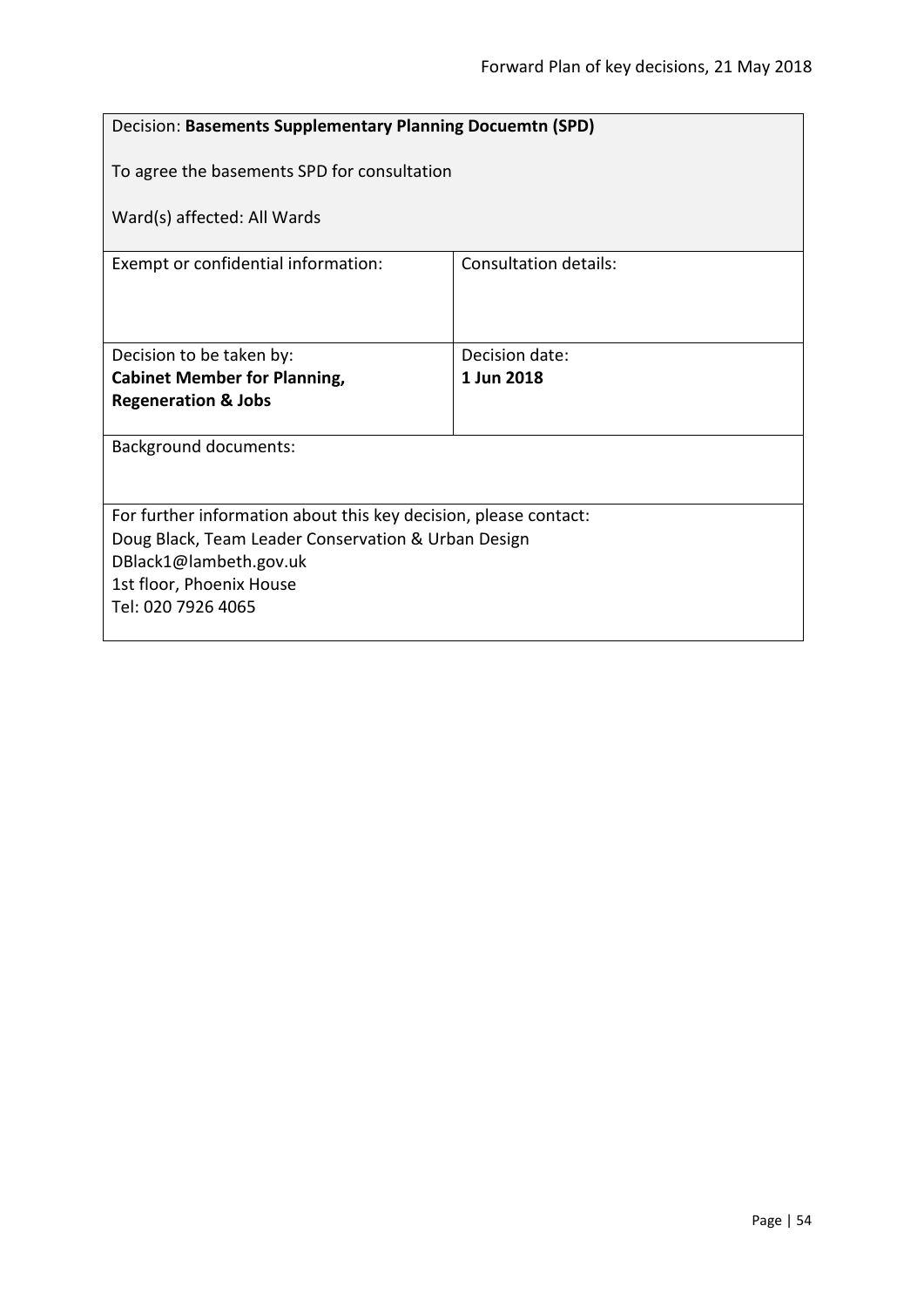| Decision: **Basements Supplementary Planning Docuemtn (SPD)**<br><br>To agree the basements SPD for consultation<br><br>Ward(s) affected: All Wards | |
|---|---|
| Exempt or confidential information: | Consultation details: |
| Decision to be taken by:<br>**Cabinet Member for Planning, Regeneration & Jobs** | Decision date:<br>**1 Jun 2018** |
| Background documents: | |
| For further information about this key decision, please contact:<br>Doug Black, Team Leader Conservation & Urban Design<br>DBlack1@lambeth.gov.uk<br>1st floor, Phoenix House<br>Tel: 020 7926 4065 | |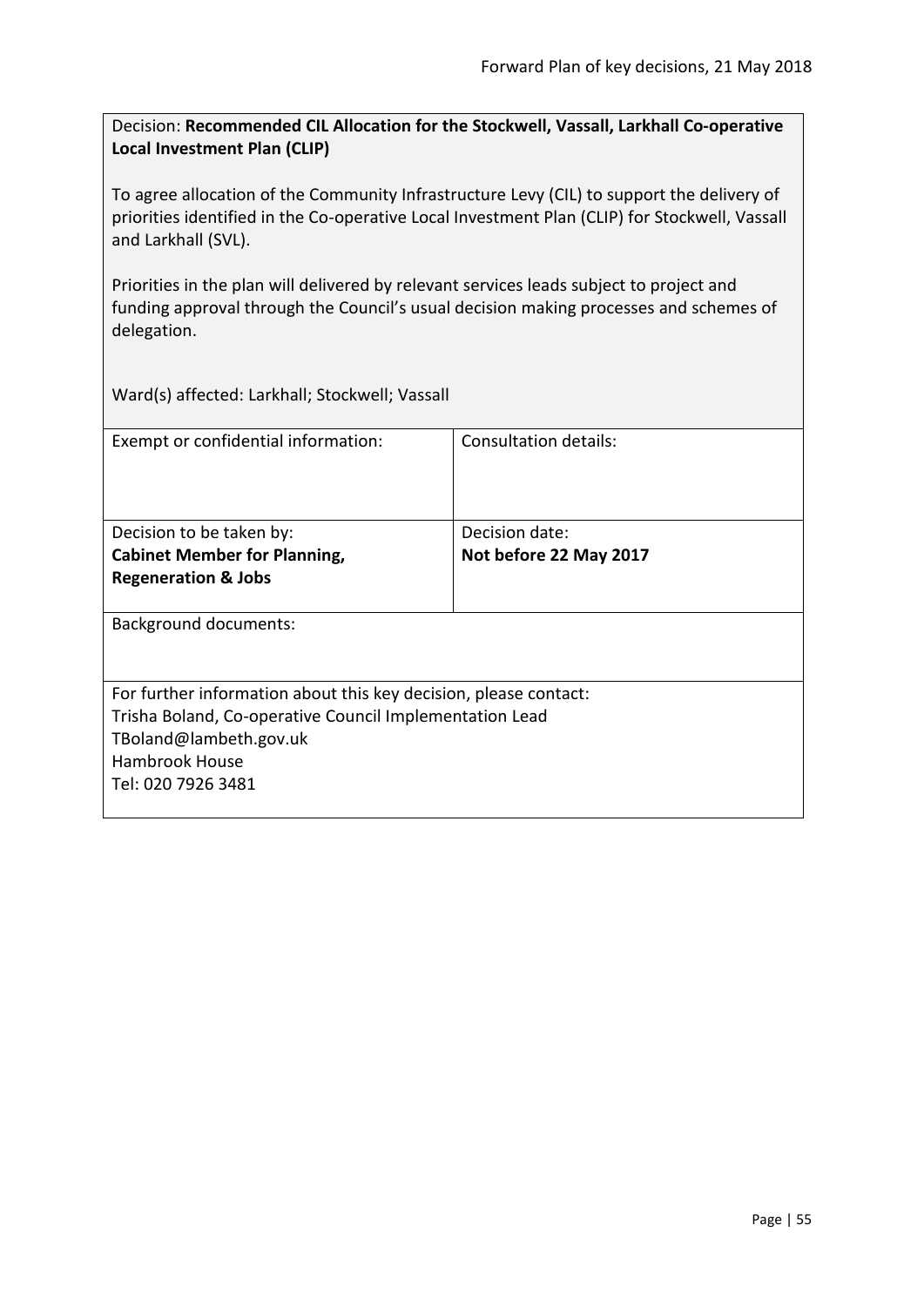Decision: **Recommended CIL Allocation for the Stockwell, Vassall, Larkhall Co-operative Local Investment Plan (CLIP)**

To agree allocation of the Community Infrastructure Levy (CIL) to support the delivery of priorities identified in the Co-operative Local Investment Plan (CLIP) for Stockwell, Vassall and Larkhall (SVL).

Priorities in the plan will delivered by relevant services leads subject to project and funding approval through the Council's usual decision making processes and schemes of delegation.

Ward(s) affected: Larkhall; Stockwell; Vassall

| Exempt or confidential information: | Consultation details: |
|---|---|
| Decision to be taken by:<br>**Cabinet Member for Planning, Regeneration & Jobs** | Decision date:<br>**Not before 22 May 2017** |

Background documents:

For further information about this key decision, please contact:
Trisha Boland, Co-operative Council Implementation Lead
TBoland@lambeth.gov.uk
Hambrook House
Tel: 020 7926 3481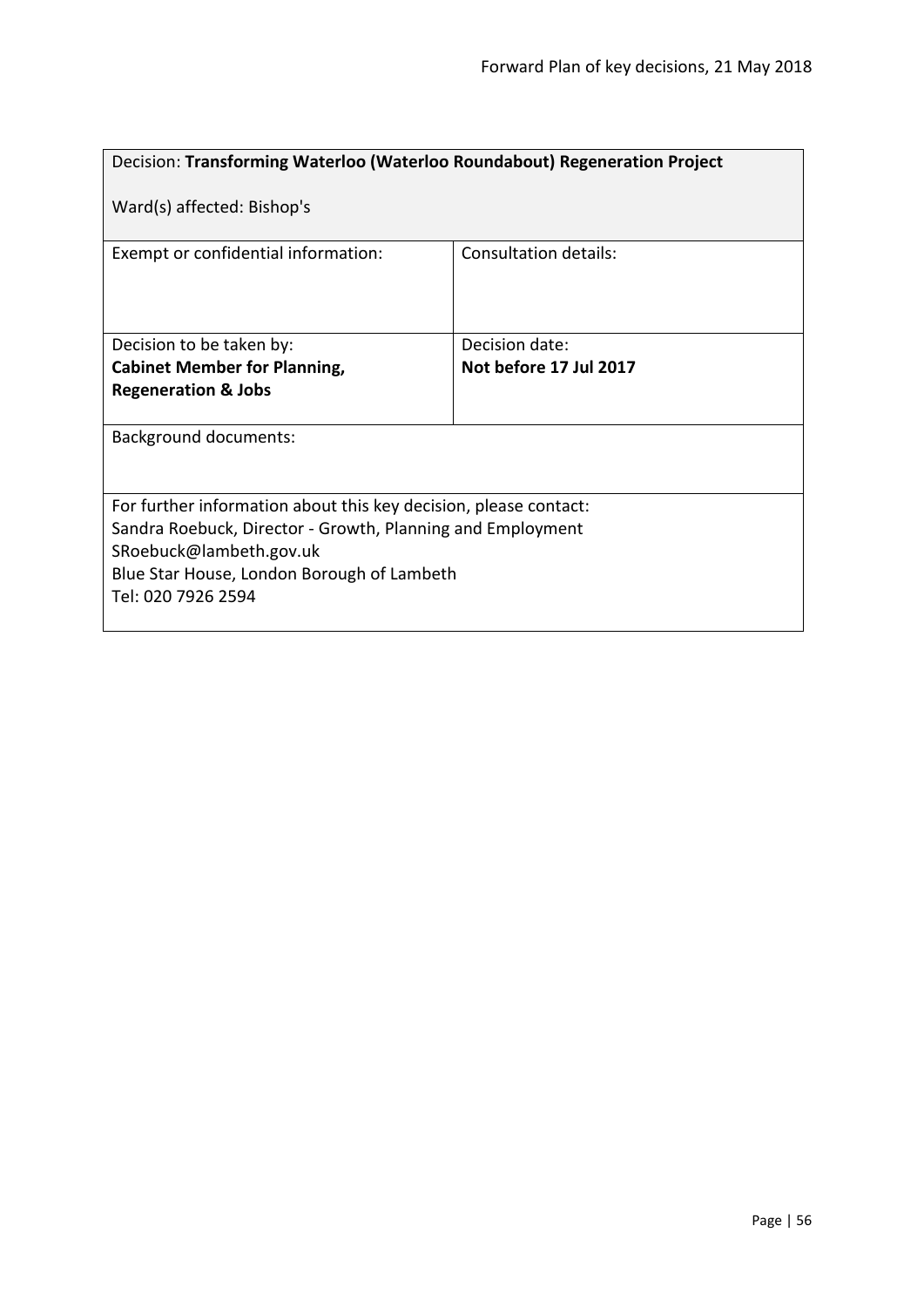Decision: **Transforming Waterloo (Waterloo Roundabout) Regeneration Project**

Ward(s) affected: Bishop's

| Exempt or confidential information: | Consultation details: |
|---|---|
| Decision to be taken by:<br>**Cabinet Member for Planning, Regeneration & Jobs** | Decision date:<br>**Not before 17 Jul 2017** |

Background documents:

For further information about this key decision, please contact:
Sandra Roebuck, Director - Growth, Planning and Employment
SRoebuck@lambeth.gov.uk
Blue Star House, London Borough of Lambeth
Tel: 020 7926 2594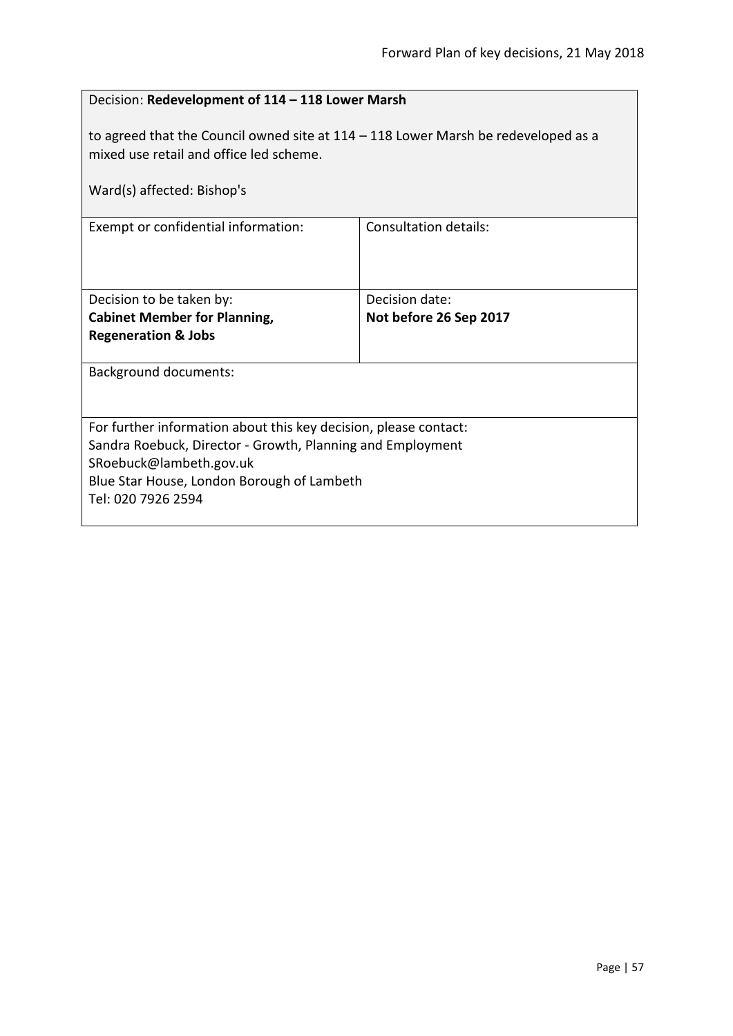Decision: **Redevelopment of 114 – 118 Lower Marsh**

to agreed that the Council owned site at 114 – 118 Lower Marsh be redeveloped as a mixed use retail and office led scheme.

Ward(s) affected: Bishop's

| Exempt or confidential information: | Consultation details: |
|---|---|
| Decision to be taken by:<br>**Cabinet Member for Planning, Regeneration & Jobs** | Decision date:<br>**Not before 26 Sep 2017** |

Background documents:

For further information about this key decision, please contact:
Sandra Roebuck, Director - Growth, Planning and Employment
SRoebuck@lambeth.gov.uk
Blue Star House, London Borough of Lambeth
Tel: 020 7926 2594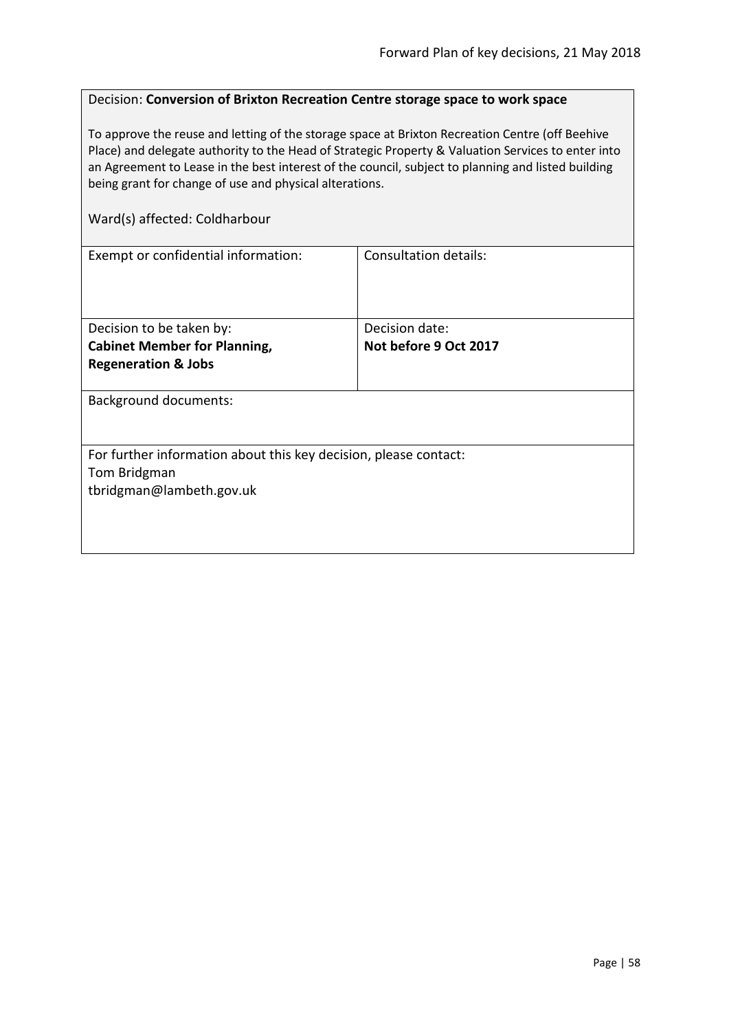Decision: **Conversion of Brixton Recreation Centre storage space to work space**

To approve the reuse and letting of the storage space at Brixton Recreation Centre (off Beehive Place) and delegate authority to the Head of Strategic Property & Valuation Services to enter into an Agreement to Lease in the best interest of the council, subject to planning and listed building being grant for change of use and physical alterations.

Ward(s) affected: Coldharbour

| Exempt or confidential information: | Consultation details: |
|---|---|
| Decision to be taken by:<br>**Cabinet Member for Planning, Regeneration & Jobs** | Decision date:<br>**Not before 9 Oct 2017** |

Background documents:

For further information about this key decision, please contact:
Tom Bridgman
tbridgman@lambeth.gov.uk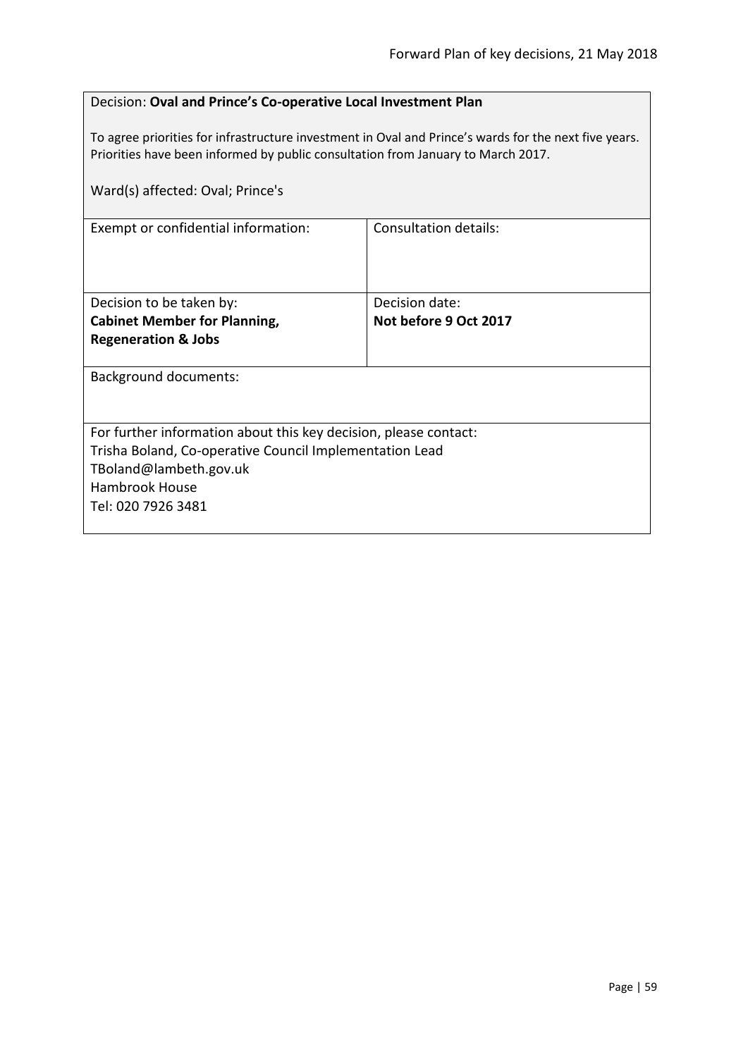Decision: **Oval and Prince's Co-operative Local Investment Plan**

To agree priorities for infrastructure investment in Oval and Prince's wards for the next five years. Priorities have been informed by public consultation from January to March 2017.

Ward(s) affected: Oval; Prince's

| Exempt or confidential information: | Consultation details: |
|---|---|
| Decision to be taken by: **Cabinet Member for Planning, Regeneration & Jobs** | Decision date: **Not before 9 Oct 2017** |

Background documents:

For further information about this key decision, please contact:
Trisha Boland, Co-operative Council Implementation Lead
TBoland@lambeth.gov.uk
Hambrook House
Tel: 020 7926 3481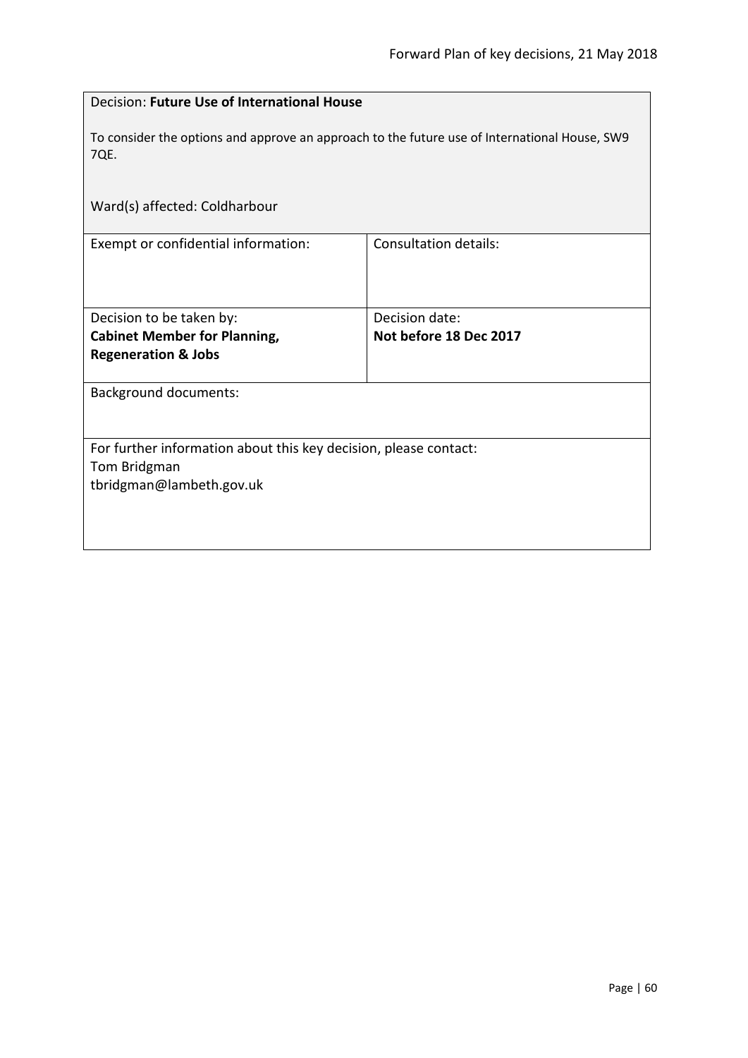Decision: **Future Use of International House**

To consider the options and approve an approach to the future use of International House, SW9 7QE.

Ward(s) affected: Coldharbour

| Exempt or confidential information: | Consultation details: |
|---|---|
| Decision to be taken by:<br>**Cabinet Member for Planning, Regeneration & Jobs** | Decision date:<br>**Not before 18 Dec 2017** |

Background documents:

For further information about this key decision, please contact:
Tom Bridgman
tbridgman@lambeth.gov.uk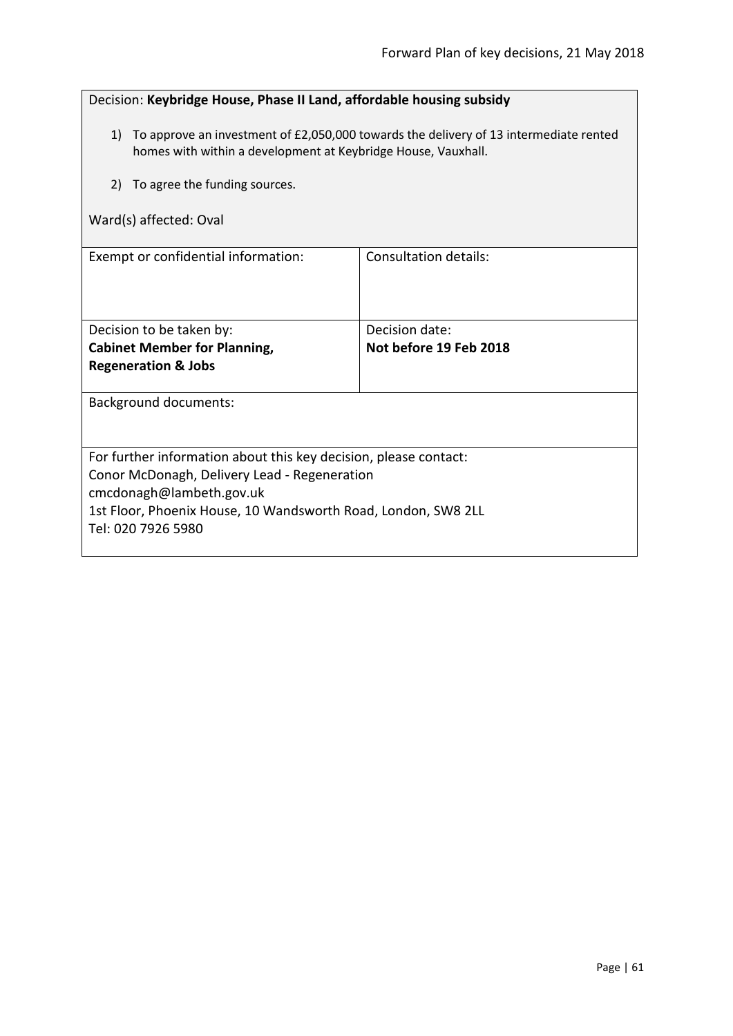Decision: **Keybridge House, Phase II Land, affordable housing subsidy**

1) To approve an investment of £2,050,000 towards the delivery of 13 intermediate rented homes with within a development at Keybridge House, Vauxhall.

2) To agree the funding sources.

Ward(s) affected: Oval

| Exempt or confidential information: | Consultation details: |
| --- | --- |
| Decision to be taken by:<br>**Cabinet Member for Planning, Regeneration & Jobs** | Decision date:<br>**Not before 19 Feb 2018** |

Background documents:

For further information about this key decision, please contact:
Conor McDonagh, Delivery Lead - Regeneration
cmcdonagh@lambeth.gov.uk
1st Floor, Phoenix House, 10 Wandsworth Road, London, SW8 2LL
Tel: 020 7926 5980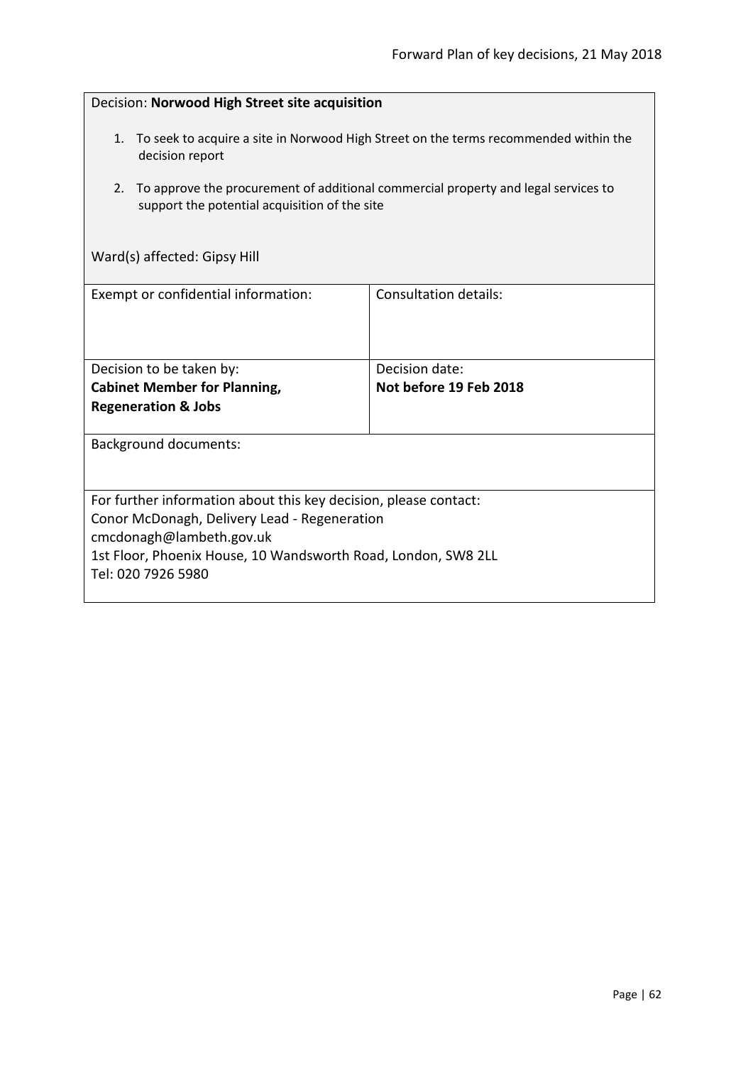Decision: **Norwood High Street site acquisition**

1. To seek to acquire a site in Norwood High Street on the terms recommended within the decision report
2. To approve the procurement of additional commercial property and legal services to support the potential acquisition of the site

Ward(s) affected: Gipsy Hill

| Exempt or confidential information: | Consultation details: |
|---|---|
| Decision to be taken by: **Cabinet Member for Planning, Regeneration & Jobs** | Decision date: **Not before 19 Feb 2018** |

Background documents:

For further information about this key decision, please contact:
Conor McDonagh, Delivery Lead - Regeneration
cmcdonagh@lambeth.gov.uk
1st Floor, Phoenix House, 10 Wandsworth Road, London, SW8 2LL
Tel: 020 7926 5980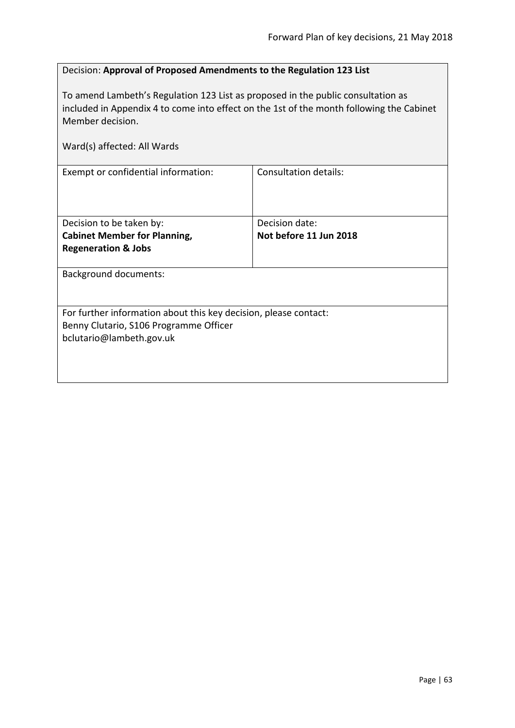Decision: **Approval of Proposed Amendments to the Regulation 123 List**

To amend Lambeth's Regulation 123 List as proposed in the public consultation as included in Appendix 4 to come into effect on the 1st of the month following the Cabinet Member decision.

Ward(s) affected: All Wards

| Exempt or confidential information: | Consultation details: |
|---|---|
| Decision to be taken by:<br>**Cabinet Member for Planning, Regeneration & Jobs** | Decision date:<br>**Not before 11 Jun 2018** |

Background documents:

For further information about this key decision, please contact:
Benny Clutario, S106 Programme Officer
bclutario@lambeth.gov.uk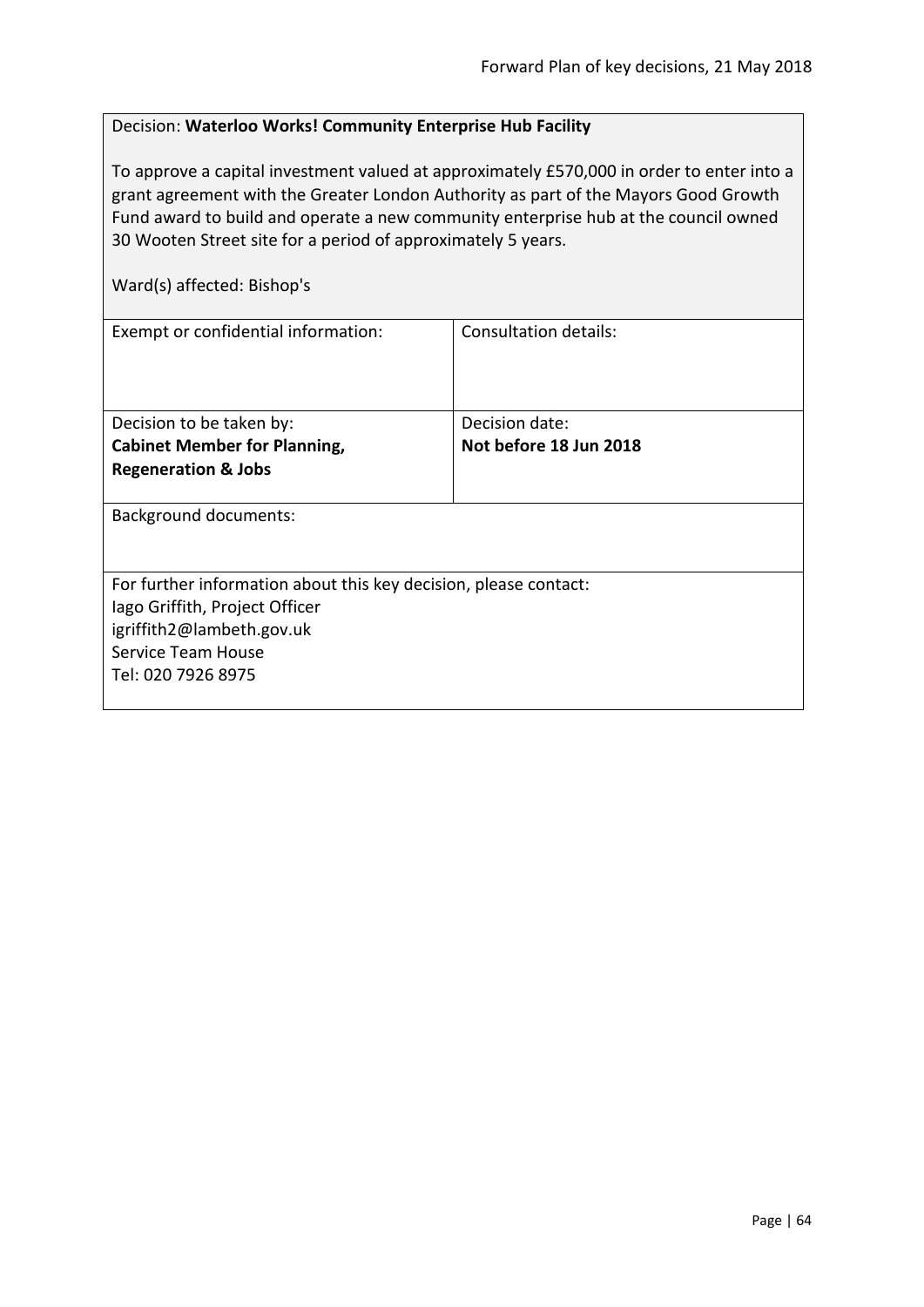Decision: **Waterloo Works! Community Enterprise Hub Facility**

To approve a capital investment valued at approximately £570,000 in order to enter into a grant agreement with the Greater London Authority as part of the Mayors Good Growth Fund award to build and operate a new community enterprise hub at the council owned 30 Wooten Street site for a period of approximately 5 years.

Ward(s) affected: Bishop's

| Exempt or confidential information: | Consultation details: |
|---|---|
| Decision to be taken by:<br>**Cabinet Member for Planning, Regeneration & Jobs** | Decision date:<br>**Not before 18 Jun 2018** |

Background documents:

For further information about this key decision, please contact:
Iago Griffith, Project Officer
igriffith2@lambeth.gov.uk
Service Team House
Tel: 020 7926 8975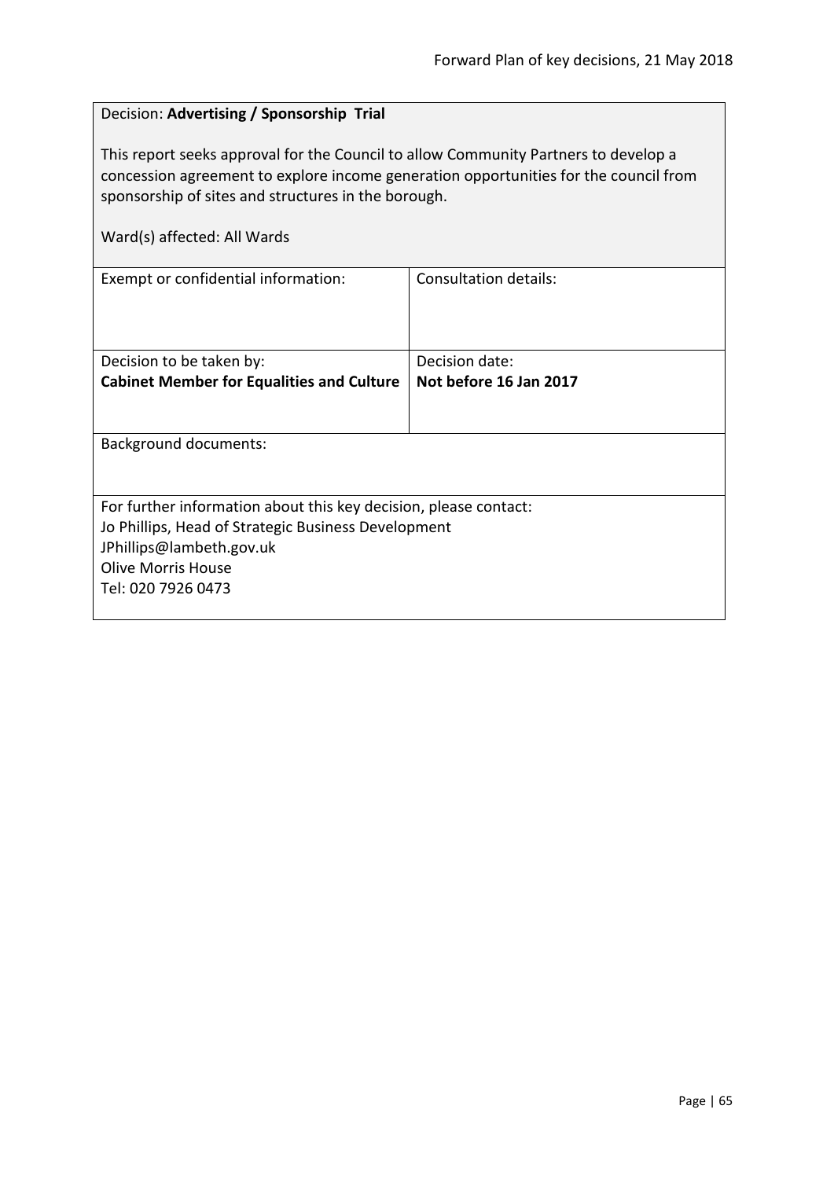Decision: **Advertising / Sponsorship Trial**

This report seeks approval for the Council to allow Community Partners to develop a concession agreement to explore income generation opportunities for the council from sponsorship of sites and structures in the borough.

Ward(s) affected: All Wards

| Exempt or confidential information: | Consultation details: |
|---|---|
| Decision to be taken by:<br>**Cabinet Member for Equalities and Culture** | Decision date:<br>**Not before 16 Jan 2017** |

Background documents:

For further information about this key decision, please contact:
Jo Phillips, Head of Strategic Business Development
JPhillips@lambeth.gov.uk
Olive Morris House
Tel: 020 7926 0473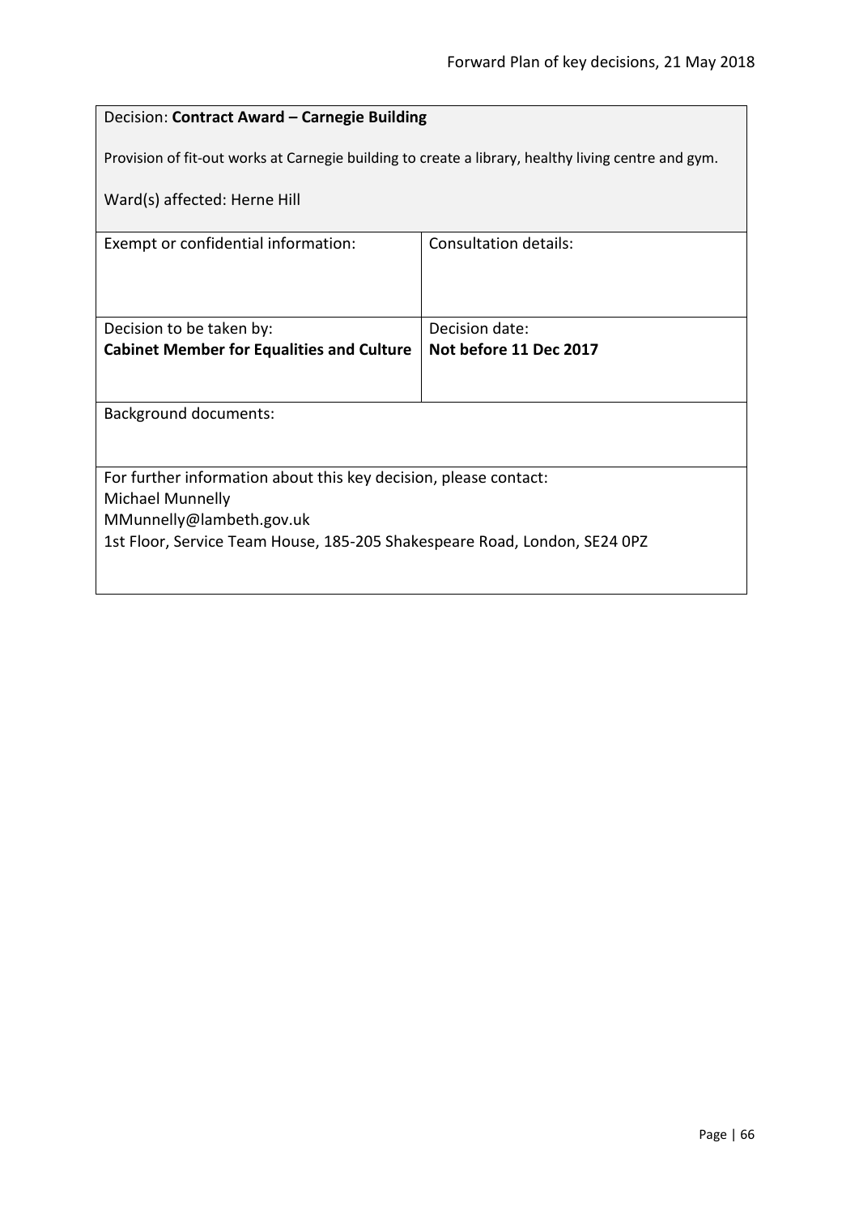Decision: **Contract Award – Carnegie Building**

Provision of fit-out works at Carnegie building to create a library, healthy living centre and gym.

Ward(s) affected: Herne Hill

| Exempt or confidential information: | Consultation details: |
|---|---|
| Decision to be taken by:<br>**Cabinet Member for Equalities and Culture** | Decision date:<br>**Not before 11 Dec 2017** |

Background documents:

For further information about this key decision, please contact:
Michael Munnelly
MMunnelly@lambeth.gov.uk
1st Floor, Service Team House, 185-205 Shakespeare Road, London, SE24 0PZ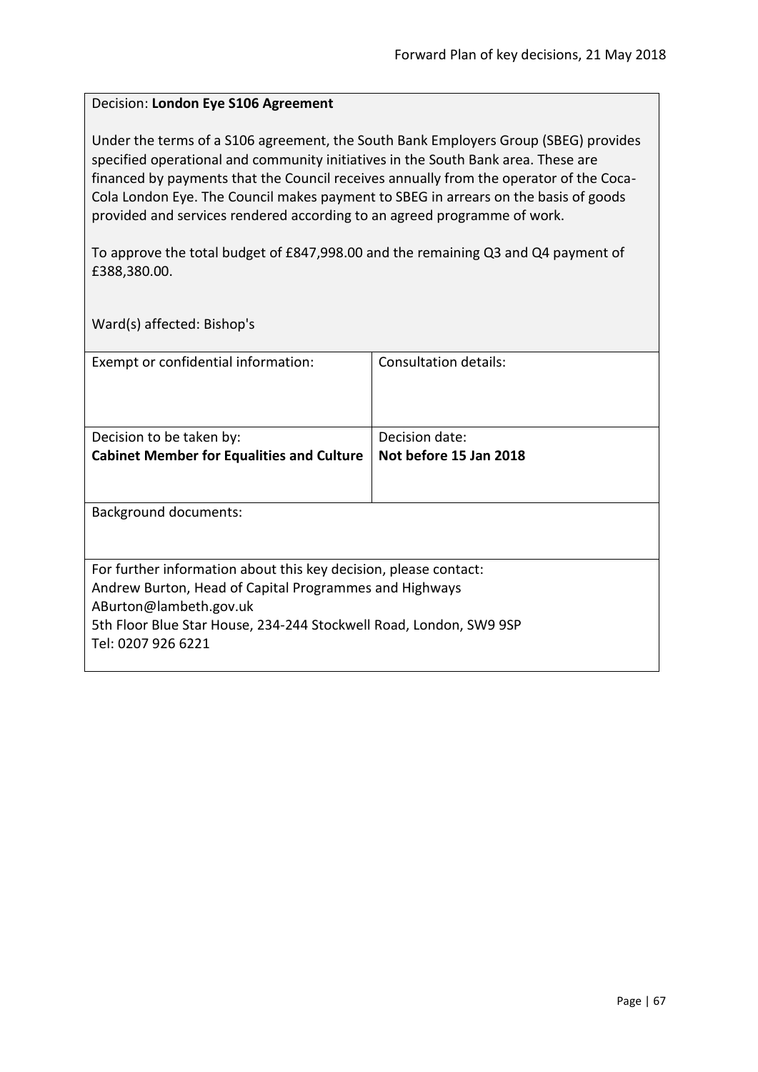Decision: **London Eye S106 Agreement**

Under the terms of a S106 agreement, the South Bank Employers Group (SBEG) provides specified operational and community initiatives in the South Bank area. These are financed by payments that the Council receives annually from the operator of the Coca-Cola London Eye. The Council makes payment to SBEG in arrears on the basis of goods provided and services rendered according to an agreed programme of work.

To approve the total budget of £847,998.00 and the remaining Q3 and Q4 payment of £388,380.00.

Ward(s) affected: Bishop's

| Exempt or confidential information: | Consultation details: |
|---|---|
| Decision to be taken by:<br>**Cabinet Member for Equalities and Culture** | Decision date:<br>**Not before 15 Jan 2018** |

Background documents:

For further information about this key decision, please contact:
Andrew Burton, Head of Capital Programmes and Highways
ABurton@lambeth.gov.uk
5th Floor Blue Star House, 234-244 Stockwell Road, London, SW9 9SP
Tel: 0207 926 6221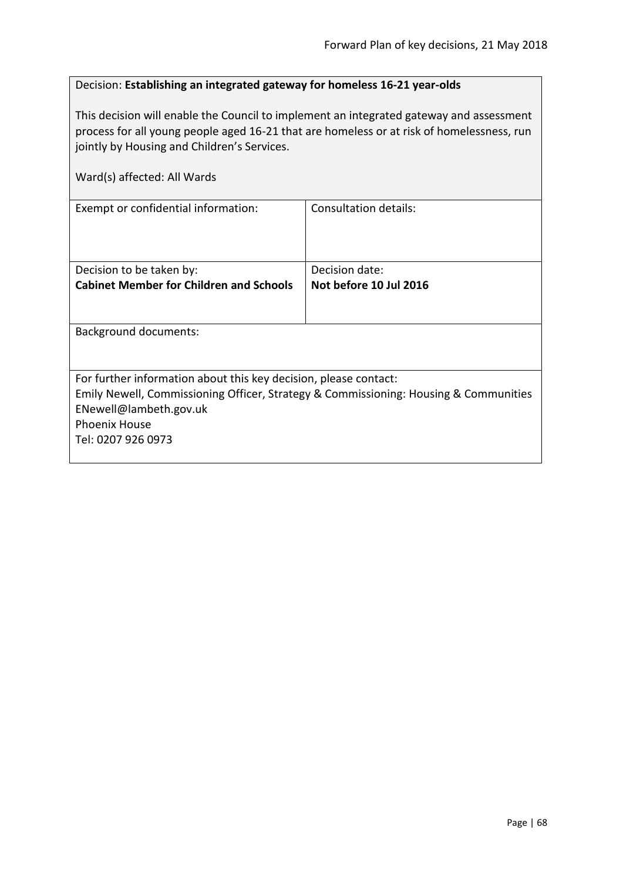Decision: **Establishing an integrated gateway for homeless 16-21 year-olds**

This decision will enable the Council to implement an integrated gateway and assessment process for all young people aged 16-21 that are homeless or at risk of homelessness, run jointly by Housing and Children's Services.

Ward(s) affected: All Wards

| Exempt or confidential information: | Consultation details: |
|---|---|
| Decision to be taken by:<br>**Cabinet Member for Children and Schools** | Decision date:<br>**Not before 10 Jul 2016** |

Background documents:

For further information about this key decision, please contact:
Emily Newell, Commissioning Officer, Strategy & Commissioning: Housing & Communities
ENewell@lambeth.gov.uk
Phoenix House
Tel: 0207 926 0973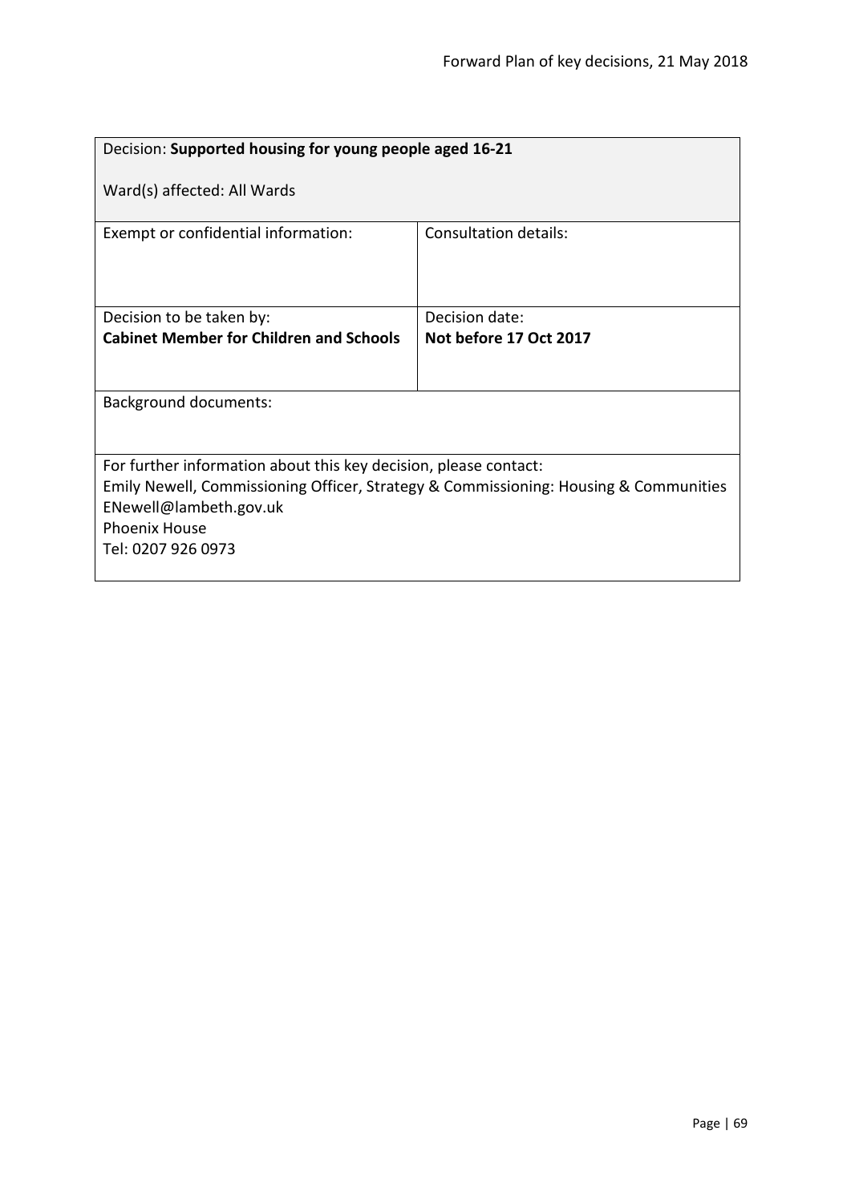| Decision: **Supported housing for young people aged 16-21**<br><br>Ward(s) affected: All Wards | |
|---|---|
| Exempt or confidential information: | Consultation details: |
| Decision to be taken by:<br>**Cabinet Member for Children and Schools** | Decision date:<br>**Not before 17 Oct 2017** |
| Background documents: | |
| For further information about this key decision, please contact:<br>Emily Newell, Commissioning Officer, Strategy & Commissioning: Housing & Communities<br>ENewell@lambeth.gov.uk<br>Phoenix House<br>Tel: 0207 926 0973 | |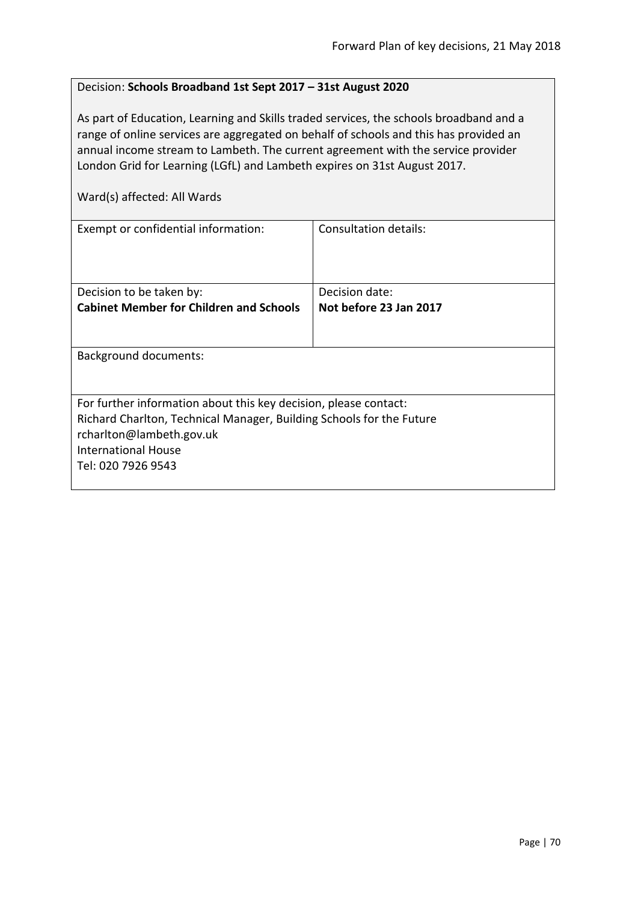Decision: **Schools Broadband 1st Sept 2017 – 31st August 2020**

As part of Education, Learning and Skills traded services, the schools broadband and a range of online services are aggregated on behalf of schools and this has provided an annual income stream to Lambeth. The current agreement with the service provider London Grid for Learning (LGfL) and Lambeth expires on 31st August 2017.

Ward(s) affected: All Wards

| Exempt or confidential information: | Consultation details: |
|---|---|
| Decision to be taken by:<br>**Cabinet Member for Children and Schools** | Decision date:<br>**Not before 23 Jan 2017** |

Background documents:

For further information about this key decision, please contact:
Richard Charlton, Technical Manager, Building Schools for the Future
rcharlton@lambeth.gov.uk
International House
Tel: 020 7926 9543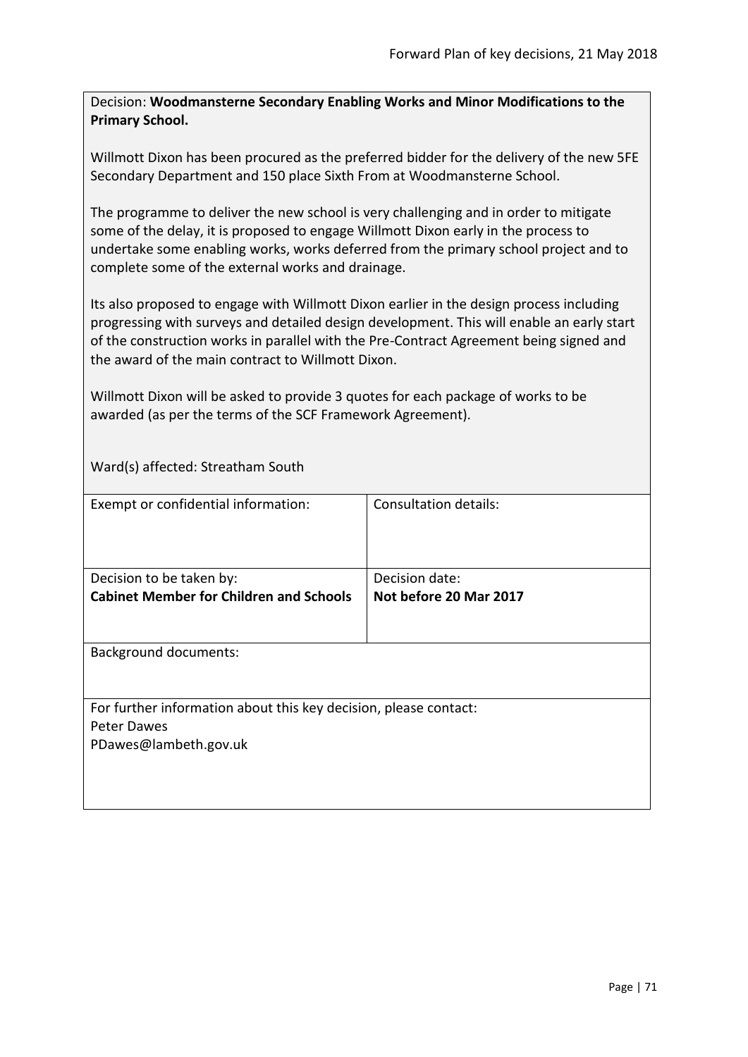Decision: **Woodmansterne Secondary Enabling Works and Minor Modifications to the Primary School.**

Willmott Dixon has been procured as the preferred bidder for the delivery of the new 5FE Secondary Department and 150 place Sixth From at Woodmansterne School.

The programme to deliver the new school is very challenging and in order to mitigate some of the delay, it is proposed to engage Willmott Dixon early in the process to undertake some enabling works, works deferred from the primary school project and to complete some of the external works and drainage.

Its also proposed to engage with Willmott Dixon earlier in the design process including progressing with surveys and detailed design development. This will enable an early start of the construction works in parallel with the Pre-Contract Agreement being signed and the award of the main contract to Willmott Dixon.

Willmott Dixon will be asked to provide 3 quotes for each package of works to be awarded (as per the terms of the SCF Framework Agreement).

Ward(s) affected: Streatham South

| Exempt or confidential information: | Consultation details: |
|---|---|
| Decision to be taken by:<br>**Cabinet Member for Children and Schools** | Decision date:<br>**Not before 20 Mar 2017** |

Background documents:

For further information about this key decision, please contact:
Peter Dawes
PDawes@lambeth.gov.uk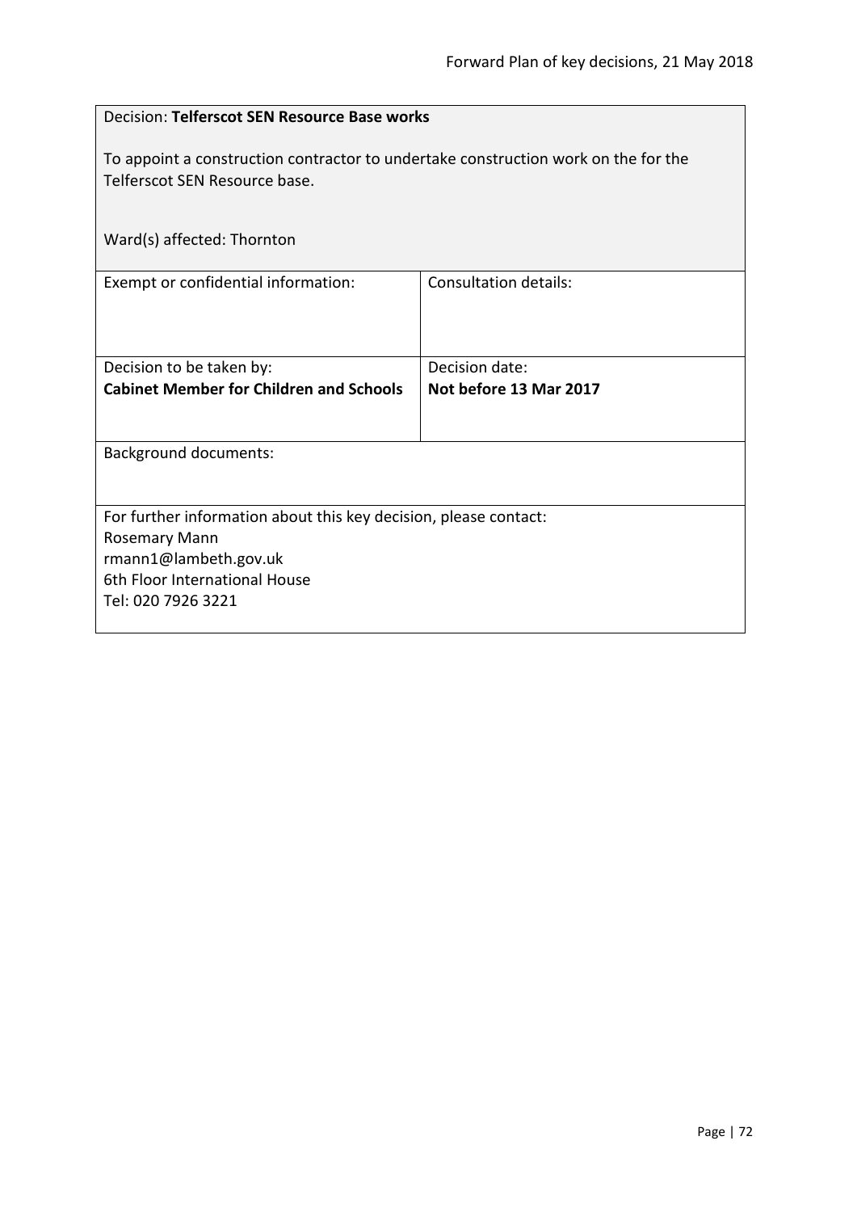Decision: **Telferscot SEN Resource Base works**

To appoint a construction contractor to undertake construction work on the for the Telferscot SEN Resource base.

Ward(s) affected: Thornton

| Exempt or confidential information: | Consultation details: |
| --- | --- |
| Decision to be taken by:<br>**Cabinet Member for Children and Schools** | Decision date:<br>**Not before 13 Mar 2017** |

Background documents:

For further information about this key decision, please contact:
Rosemary Mann
rmann1@lambeth.gov.uk
6th Floor International House
Tel: 020 7926 3221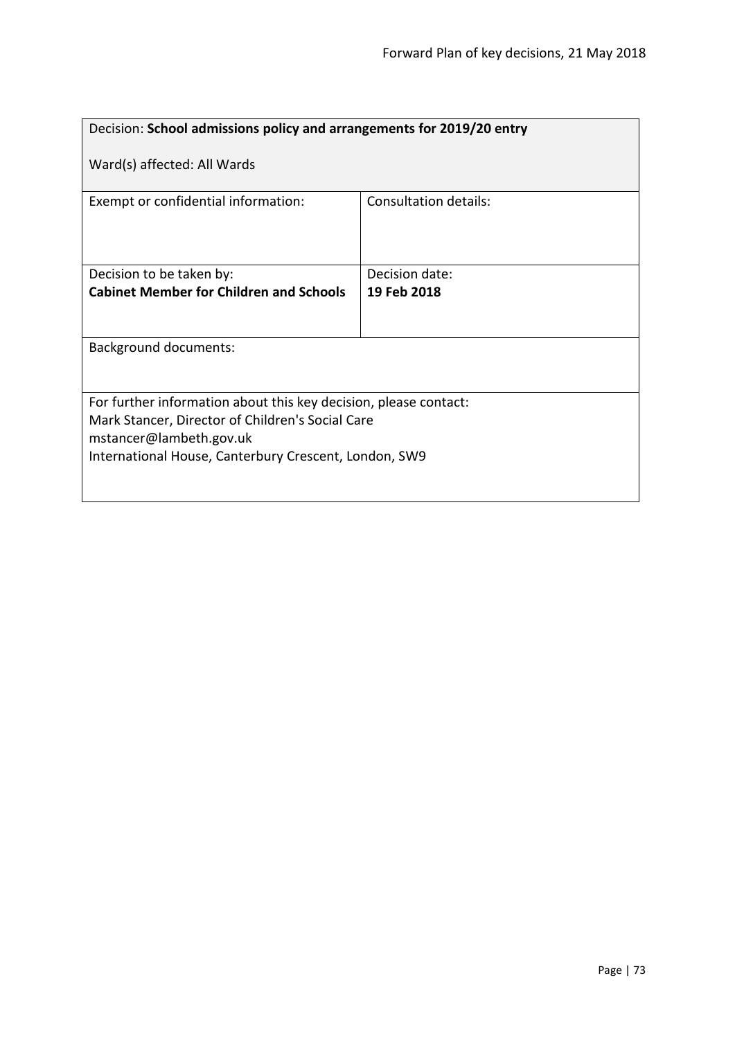| Decision: **School admissions policy and arrangements for 2019/20 entry**<br><br>Ward(s) affected: All Wards | |
|---|---|
| Exempt or confidential information: | Consultation details: |
| Decision to be taken by:<br>**Cabinet Member for Children and Schools** | Decision date:<br>**19 Feb 2018** |
| Background documents: | |
| For further information about this key decision, please contact:<br>Mark Stancer, Director of Children's Social Care<br>mstancer@lambeth.gov.uk<br>International House, Canterbury Crescent, London, SW9 | |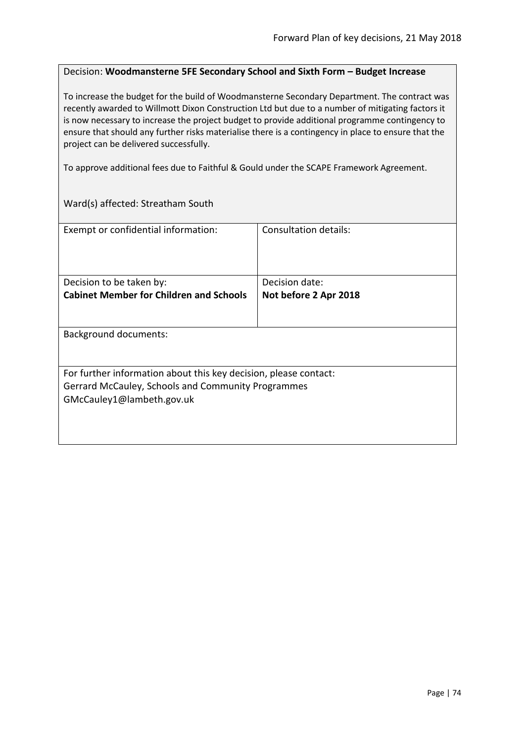Decision: **Woodmansterne 5FE Secondary School and Sixth Form – Budget Increase**

To increase the budget for the build of Woodmansterne Secondary Department. The contract was recently awarded to Willmott Dixon Construction Ltd but due to a number of mitigating factors it is now necessary to increase the project budget to provide additional programme contingency to ensure that should any further risks materialise there is a contingency in place to ensure that the project can be delivered successfully.

To approve additional fees due to Faithful & Gould under the SCAPE Framework Agreement.

Ward(s) affected: Streatham South

| | |
|---|---|
| Exempt or confidential information: | Consultation details: |
| Decision to be taken by:<br>**Cabinet Member for Children and Schools** | Decision date:<br>**Not before 2 Apr 2018** |

Background documents:

For further information about this key decision, please contact:
Gerrard McCauley, Schools and Community Programmes
GMcCauley1@lambeth.gov.uk